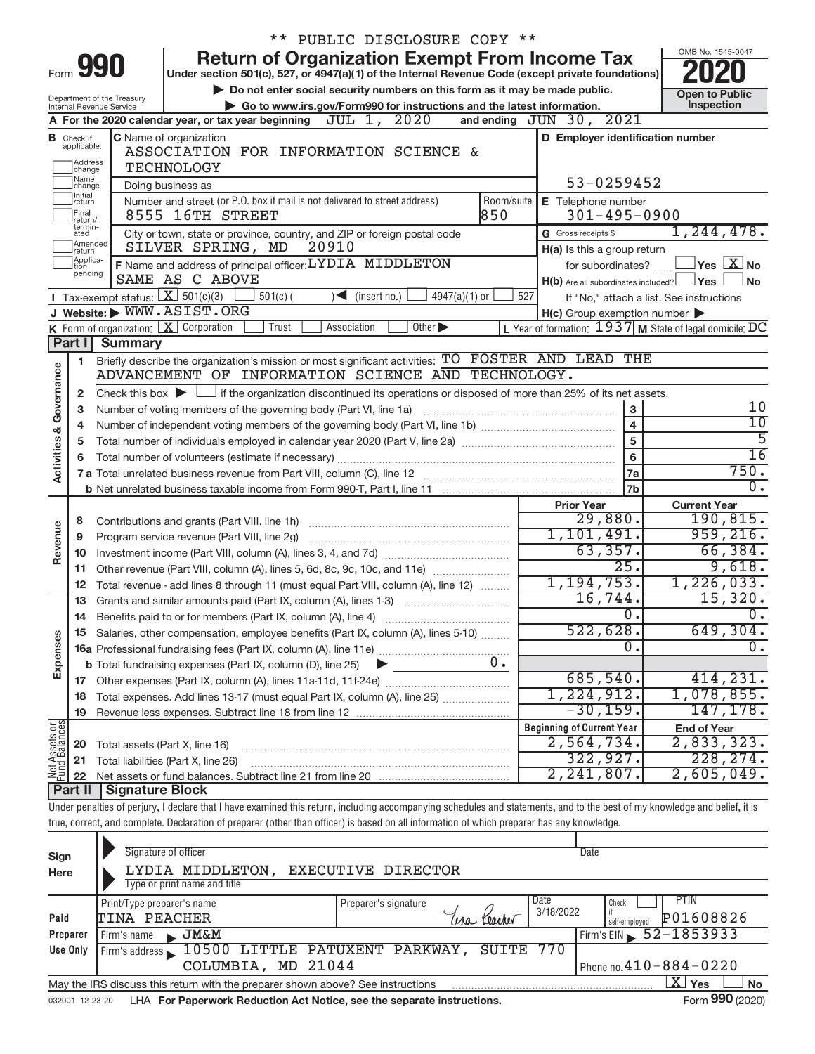** PUBLIC DISCLOSURE COPY **

# Form 990 — Return of Organization Exempt From Income Tax

Under section 501(c), 527, or 4947(a)(1) of the Internal Revenue Code (except private foundations)

▶ Do not enter social security numbers on this form as it may be made public.

▶ Go to www.irs.gov/Form990 for instructions and the latest information.

Department of the Treasury
Internal Revenue Service

OMB No. 1545-0047

**2020**

**Open to Public Inspection**

**A** For the 2020 calendar year, or tax year beginning JUL 1, 2020 and ending JUN 30, 2021

**B** Check if applicable: Address change, Name change, Initial return, Final return/terminated, Amended return, Application pending

**C** Name of organization: ASSOCIATION FOR INFORMATION SCIENCE & TECHNOLOGY

Doing business as

Number and street (or P.O. box if mail is not delivered to street address): 8555 16TH STREET — Room/suite: 850

City or town, state or province, country, and ZIP or foreign postal code: SILVER SPRING, MD 20910

**D** Employer identification number: 53-0259452

**E** Telephone number: 301-495-0900

**G** Gross receipts $ 1,244,478.

**F** Name and address of principal officer: LYDIA MIDDLETON, SAME AS C ABOVE

**H(a)** Is this a group return for subordinates? ☐ Yes ☒ No

**H(b)** Are all subordinates included? ☐ Yes ☐ No — If "No," attach a list. See instructions

**H(c)** Group exemption number ▶

**I** Tax-exempt status: ☒ 501(c)(3) ☐ 501(c) ( ) ◀ (insert no.) ☐ 4947(a)(1) or ☐ 527

**J** Website: ▶ WWW.ASIST.ORG

**K** Form of organization: ☒ Corporation ☐ Trust ☐ Association ☐ Other ▶

**L** Year of formation: 1937 **M** State of legal domicile: DC

## Part I Summary

**Activities & Governance**

1. Briefly describe the organization's mission or most significant activities: TO FOSTER AND LEAD THE ADVANCEMENT OF INFORMATION SCIENCE AND TECHNOLOGY.
2. Check this box ▶ ☐ if the organization discontinued its operations or disposed of more than 25% of its net assets.

| | | Line | |
|---|---|---|---|
| 3 | Number of voting members of the governing body (Part VI, line 1a) | 3 | 10 |
| 4 | Number of independent voting members of the governing body (Part VI, line 1b) | 4 | 10 |
| 5 | Total number of individuals employed in calendar year 2020 (Part V, line 2a) | 5 | 5 |
| 6 | Total number of volunteers (estimate if necessary) | 6 | 16 |
| 7a | Total unrelated business revenue from Part VIII, column (C), line 12 | 7a | 750. |
| 7b | Net unrelated business taxable income from Form 990-T, Part I, line 11 | 7b | 0. |

| | | Prior Year | Current Year |
|---|---|---|---|
| **Revenue** | | | |
| 8 | Contributions and grants (Part VIII, line 1h) | 29,880. | 190,815. |
| 9 | Program service revenue (Part VIII, line 2g) | 1,101,491. | 959,216. |
| 10 | Investment income (Part VIII, column (A), lines 3, 4, and 7d) | 63,357. | 66,384. |
| 11 | Other revenue (Part VIII, column (A), lines 5, 6d, 8c, 9c, 10c, and 11e) | 25. | 9,618. |
| 12 | Total revenue - add lines 8 through 11 (must equal Part VIII, column (A), line 12) | 1,194,753. | 1,226,033. |
| **Expenses** | | | |
| 13 | Grants and similar amounts paid (Part IX, column (A), lines 1-3) | 16,744. | 15,320. |
| 14 | Benefits paid to or for members (Part IX, column (A), line 4) | 0. | 0. |
| 15 | Salaries, other compensation, employee benefits (Part IX, column (A), lines 5-10) | 522,628. | 649,304. |
| 16a | Professional fundraising fees (Part IX, column (A), line 11e) | 0. | 0. |
| b | Total fundraising expenses (Part IX, column (D), line 25) ▶ 0. | | |
| 17 | Other expenses (Part IX, column (A), lines 11a-11d, 11f-24e) | 685,540. | 414,231. |
| 18 | Total expenses. Add lines 13-17 (must equal Part IX, column (A), line 25) | 1,224,912. | 1,078,855. |
| 19 | Revenue less expenses. Subtract line 18 from line 12 | -30,159. | 147,178. |

| **Net Assets or Fund Balances** | | Beginning of Current Year | End of Year |
|---|---|---|---|
| 20 | Total assets (Part X, line 16) | 2,564,734. | 2,833,323. |
| 21 | Total liabilities (Part X, line 26) | 322,927. | 228,274. |
| 22 | Net assets or fund balances. Subtract line 21 from line 20 | 2,241,807. | 2,605,049. |

## Part II Signature Block

Under penalties of perjury, I declare that I have examined this return, including accompanying schedules and statements, and to the best of my knowledge and belief, it is true, correct, and complete. Declaration of preparer (other than officer) is based on all information of which preparer has any knowledge.

**Sign Here**

Signature of officer — Date

LYDIA MIDDLETON, EXECUTIVE DIRECTOR
Type or print name and title

**Paid Preparer Use Only**

| Print/Type preparer's name | Preparer's signature | Date | Check if self-employed | PTIN |
|---|---|---|---|---|
| TINA PEACHER | Tina Peacher | 3/18/2022 | ☐ | P01608826 |

Firm's name ▶ JM&M — Firm's EIN ▶ 52-1853933

Firm's address ▶ 10500 LITTLE PATUXENT PARKWAY, SUITE 770, COLUMBIA, MD 21044 — Phone no. 410-884-0220

May the IRS discuss this return with the preparer shown above? See instructions ☒ Yes ☐ No

032001 12-23-20 LHA For Paperwork Reduction Act Notice, see the separate instructions. Form **990** (2020)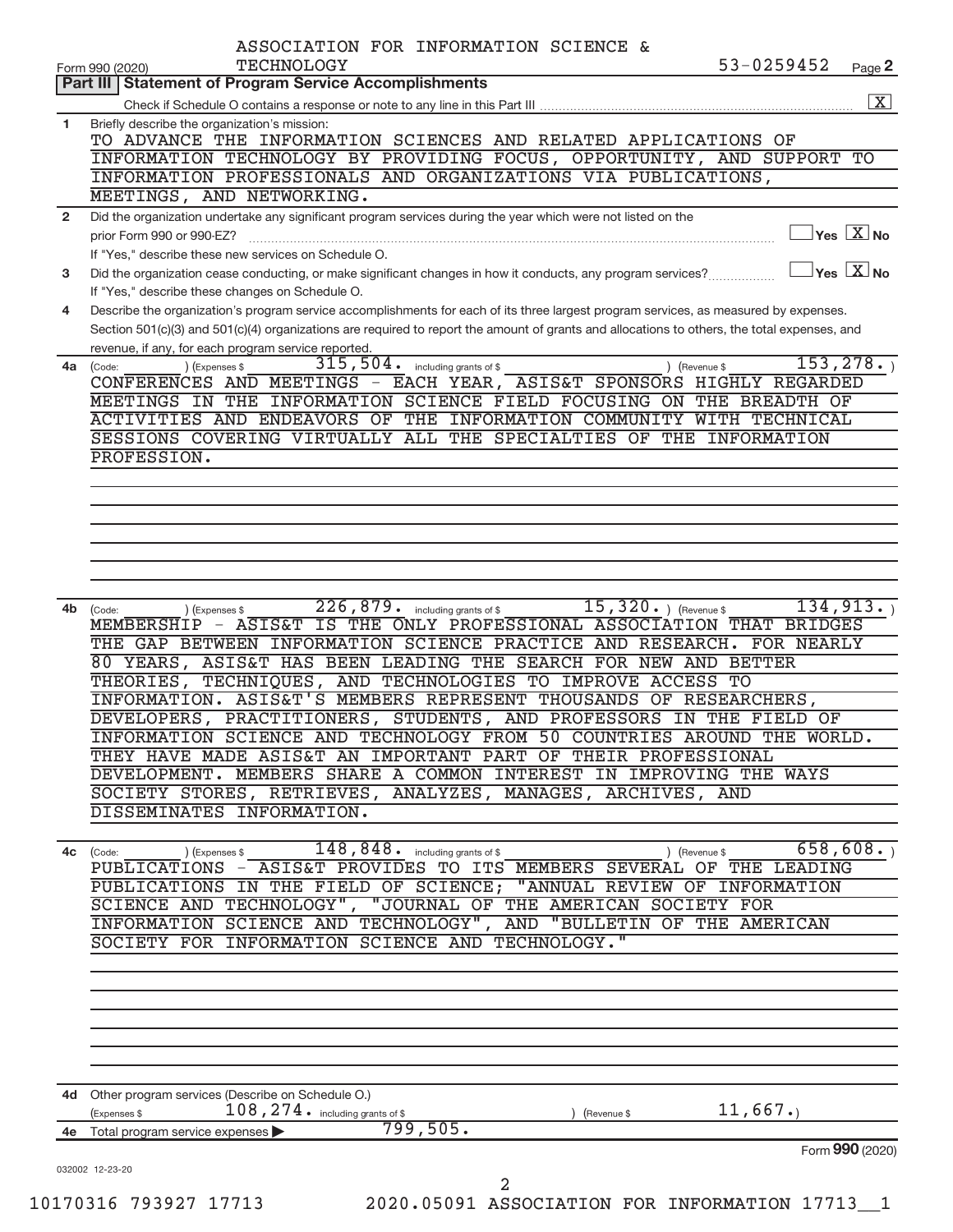ASSOCIATION FOR INFORMATION SCIENCE & TECHNOLOGY

Form 990 (2020) 53-0259452 Page **2**

## Part III | Statement of Program Service Accomplishments

Check if Schedule O contains a response or note to any line in this Part III ..... [X]

**1** Briefly describe the organization's mission:

TO ADVANCE THE INFORMATION SCIENCES AND RELATED APPLICATIONS OF INFORMATION TECHNOLOGY BY PROVIDING FOCUS, OPPORTUNITY, AND SUPPORT TO INFORMATION PROFESSIONALS AND ORGANIZATIONS VIA PUBLICATIONS, MEETINGS, AND NETWORKING.

**2** Did the organization undertake any significant program services during the year which were not listed on the prior Form 990 or 990-EZ? ..... [ ] Yes [X] No

If "Yes," describe these new services on Schedule O.

**3** Did the organization cease conducting, or make significant changes in how it conducts, any program services? ..... [ ] Yes [X] No

If "Yes," describe these changes on Schedule O.

**4** Describe the organization's program service accomplishments for each of its three largest program services, as measured by expenses. Section 501(c)(3) and 501(c)(4) organizations are required to report the amount of grants and allocations to others, the total expenses, and revenue, if any, for each program service reported.

**4a** (Code: ) (Expenses $ 315,504. including grants of $ ) (Revenue $ 153,278. )

CONFERENCES AND MEETINGS - EACH YEAR, ASIS&T SPONSORS HIGHLY REGARDED MEETINGS IN THE INFORMATION SCIENCE FIELD FOCUSING ON THE BREADTH OF ACTIVITIES AND ENDEAVORS OF THE INFORMATION COMMUNITY WITH TECHNICAL SESSIONS COVERING VIRTUALLY ALL THE SPECIALTIES OF THE INFORMATION PROFESSION.

**4b** (Code: ) (Expenses $ 226,879. including grants of $ 15,320. ) (Revenue $ 134,913. )

MEMBERSHIP - ASIS&T IS THE ONLY PROFESSIONAL ASSOCIATION THAT BRIDGES THE GAP BETWEEN INFORMATION SCIENCE PRACTICE AND RESEARCH. FOR NEARLY 80 YEARS, ASIS&T HAS BEEN LEADING THE SEARCH FOR NEW AND BETTER THEORIES, TECHNIQUES, AND TECHNOLOGIES TO IMPROVE ACCESS TO INFORMATION. ASIS&T'S MEMBERS REPRESENT THOUSANDS OF RESEARCHERS, DEVELOPERS, PRACTITIONERS, STUDENTS, AND PROFESSORS IN THE FIELD OF INFORMATION SCIENCE AND TECHNOLOGY FROM 50 COUNTRIES AROUND THE WORLD. THEY HAVE MADE ASIS&T AN IMPORTANT PART OF THEIR PROFESSIONAL DEVELOPMENT. MEMBERS SHARE A COMMON INTEREST IN IMPROVING THE WAYS SOCIETY STORES, RETRIEVES, ANALYZES, MANAGES, ARCHIVES, AND DISSEMINATES INFORMATION.

**4c** (Code: ) (Expenses $ 148,848. including grants of $ ) (Revenue $ 658,608. )

PUBLICATIONS - ASIS&T PROVIDES TO ITS MEMBERS SEVERAL OF THE LEADING PUBLICATIONS IN THE FIELD OF SCIENCE; "ANNUAL REVIEW OF INFORMATION SCIENCE AND TECHNOLOGY", "JOURNAL OF THE AMERICAN SOCIETY FOR INFORMATION SCIENCE AND TECHNOLOGY", AND "BULLETIN OF THE AMERICAN SOCIETY FOR INFORMATION SCIENCE AND TECHNOLOGY."

**4d** Other program services (Describe on Schedule O.)

(Expenses $ 108,274. including grants of $ ) (Revenue $ 11,667.)

**4e** Total program service expenses ▶ 799,505.

Form **990** (2020)

032002 12-23-20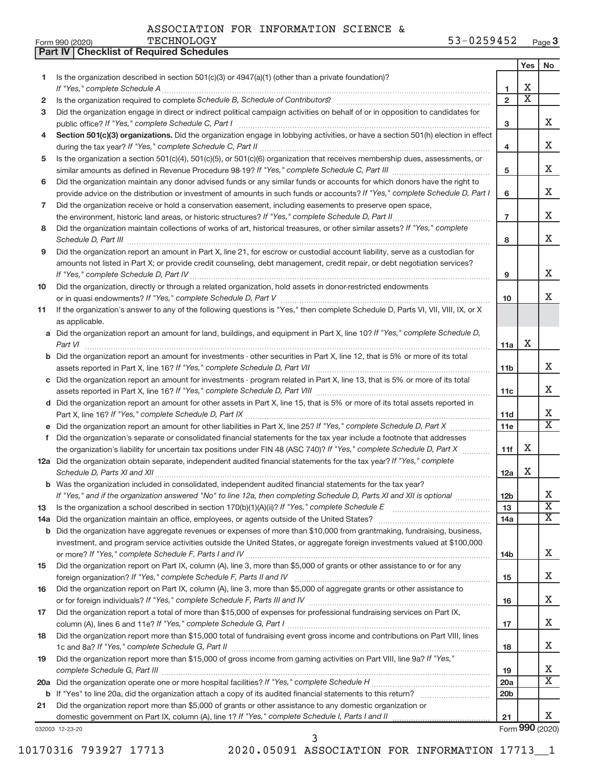ASSOCIATION FOR INFORMATION SCIENCE & TECHNOLOGY

Form 990 (2020) 53-0259452 Page 3

**Part IV | Checklist of Required Schedules**

| | | | Yes | No |
|---|---|---|---|---|
| 1 | Is the organization described in section 501(c)(3) or 4947(a)(1) (other than a private foundation)? *If "Yes," complete Schedule A* | 1 | X | |
| 2 | Is the organization required to complete *Schedule B, Schedule of Contributors*? | 2 | X | |
| 3 | Did the organization engage in direct or indirect political campaign activities on behalf of or in opposition to candidates for public office? *If "Yes," complete Schedule C, Part I* | 3 | | X |
| 4 | **Section 501(c)(3) organizations.** Did the organization engage in lobbying activities, or have a section 501(h) election in effect during the tax year? *If "Yes," complete Schedule C, Part II* | 4 | | X |
| 5 | Is the organization a section 501(c)(4), 501(c)(5), or 501(c)(6) organization that receives membership dues, assessments, or similar amounts as defined in Revenue Procedure 98-19? *If "Yes," complete Schedule C, Part III* | 5 | | X |
| 6 | Did the organization maintain any donor advised funds or any similar funds or accounts for which donors have the right to provide advice on the distribution or investment of amounts in such funds or accounts? *If "Yes," complete Schedule D, Part I* | 6 | | X |
| 7 | Did the organization receive or hold a conservation easement, including easements to preserve open space, the environment, historic land areas, or historic structures? *If "Yes," complete Schedule D, Part II* | 7 | | X |
| 8 | Did the organization maintain collections of works of art, historical treasures, or other similar assets? *If "Yes," complete Schedule D, Part III* | 8 | | X |
| 9 | Did the organization report an amount in Part X, line 21, for escrow or custodial account liability, serve as a custodian for amounts not listed in Part X; or provide credit counseling, debt management, credit repair, or debt negotiation services? *If "Yes," complete Schedule D, Part IV* | 9 | | X |
| 10 | Did the organization, directly or through a related organization, hold assets in donor-restricted endowments or in quasi endowments? *If "Yes," complete Schedule D, Part V* | 10 | | X |
| 11 | If the organization's answer to any of the following questions is "Yes," then complete Schedule D, Parts VI, VII, VIII, IX, or X as applicable. | | | |
| a | Did the organization report an amount for land, buildings, and equipment in Part X, line 10? *If "Yes," complete Schedule D, Part VI* | 11a | X | |
| b | Did the organization report an amount for investments - other securities in Part X, line 12, that is 5% or more of its total assets reported in Part X, line 16? *If "Yes," complete Schedule D, Part VII* | 11b | | X |
| c | Did the organization report an amount for investments - program related in Part X, line 13, that is 5% or more of its total assets reported in Part X, line 16? *If "Yes," complete Schedule D, Part VIII* | 11c | | X |
| d | Did the organization report an amount for other assets in Part X, line 15, that is 5% or more of its total assets reported in Part X, line 16? *If "Yes," complete Schedule D, Part IX* | 11d | | X |
| e | Did the organization report an amount for other liabilities in Part X, line 25? *If "Yes," complete Schedule D, Part X* | 11e | | X |
| f | Did the organization's separate or consolidated financial statements for the tax year include a footnote that addresses the organization's liability for uncertain tax positions under FIN 48 (ASC 740)? *If "Yes," complete Schedule D, Part X* | 11f | X | |
| 12a | Did the organization obtain separate, independent audited financial statements for the tax year? *If "Yes," complete Schedule D, Parts XI and XII* | 12a | X | |
| b | Was the organization included in consolidated, independent audited financial statements for the tax year? *If "Yes," and if the organization answered "No" to line 12a, then completing Schedule D, Parts XI and XII is optional* | 12b | | X |
| 13 | Is the organization a school described in section 170(b)(1)(A)(ii)? *If "Yes," complete Schedule E* | 13 | | X |
| 14a | Did the organization maintain an office, employees, or agents outside of the United States? | 14a | | X |
| b | Did the organization have aggregate revenues or expenses of more than $10,000 from grantmaking, fundraising, business, investment, and program service activities outside the United States, or aggregate foreign investments valued at $100,000 or more? *If "Yes," complete Schedule F, Parts I and IV* | 14b | | X |
| 15 | Did the organization report on Part IX, column (A), line 3, more than $5,000 of grants or other assistance to or for any foreign organization? *If "Yes," complete Schedule F, Parts II and IV* | 15 | | X |
| 16 | Did the organization report on Part IX, column (A), line 3, more than $5,000 of aggregate grants or other assistance to or for foreign individuals? *If "Yes," complete Schedule F, Parts III and IV* | 16 | | X |
| 17 | Did the organization report a total of more than $15,000 of expenses for professional fundraising services on Part IX, column (A), lines 6 and 11e? *If "Yes," complete Schedule G, Part I* | 17 | | X |
| 18 | Did the organization report more than $15,000 total of fundraising event gross income and contributions on Part VIII, lines 1c and 8a? *If "Yes," complete Schedule G, Part II* | 18 | | X |
| 19 | Did the organization report more than $15,000 of gross income from gaming activities on Part VIII, line 9a? *If "Yes," complete Schedule G, Part III* | 19 | | X |
| 20a | Did the organization operate one or more hospital facilities? *If "Yes," complete Schedule H* | 20a | | X |
| b | If "Yes" to line 20a, did the organization attach a copy of its audited financial statements to this return? | 20b | | |
| 21 | Did the organization report more than $5,000 of grants or other assistance to any domestic organization or domestic government on Part IX, column (A), line 1? *If "Yes," complete Schedule I, Parts I and II* | 21 | | X |

032003 12-23-20 Form **990** (2020)

10170316 793927 17713 2020.05091 ASSOCIATION FOR INFORMATION 17713__1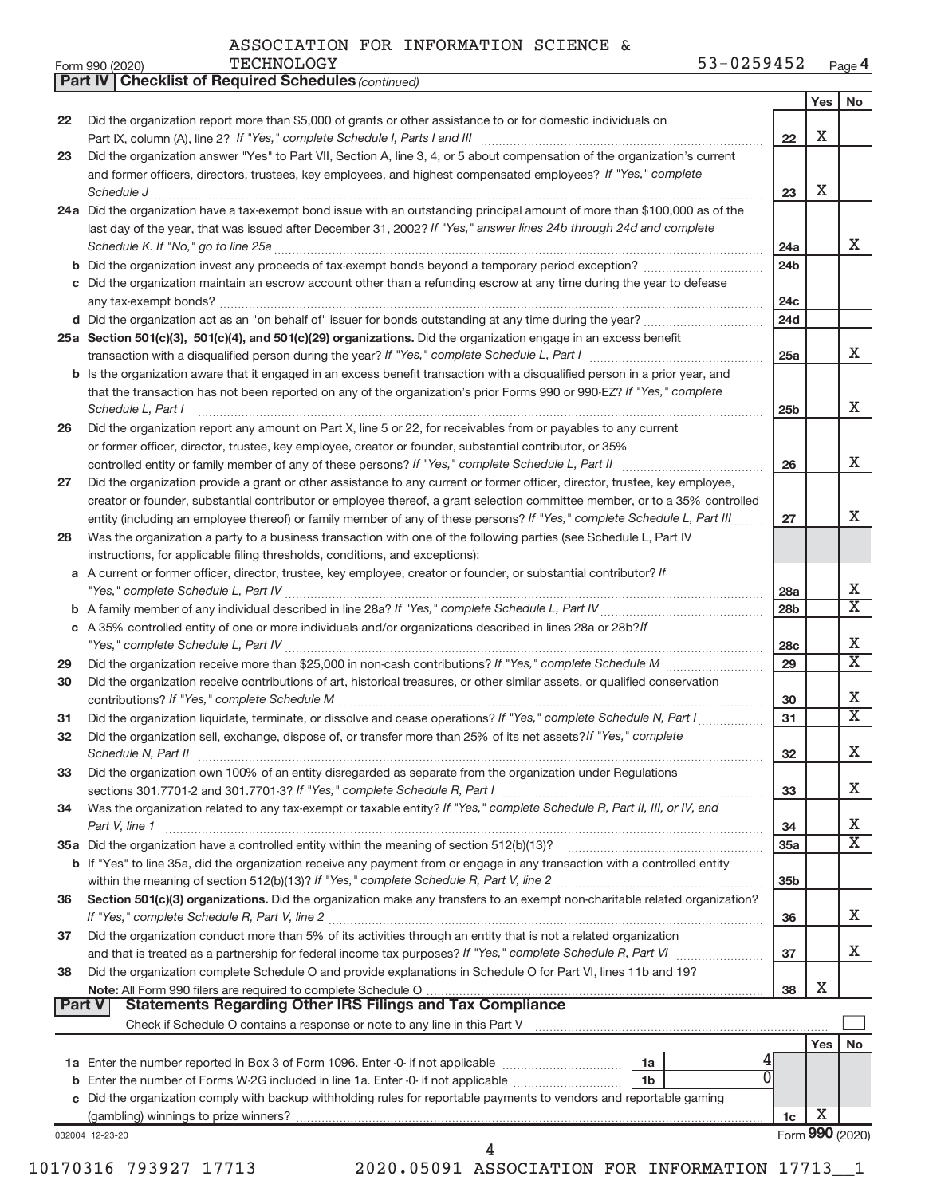ASSOCIATION FOR INFORMATION SCIENCE & TECHNOLOGY 53-0259452

Form 990 (2020) Page **4**

**Part IV | Checklist of Required Schedules** *(continued)*

| | | | Yes | No |
|---|---|---|---|---|
| 22 | Did the organization report more than $5,000 of grants or other assistance to or for domestic individuals on Part IX, column (A), line 2? *If "Yes," complete Schedule I, Parts I and III* | 22 | X | |
| 23 | Did the organization answer "Yes" to Part VII, Section A, line 3, 4, or 5 about compensation of the organization's current and former officers, directors, trustees, key employees, and highest compensated employees? *If "Yes," complete Schedule J* | 23 | X | |
| 24a | Did the organization have a tax-exempt bond issue with an outstanding principal amount of more than $100,000 as of the last day of the year, that was issued after December 31, 2002? *If "Yes," answer lines 24b through 24d and complete Schedule K. If "No," go to line 25a* | 24a | | X |
| b | Did the organization invest any proceeds of tax-exempt bonds beyond a temporary period exception? | 24b | | |
| c | Did the organization maintain an escrow account other than a refunding escrow at any time during the year to defease any tax-exempt bonds? | 24c | | |
| d | Did the organization act as an "on behalf of" issuer for bonds outstanding at any time during the year? | 24d | | |
| 25a | **Section 501(c)(3), 501(c)(4), and 501(c)(29) organizations.** Did the organization engage in an excess benefit transaction with a disqualified person during the year? *If "Yes," complete Schedule L, Part I* | 25a | | X |
| b | Is the organization aware that it engaged in an excess benefit transaction with a disqualified person in a prior year, and that the transaction has not been reported on any of the organization's prior Forms 990 or 990-EZ? *If "Yes," complete Schedule L, Part I* | 25b | | X |
| 26 | Did the organization report any amount on Part X, line 5 or 22, for receivables from or payables to any current or former officer, director, trustee, key employee, creator or founder, substantial contributor, or 35% controlled entity or family member of any of these persons? *If "Yes," complete Schedule L, Part II* | 26 | | X |
| 27 | Did the organization provide a grant or other assistance to any current or former officer, director, trustee, key employee, creator or founder, substantial contributor or employee thereof, a grant selection committee member, or to a 35% controlled entity (including an employee thereof) or family member of any of these persons? *If "Yes," complete Schedule L, Part III* | 27 | | X |
| 28 | Was the organization a party to a business transaction with one of the following parties (see Schedule L, Part IV instructions, for applicable filing thresholds, conditions, and exceptions): | | | |
| a | A current or former officer, director, trustee, key employee, creator or founder, or substantial contributor? *If "Yes," complete Schedule L, Part IV* | 28a | | X |
| b | A family member of any individual described in line 28a? *If "Yes," complete Schedule L, Part IV* | 28b | | X |
| c | A 35% controlled entity of one or more individuals and/or organizations described in lines 28a or 28b? *If "Yes," complete Schedule L, Part IV* | 28c | | X |
| 29 | Did the organization receive more than $25,000 in non-cash contributions? *If "Yes," complete Schedule M* | 29 | | X |
| 30 | Did the organization receive contributions of art, historical treasures, or other similar assets, or qualified conservation contributions? *If "Yes," complete Schedule M* | 30 | | X |
| 31 | Did the organization liquidate, terminate, or dissolve and cease operations? *If "Yes," complete Schedule N, Part I* | 31 | | X |
| 32 | Did the organization sell, exchange, dispose of, or transfer more than 25% of its net assets? *If "Yes," complete Schedule N, Part II* | 32 | | X |
| 33 | Did the organization own 100% of an entity disregarded as separate from the organization under Regulations sections 301.7701-2 and 301.7701-3? *If "Yes," complete Schedule R, Part I* | 33 | | X |
| 34 | Was the organization related to any tax-exempt or taxable entity? *If "Yes," complete Schedule R, Part II, III, or IV, and Part V, line 1* | 34 | | X |
| 35a | Did the organization have a controlled entity within the meaning of section 512(b)(13)? | 35a | | X |
| b | If "Yes" to line 35a, did the organization receive any payment from or engage in any transaction with a controlled entity within the meaning of section 512(b)(13)? *If "Yes," complete Schedule R, Part V, line 2* | 35b | | |
| 36 | **Section 501(c)(3) organizations.** Did the organization make any transfers to an exempt non-charitable related organization? *If "Yes," complete Schedule R, Part V, line 2* | 36 | | X |
| 37 | Did the organization conduct more than 5% of its activities through an entity that is not a related organization and that is treated as a partnership for federal income tax purposes? *If "Yes," complete Schedule R, Part VI* | 37 | | X |
| 38 | Did the organization complete Schedule O and provide explanations in Schedule O for Part VI, lines 11b and 19? **Note:** All Form 990 filers are required to complete Schedule O | 38 | X | |

**Part V | Statements Regarding Other IRS Filings and Tax Compliance**

Check if Schedule O contains a response or note to any line in this Part V

| | | | | | Yes | No |
|---|---|---|---|---|---|---|
| 1a | Enter the number reported in Box 3 of Form 1096. Enter -0- if not applicable | 1a | 4 | | | |
| b | Enter the number of Forms W-2G included in line 1a. Enter -0- if not applicable | 1b | 0 | | | |
| c | Did the organization comply with backup withholding rules for reportable payments to vendors and reportable gaming (gambling) winnings to prize winners? | | | 1c | X | |

032004 12-23-20

Form **990** (2020)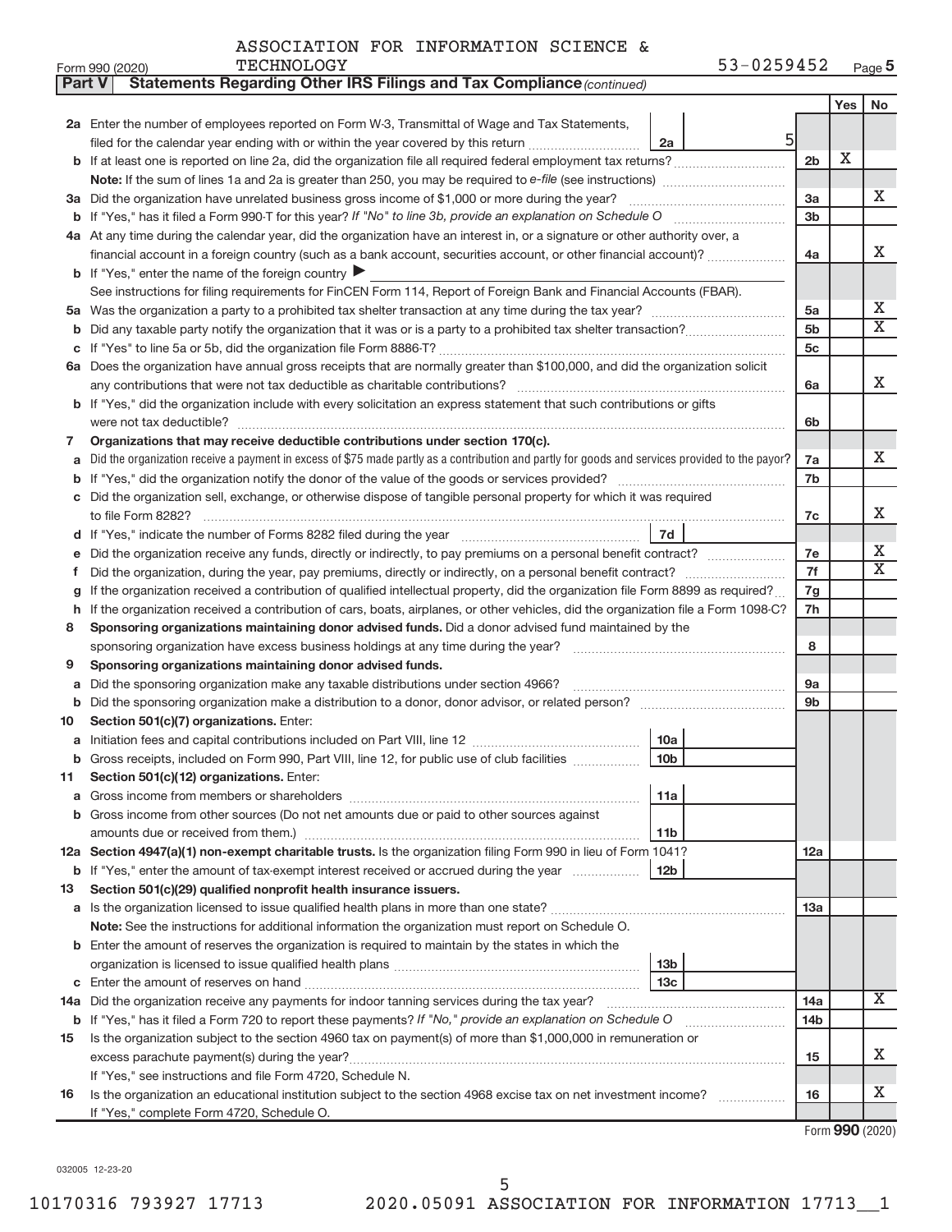ASSOCIATION FOR INFORMATION SCIENCE & TECHNOLOGY 53-0259452

Form 990 (2020) Page 5

**Part V Statements Regarding Other IRS Filings and Tax Compliance** *(continued)*

| | | | | Yes | No |
|---|---|---|---|---|---|
| **2a** | Enter the number of employees reported on Form W-3, Transmittal of Wage and Tax Statements, filed for the calendar year ending with or within the year covered by this return | 2a | 5 | | |
| **b** | If at least one is reported on line 2a, did the organization file all required federal employment tax returns? | | 2b | X | |
| | **Note:** If the sum of lines 1a and 2a is greater than 250, you may be required to *e-file* (see instructions) | | | | |
| **3a** | Did the organization have unrelated business gross income of $1,000 or more during the year? | | 3a | | X |
| **b** | If "Yes," has it filed a Form 990-T for this year? *If "No" to line 3b, provide an explanation on Schedule O* | | 3b | | |
| **4a** | At any time during the calendar year, did the organization have an interest in, or a signature or other authority over, a financial account in a foreign country (such as a bank account, securities account, or other financial account)? | | 4a | | X |
| **b** | If "Yes," enter the name of the foreign country ▶ | | | | |
| | See instructions for filing requirements for FinCEN Form 114, Report of Foreign Bank and Financial Accounts (FBAR). | | | | |
| **5a** | Was the organization a party to a prohibited tax shelter transaction at any time during the tax year? | | 5a | | X |
| **b** | Did any taxable party notify the organization that it was or is a party to a prohibited tax shelter transaction? | | 5b | | X |
| **c** | If "Yes" to line 5a or 5b, did the organization file Form 8886-T? | | 5c | | |
| **6a** | Does the organization have annual gross receipts that are normally greater than $100,000, and did the organization solicit any contributions that were not tax deductible as charitable contributions? | | 6a | | X |
| **b** | If "Yes," did the organization include with every solicitation an express statement that such contributions or gifts were not tax deductible? | | 6b | | |
| **7** | **Organizations that may receive deductible contributions under section 170(c).** | | | | |
| **a** | Did the organization receive a payment in excess of $75 made partly as a contribution and partly for goods and services provided to the payor? | | 7a | | X |
| **b** | If "Yes," did the organization notify the donor of the value of the goods or services provided? | | 7b | | |
| **c** | Did the organization sell, exchange, or otherwise dispose of tangible personal property for which it was required to file Form 8282? | | 7c | | X |
| **d** | If "Yes," indicate the number of Forms 8282 filed during the year | 7d | | | |
| **e** | Did the organization receive any funds, directly or indirectly, to pay premiums on a personal benefit contract? | | 7e | | X |
| **f** | Did the organization, during the year, pay premiums, directly or indirectly, on a personal benefit contract? | | 7f | | X |
| **g** | If the organization received a contribution of qualified intellectual property, did the organization file Form 8899 as required? | | 7g | | |
| **h** | If the organization received a contribution of cars, boats, airplanes, or other vehicles, did the organization file a Form 1098-C? | | 7h | | |
| **8** | **Sponsoring organizations maintaining donor advised funds.** Did a donor advised fund maintained by the sponsoring organization have excess business holdings at any time during the year? | | 8 | | |
| **9** | **Sponsoring organizations maintaining donor advised funds.** | | | | |
| **a** | Did the sponsoring organization make any taxable distributions under section 4966? | | 9a | | |
| **b** | Did the sponsoring organization make a distribution to a donor, donor advisor, or related person? | | 9b | | |
| **10** | **Section 501(c)(7) organizations.** Enter: | | | | |
| **a** | Initiation fees and capital contributions included on Part VIII, line 12 | 10a | | | |
| **b** | Gross receipts, included on Form 990, Part VIII, line 12, for public use of club facilities | 10b | | | |
| **11** | **Section 501(c)(12) organizations.** Enter: | | | | |
| **a** | Gross income from members or shareholders | 11a | | | |
| **b** | Gross income from other sources (Do not net amounts due or paid to other sources against amounts due or received from them.) | 11b | | | |
| **12a** | **Section 4947(a)(1) non-exempt charitable trusts.** Is the organization filing Form 990 in lieu of Form 1041? | | 12a | | |
| **b** | If "Yes," enter the amount of tax-exempt interest received or accrued during the year | 12b | | | |
| **13** | **Section 501(c)(29) qualified nonprofit health insurance issuers.** | | | | |
| **a** | Is the organization licensed to issue qualified health plans in more than one state? | | 13a | | |
| | **Note:** See the instructions for additional information the organization must report on Schedule O. | | | | |
| **b** | Enter the amount of reserves the organization is required to maintain by the states in which the organization is licensed to issue qualified health plans | 13b | | | |
| **c** | Enter the amount of reserves on hand | 13c | | | |
| **14a** | Did the organization receive any payments for indoor tanning services during the tax year? | | 14a | | X |
| **b** | If "Yes," has it filed a Form 720 to report these payments? *If "No," provide an explanation on Schedule O* | | 14b | | |
| **15** | Is the organization subject to the section 4960 tax on payment(s) of more than $1,000,000 in remuneration or excess parachute payment(s) during the year? | | 15 | | X |
| | If "Yes," see instructions and file Form 4720, Schedule N. | | | | |
| **16** | Is the organization an educational institution subject to the section 4968 excise tax on net investment income? | | 16 | | X |
| | If "Yes," complete Form 4720, Schedule O. | | | | |

Form **990** (2020)

032005 12-23-20

10170316 793927 17713 2020.05091 ASSOCIATION FOR INFORMATION 17713__1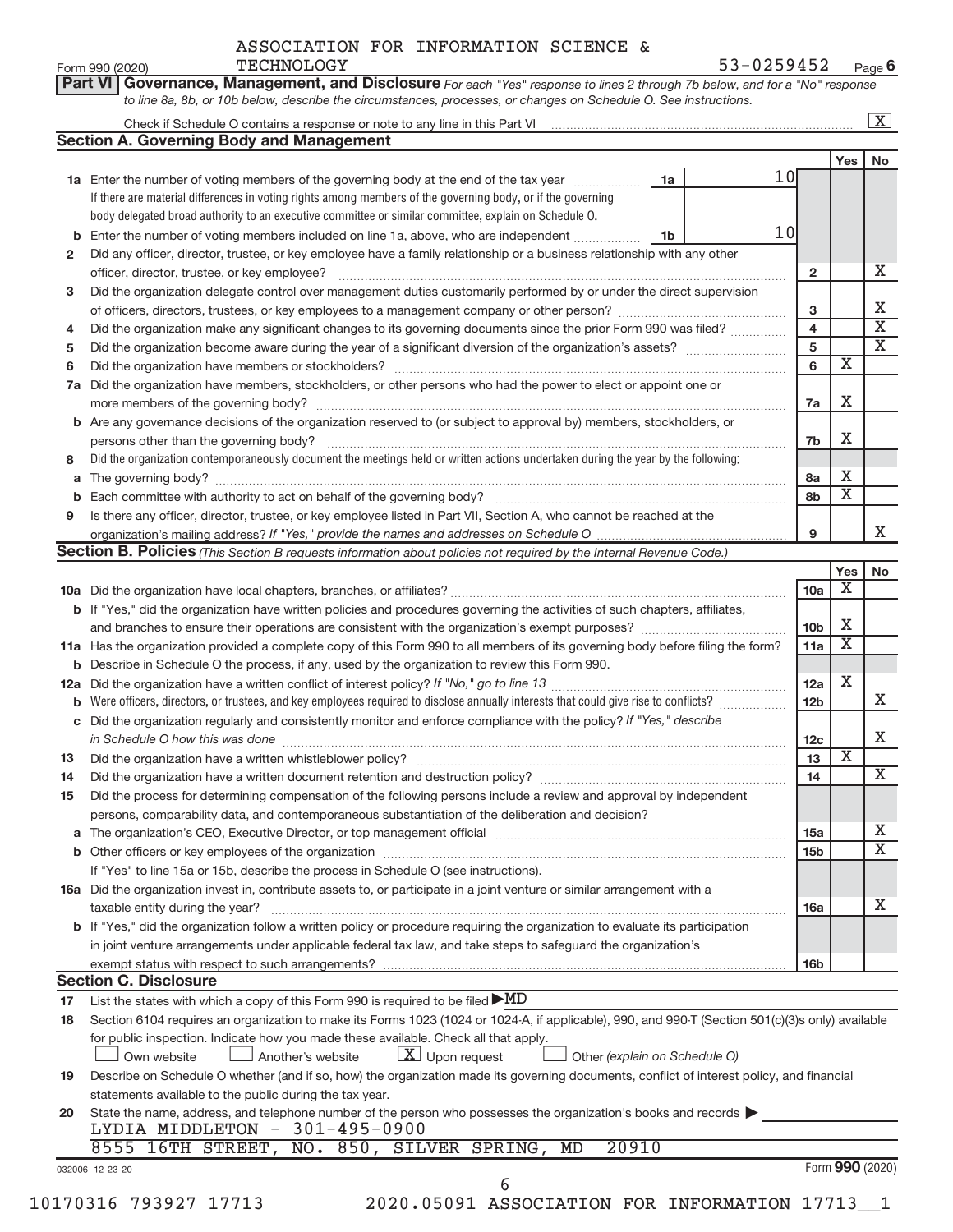ASSOCIATION FOR INFORMATION SCIENCE & TECHNOLOGY

Form 990 (2020) 53-0259452 Page **6**

**Part VI | Governance, Management, and Disclosure** *For each "Yes" response to lines 2 through 7b below, and for a "No" response to line 8a, 8b, or 10b below, describe the circumstances, processes, or changes on Schedule O. See instructions.*

Check if Schedule O contains a response or note to any line in this Part VI ☒

## Section A. Governing Body and Management

| | | | | | Yes | No |
|---|---|---|---|---|---|---|
| **1a** | Enter the number of voting members of the governing body at the end of the tax year. If there are material differences in voting rights among members of the governing body, or if the governing body delegated broad authority to an executive committee or similar committee, explain on Schedule O. | 1a | 10 | | | |
| **b** | Enter the number of voting members included on line 1a, above, who are independent | 1b | 10 | | | |
| **2** | Did any officer, director, trustee, or key employee have a family relationship or a business relationship with any other officer, director, trustee, or key employee? | | | 2 | | X |
| **3** | Did the organization delegate control over management duties customarily performed by or under the direct supervision of officers, directors, trustees, or key employees to a management company or other person? | | | 3 | | X |
| **4** | Did the organization make any significant changes to its governing documents since the prior Form 990 was filed? | | | 4 | | X |
| **5** | Did the organization become aware during the year of a significant diversion of the organization's assets? | | | 5 | | X |
| **6** | Did the organization have members or stockholders? | | | 6 | X | |
| **7a** | Did the organization have members, stockholders, or other persons who had the power to elect or appoint one or more members of the governing body? | | | 7a | X | |
| **b** | Are any governance decisions of the organization reserved to (or subject to approval by) members, stockholders, or persons other than the governing body? | | | 7b | X | |
| **8** | Did the organization contemporaneously document the meetings held or written actions undertaken during the year by the following: | | | | | |
| **a** | The governing body? | | | 8a | X | |
| **b** | Each committee with authority to act on behalf of the governing body? | | | 8b | X | |
| **9** | Is there any officer, director, trustee, or key employee listed in Part VII, Section A, who cannot be reached at the organization's mailing address? *If "Yes," provide the names and addresses on Schedule O* | | | 9 | | X |

## Section B. Policies *(This Section B requests information about policies not required by the Internal Revenue Code.)*

| | | | Yes | No |
|---|---|---|---|---|
| **10a** | Did the organization have local chapters, branches, or affiliates? | 10a | X | |
| **b** | If "Yes," did the organization have written policies and procedures governing the activities of such chapters, affiliates, and branches to ensure their operations are consistent with the organization's exempt purposes? | 10b | X | |
| **11a** | Has the organization provided a complete copy of this Form 990 to all members of its governing body before filing the form? | 11a | X | |
| **b** | Describe in Schedule O the process, if any, used by the organization to review this Form 990. | | | |
| **12a** | Did the organization have a written conflict of interest policy? *If "No," go to line 13* | 12a | X | |
| **b** | Were officers, directors, or trustees, and key employees required to disclose annually interests that could give rise to conflicts? | 12b | | X |
| **c** | Did the organization regularly and consistently monitor and enforce compliance with the policy? *If "Yes," describe in Schedule O how this was done* | 12c | | X |
| **13** | Did the organization have a written whistleblower policy? | 13 | X | |
| **14** | Did the organization have a written document retention and destruction policy? | 14 | | X |
| **15** | Did the process for determining compensation of the following persons include a review and approval by independent persons, comparability data, and contemporaneous substantiation of the deliberation and decision? | | | |
| **a** | The organization's CEO, Executive Director, or top management official | 15a | | X |
| **b** | Other officers or key employees of the organization | 15b | | X |
| | If "Yes" to line 15a or 15b, describe the process in Schedule O (see instructions). | | | |
| **16a** | Did the organization invest in, contribute assets to, or participate in a joint venture or similar arrangement with a taxable entity during the year? | 16a | | X |
| **b** | If "Yes," did the organization follow a written policy or procedure requiring the organization to evaluate its participation in joint venture arrangements under applicable federal tax law, and take steps to safeguard the organization's exempt status with respect to such arrangements? | 16b | | |

## Section C. Disclosure

**17** List the states with which a copy of this Form 990 is required to be filed ▶ MD

**18** Section 6104 requires an organization to make its Forms 1023 (1024 or 1024-A, if applicable), 990, and 990-T (Section 501(c)(3)s only) available for public inspection. Indicate how you made these available. Check all that apply.

☐ Own website ☐ Another's website ☒ Upon request ☐ Other *(explain on Schedule O)*

**19** Describe on Schedule O whether (and if so, how) the organization made its governing documents, conflict of interest policy, and financial statements available to the public during the tax year.

**20** State the name, address, and telephone number of the person who possesses the organization's books and records ▶

LYDIA MIDDLETON - 301-495-0900
8555 16TH STREET, NO. 850, SILVER SPRING, MD 20910

032006 12-23-20 Form **990** (2020)

10170316 793927 17713 2020.05091 ASSOCIATION FOR INFORMATION 17713__1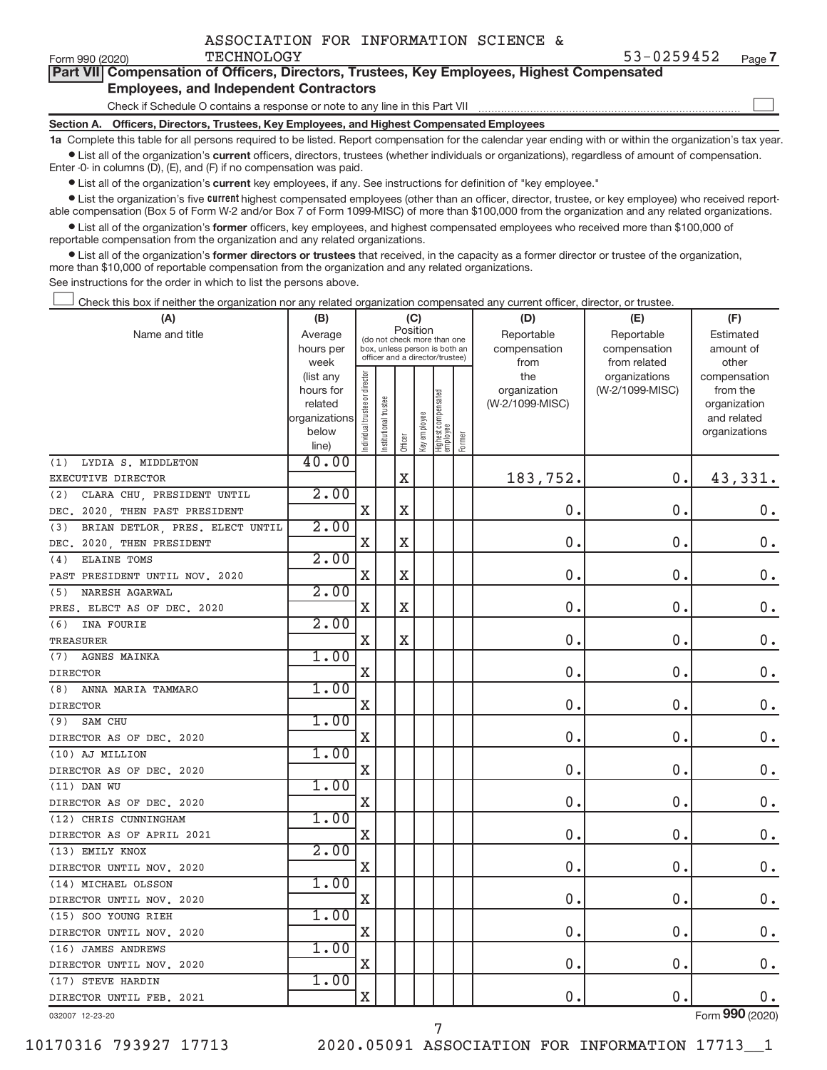Form 990 (2020) ASSOCIATION FOR INFORMATION SCIENCE & TECHNOLOGY 53-0259452 Page 7

**Part VII Compensation of Officers, Directors, Trustees, Key Employees, Highest Compensated Employees, and Independent Contractors**

Check if Schedule O contains a response or note to any line in this Part VII ☐

**Section A. Officers, Directors, Trustees, Key Employees, and Highest Compensated Employees**

**1a** Complete this table for all persons required to be listed. Report compensation for the calendar year ending with or within the organization's tax year.

- List all of the organization's **current** officers, directors, trustees (whether individuals or organizations), regardless of amount of compensation. Enter -0- in columns (D), (E), and (F) if no compensation was paid.
- List all of the organization's **current** key employees, if any. See instructions for definition of "key employee."
- List the organization's five **current** highest compensated employees (other than an officer, director, trustee, or key employee) who received reportable compensation (Box 5 of Form W-2 and/or Box 7 of Form 1099-MISC) of more than $100,000 from the organization and any related organizations.
- List all of the organization's **former** officers, key employees, and highest compensated employees who received more than $100,000 of reportable compensation from the organization and any related organizations.
- List all of the organization's **former directors or trustees** that received, in the capacity as a former director or trustee of the organization, more than $10,000 of reportable compensation from the organization and any related organizations.

See instructions for the order in which to list the persons above.

☐ Check this box if neither the organization nor any related organization compensated any current officer, director, or trustee.

| (A) Name and title | (B) Average hours per week (list any hours for related organizations below line) | (C) Position: Individual trustee or director | Institutional trustee | Officer | Key employee | Highest compensated employee | Former | (D) Reportable compensation from the organization (W-2/1099-MISC) | (E) Reportable compensation from related organizations (W-2/1099-MISC) | (F) Estimated amount of other compensation from the organization and related organizations |
|---|---|---|---|---|---|---|---|---|---|---|
| (1) LYDIA S. MIDDLETON<br>EXECUTIVE DIRECTOR | 40.00 | | | X | | | | 183,752. | 0. | 43,331. |
| (2) CLARA CHU, PRESIDENT UNTIL<br>DEC. 2020, THEN PAST PRESIDENT | 2.00 | X | | X | | | | 0. | 0. | 0. |
| (3) BRIAN DETLOR, PRES. ELECT UNTIL<br>DEC. 2020, THEN PRESIDENT | 2.00 | X | | X | | | | 0. | 0. | 0. |
| (4) ELAINE TOMS<br>PAST PRESIDENT UNTIL NOV. 2020 | 2.00 | X | | X | | | | 0. | 0. | 0. |
| (5) NARESH AGARWAL<br>PRES. ELECT AS OF DEC. 2020 | 2.00 | X | | X | | | | 0. | 0. | 0. |
| (6) INA FOURIE<br>TREASURER | 2.00 | X | | X | | | | 0. | 0. | 0. |
| (7) AGNES MAINKA<br>DIRECTOR | 1.00 | X | | | | | | 0. | 0. | 0. |
| (8) ANNA MARIA TAMMARO<br>DIRECTOR | 1.00 | X | | | | | | 0. | 0. | 0. |
| (9) SAM CHU<br>DIRECTOR AS OF DEC. 2020 | 1.00 | X | | | | | | 0. | 0. | 0. |
| (10) AJ MILLION<br>DIRECTOR AS OF DEC. 2020 | 1.00 | X | | | | | | 0. | 0. | 0. |
| (11) DAN WU<br>DIRECTOR AS OF DEC. 2020 | 1.00 | X | | | | | | 0. | 0. | 0. |
| (12) CHRIS CUNNINGHAM<br>DIRECTOR AS OF APRIL 2021 | 1.00 | X | | | | | | 0. | 0. | 0. |
| (13) EMILY KNOX<br>DIRECTOR UNTIL NOV. 2020 | 2.00 | X | | | | | | 0. | 0. | 0. |
| (14) MICHAEL OLSSON<br>DIRECTOR UNTIL NOV. 2020 | 1.00 | X | | | | | | 0. | 0. | 0. |
| (15) SOO YOUNG RIEH<br>DIRECTOR UNTIL NOV. 2020 | 1.00 | X | | | | | | 0. | 0. | 0. |
| (16) JAMES ANDREWS<br>DIRECTOR UNTIL NOV. 2020 | 1.00 | X | | | | | | 0. | 0. | 0. |
| (17) STEVE HARDIN<br>DIRECTOR UNTIL FEB. 2021 | 1.00 | X | | | | | | 0. | 0. | 0. |

032007 12-23-20 Form **990** (2020)

10170316 793927 17713 2020.05091 ASSOCIATION FOR INFORMATION 17713__1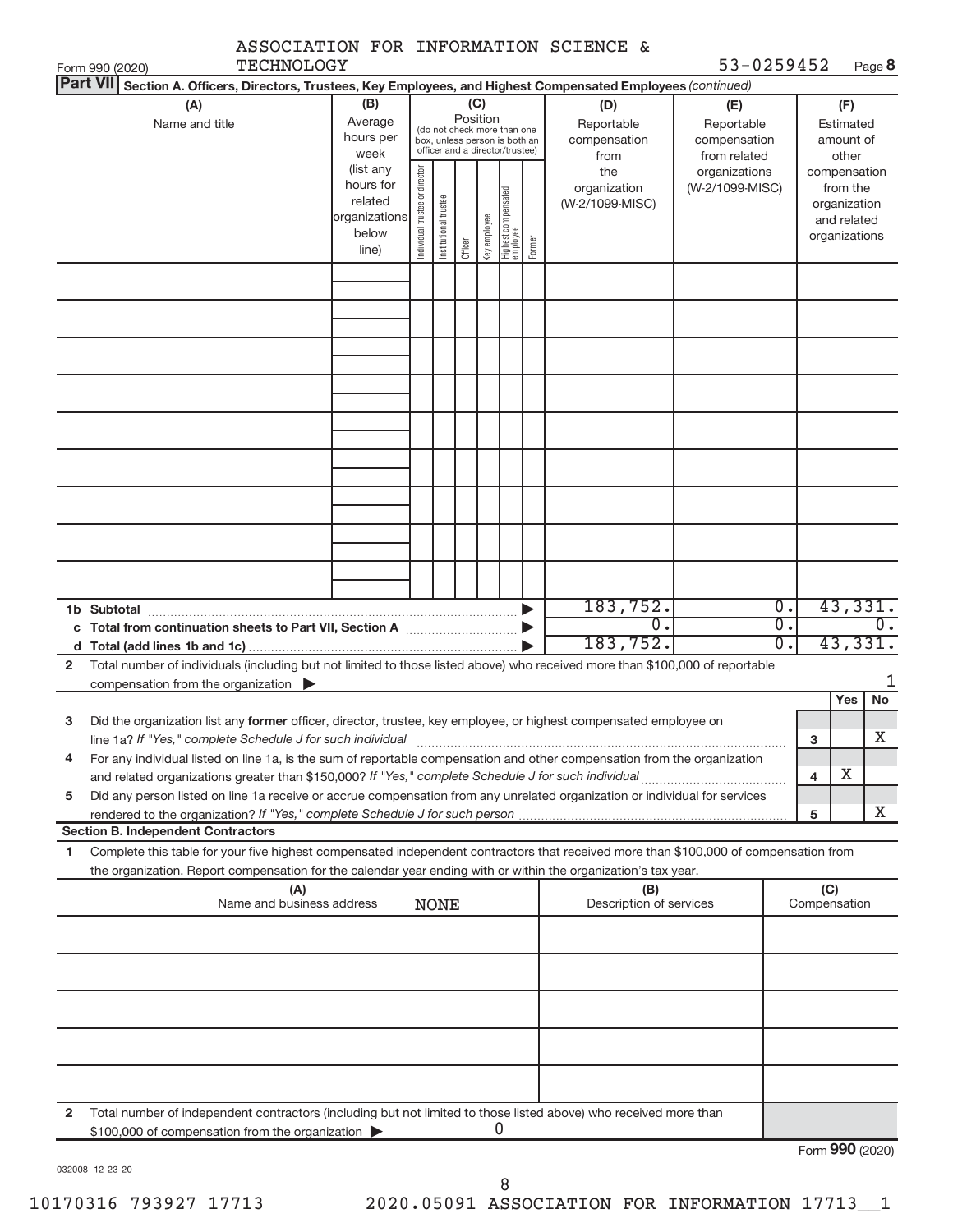ASSOCIATION FOR INFORMATION SCIENCE & TECHNOLOGY 53-0259452

Form 990 (2020) Page **8**

**Part VII** **Section A. Officers, Directors, Trustees, Key Employees, and Highest Compensated Employees** *(continued)*

| (A) Name and title | (B) Average hours per week (list any hours for related organizations below line) | (C) Position (do not check more than one box, unless person is both an officer and a director/trustee): Individual trustee or director | Institutional trustee | Officer | Key employee | Highest compensated employee | Former | (D) Reportable compensation from the organization (W-2/1099-MISC) | (E) Reportable compensation from related organizations (W-2/1099-MISC) | (F) Estimated amount of other compensation from the organization and related organizations |
|---|---|---|---|---|---|---|---|---|---|---|
| | | | | | | | | | | |
| | | | | | | | | | | |
| | | | | | | | | | | |
| | | | | | | | | | | |
| | | | | | | | | | | |
| | | | | | | | | | | |
| | | | | | | | | | | |
| | | | | | | | | | | |
| | | | | | | | | | | |
| **1b Subtotal** | | | | | | | | 183,752. | 0. | 43,331. |
| **c Total from continuation sheets to Part VII, Section A** | | | | | | | | 0. | 0. | 0. |
| **d Total (add lines 1b and 1c)** | | | | | | | | 183,752. | 0. | 43,331. |

**2** Total number of individuals (including but not limited to those listed above) who received more than $100,000 of reportable compensation from the organization ▶ 1

| | | | Yes | No |
|---|---|---|---|---|
| **3** | Did the organization list any **former** officer, director, trustee, key employee, or highest compensated employee on line 1a? *If "Yes," complete Schedule J for such individual* | 3 | | X |
| **4** | For any individual listed on line 1a, is the sum of reportable compensation and other compensation from the organization and related organizations greater than $150,000? *If "Yes," complete Schedule J for such individual* | 4 | X | |
| **5** | Did any person listed on line 1a receive or accrue compensation from any unrelated organization or individual for services rendered to the organization? *If "Yes," complete Schedule J for such person* | 5 | | X |

**Section B. Independent Contractors**

**1** Complete this table for your five highest compensated independent contractors that received more than $100,000 of compensation from the organization. Report compensation for the calendar year ending with or within the organization's tax year.

| (A) Name and business address | (B) Description of services | (C) Compensation |
|---|---|---|
| NONE | | |
| | | |
| | | |
| | | |
| | | |

**2** Total number of independent contractors (including but not limited to those listed above) who received more than $100,000 of compensation from the organization ▶ 0

Form **990** (2020)

032008 12-23-20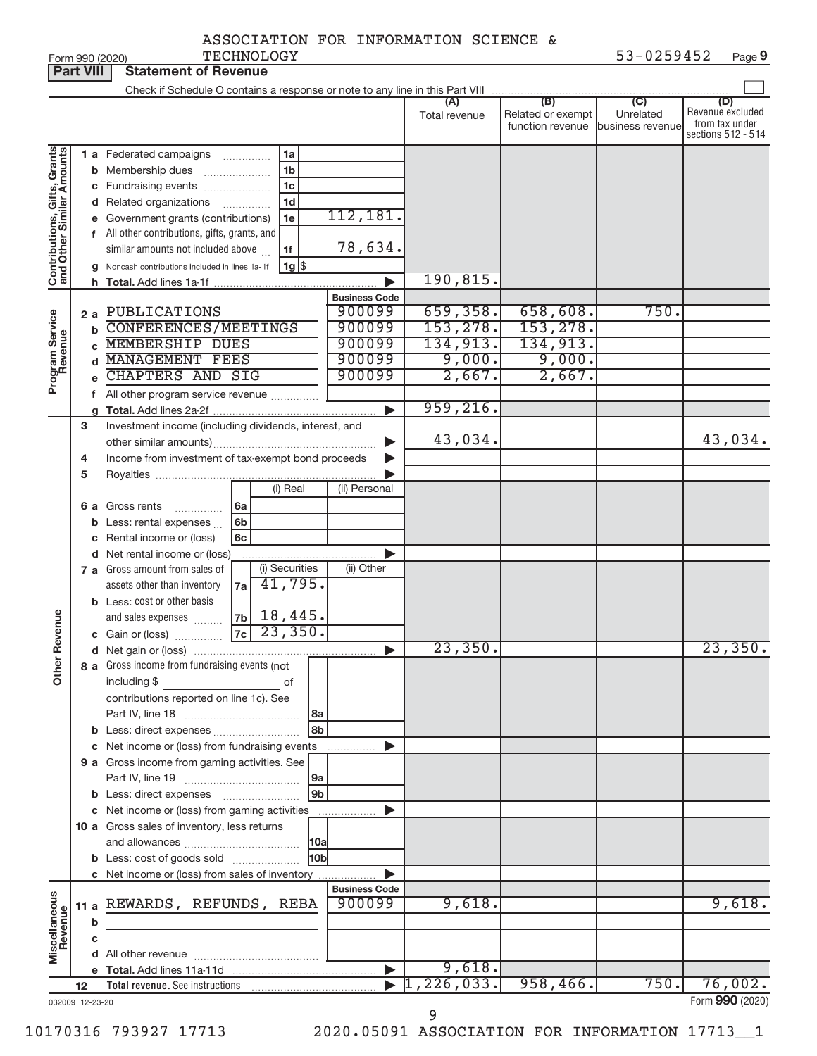ASSOCIATION FOR INFORMATION SCIENCE & TECHNOLOGY

Form 990 (2020) 53-0259452 Page 9

## Part VIII Statement of Revenue

Check if Schedule O contains a response or note to any line in this Part VIII ☐

| | | | | (A) Total revenue | (B) Related or exempt function revenue | (C) Unrelated business revenue | (D) Revenue excluded from tax under sections 512 - 514 |
|---|---|---|---|---|---|---|---|
| **Contributions, Gifts, Grants and Other Similar Amounts** | 1 a Federated campaigns | 1a | | | | | |
| | b Membership dues | 1b | | | | | |
| | c Fundraising events | 1c | | | | | |
| | d Related organizations | 1d | | | | | |
| | e Government grants (contributions) | 1e | 112,181. | | | | |
| | f All other contributions, gifts, grants, and similar amounts not included above | 1f | 78,634. | | | | |
| | g Noncash contributions included in lines 1a-1f | 1g $ | | | | | |
| | h **Total.** Add lines 1a-1f | | ▶ | 190,815. | | | |
| **Program Service Revenue** | | | Business Code | | | | |
| | 2 a PUBLICATIONS | | 900099 | 659,358. | 658,608. | 750. | |
| | b CONFERENCES/MEETINGS | | 900099 | 153,278. | 153,278. | | |
| | c MEMBERSHIP DUES | | 900099 | 134,913. | 134,913. | | |
| | d MANAGEMENT FEES | | 900099 | 9,000. | 9,000. | | |
| | e CHAPTERS AND SIG | | 900099 | 2,667. | 2,667. | | |
| | f All other program service revenue | | | | | | |
| | g **Total.** Add lines 2a-2f | | ▶ | 959,216. | | | |
| **Other Revenue** | 3 Investment income (including dividends, interest, and other similar amounts) | | ▶ | 43,034. | | | 43,034. |
| | 4 Income from investment of tax-exempt bond proceeds | | ▶ | | | | |
| | 5 Royalties | | ▶ | | | | |
| | | (i) Real | (ii) Personal | | | | |
| | 6 a Gross rents 6a | | | | | | |
| | b Less: rental expenses 6b | | | | | | |
| | c Rental income or (loss) 6c | | | | | | |
| | d Net rental income or (loss) | | ▶ | | | | |
| | | (i) Securities | (ii) Other | | | | |
| | 7 a Gross amount from sales of assets other than inventory 7a | 41,795. | | | | | |
| | b Less: cost or other basis and sales expenses 7b | 18,445. | | | | | |
| | c Gain or (loss) 7c | 23,350. | | | | | |
| | d Net gain or (loss) | | ▶ | 23,350. | | | 23,350. |
| | 8 a Gross income from fundraising events (not including $ _____ of contributions reported on line 1c). See Part IV, line 18 | 8a | | | | | |
| | b Less: direct expenses | 8b | | | | | |
| | c Net income or (loss) from fundraising events | | ▶ | | | | |
| | 9 a Gross income from gaming activities. See Part IV, line 19 | 9a | | | | | |
| | b Less: direct expenses | 9b | | | | | |
| | c Net income or (loss) from gaming activities | | ▶ | | | | |
| | 10 a Gross sales of inventory, less returns and allowances | 10a | | | | | |
| | b Less: cost of goods sold | 10b | | | | | |
| | c Net income or (loss) from sales of inventory | | ▶ | | | | |
| **Miscellaneous Revenue** | | | Business Code | | | | |
| | 11 a REWARDS, REFUNDS, REBA | | 900099 | 9,618. | | | 9,618. |
| | b | | | | | | |
| | c | | | | | | |
| | d All other revenue | | | | | | |
| | e **Total.** Add lines 11a-11d | | ▶ | 9,618. | | | |
| | 12 **Total revenue.** See instructions | | ▶ | 1,226,033. | 958,466. | 750. | 76,002. |

032009 12-23-20

Form **990** (2020)

10170316 793927 17713 2020.05091 ASSOCIATION FOR INFORMATION 17713__1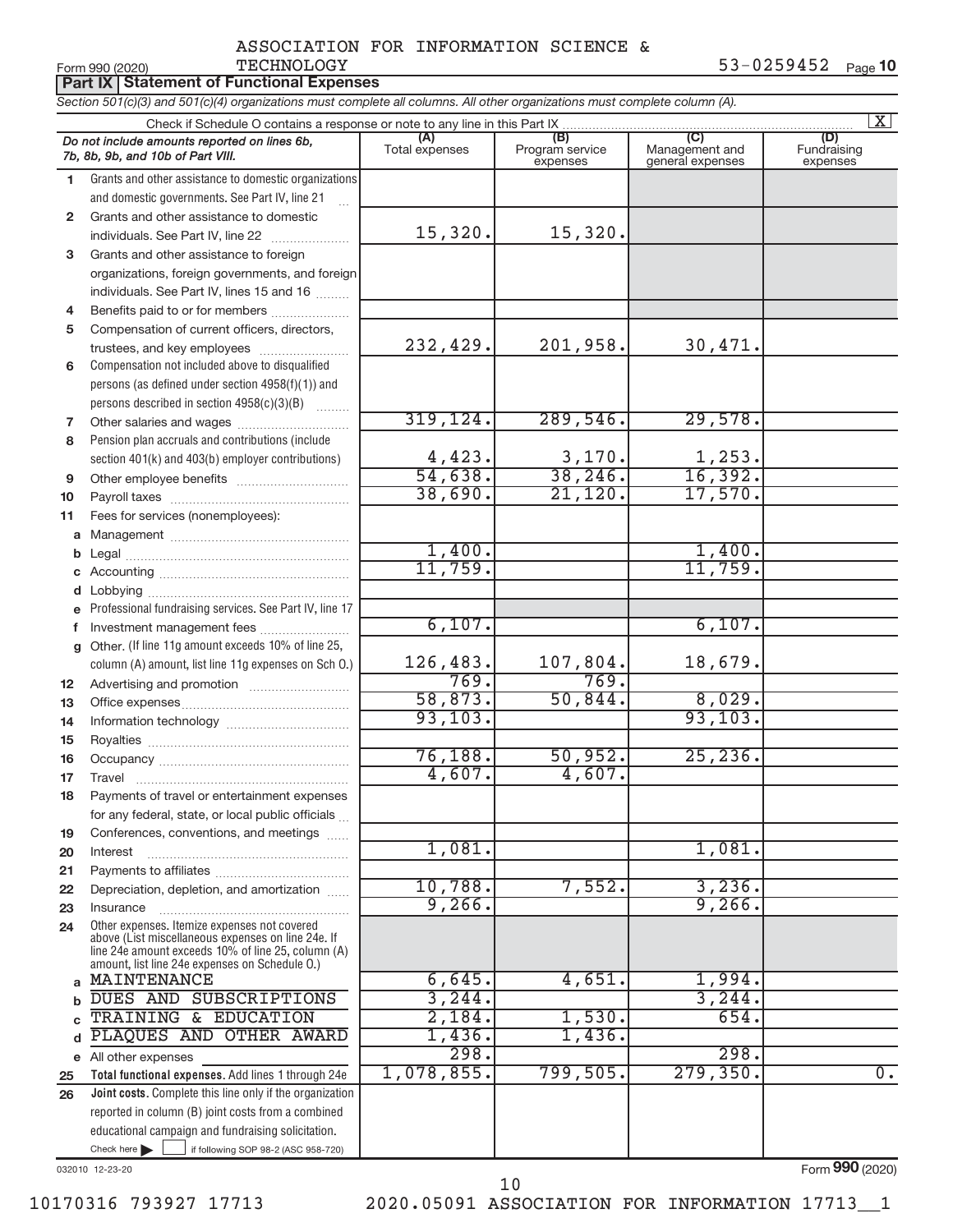ASSOCIATION FOR INFORMATION SCIENCE & TECHNOLOGY

Form 990 (2020) 53-0259452 Page **10**

**Part IX | Statement of Functional Expenses**

*Section 501(c)(3) and 501(c)(4) organizations must complete all columns. All other organizations must complete column (A).*

Check if Schedule O contains a response or note to any line in this Part IX [X]

| *Do not include amounts reported on lines 6b, 7b, 8b, 9b, and 10b of Part VIII.* | (A) Total expenses | (B) Program service expenses | (C) Management and general expenses | (D) Fundraising expenses |
|---|---|---|---|---|
| **1** Grants and other assistance to domestic organizations and domestic governments. See Part IV, line 21 | | | | |
| **2** Grants and other assistance to domestic individuals. See Part IV, line 22 | 15,320. | 15,320. | | |
| **3** Grants and other assistance to foreign organizations, foreign governments, and foreign individuals. See Part IV, lines 15 and 16 | | | | |
| **4** Benefits paid to or for members | | | | |
| **5** Compensation of current officers, directors, trustees, and key employees | 232,429. | 201,958. | 30,471. | |
| **6** Compensation not included above to disqualified persons (as defined under section 4958(f)(1)) and persons described in section 4958(c)(3)(B) | | | | |
| **7** Other salaries and wages | 319,124. | 289,546. | 29,578. | |
| **8** Pension plan accruals and contributions (include section 401(k) and 403(b) employer contributions) | 4,423. | 3,170. | 1,253. | |
| **9** Other employee benefits | 54,638. | 38,246. | 16,392. | |
| **10** Payroll taxes | 38,690. | 21,120. | 17,570. | |
| **11** Fees for services (nonemployees): | | | | |
| **a** Management | | | | |
| **b** Legal | 1,400. | | 1,400. | |
| **c** Accounting | 11,759. | | 11,759. | |
| **d** Lobbying | | | | |
| **e** Professional fundraising services. See Part IV, line 17 | | | | |
| **f** Investment management fees | 6,107. | | 6,107. | |
| **g** Other. (If line 11g amount exceeds 10% of line 25, column (A) amount, list line 11g expenses on Sch O.) | 126,483. | 107,804. | 18,679. | |
| **12** Advertising and promotion | 769. | 769. | | |
| **13** Office expenses | 58,873. | 50,844. | 8,029. | |
| **14** Information technology | 93,103. | | 93,103. | |
| **15** Royalties | | | | |
| **16** Occupancy | 76,188. | 50,952. | 25,236. | |
| **17** Travel | 4,607. | 4,607. | | |
| **18** Payments of travel or entertainment expenses for any federal, state, or local public officials | | | | |
| **19** Conferences, conventions, and meetings | | | | |
| **20** Interest | 1,081. | | 1,081. | |
| **21** Payments to affiliates | | | | |
| **22** Depreciation, depletion, and amortization | 10,788. | 7,552. | 3,236. | |
| **23** Insurance | 9,266. | | 9,266. | |
| **24** Other expenses. Itemize expenses not covered above (List miscellaneous expenses on line 24e. If line 24e amount exceeds 10% of line 25, column (A) amount, list line 24e expenses on Schedule O.) | | | | |
| **a** MAINTENANCE | 6,645. | 4,651. | 1,994. | |
| **b** DUES AND SUBSCRIPTIONS | 3,244. | | 3,244. | |
| **c** TRAINING & EDUCATION | 2,184. | 1,530. | 654. | |
| **d** PLAQUES AND OTHER AWARD | 1,436. | 1,436. | | |
| **e** All other expenses | 298. | | 298. | |
| **25** **Total functional expenses.** Add lines 1 through 24e | 1,078,855. | 799,505. | 279,350. | 0. |
| **26** **Joint costs.** Complete this line only if the organization reported in column (B) joint costs from a combined educational campaign and fundraising solicitation. Check here [ ] if following SOP 98-2 (ASC 958-720) | | | | |

032010 12-23-20

Form **990** (2020)

10170316 793927 17713 2020.05091 ASSOCIATION FOR INFORMATION 17713__1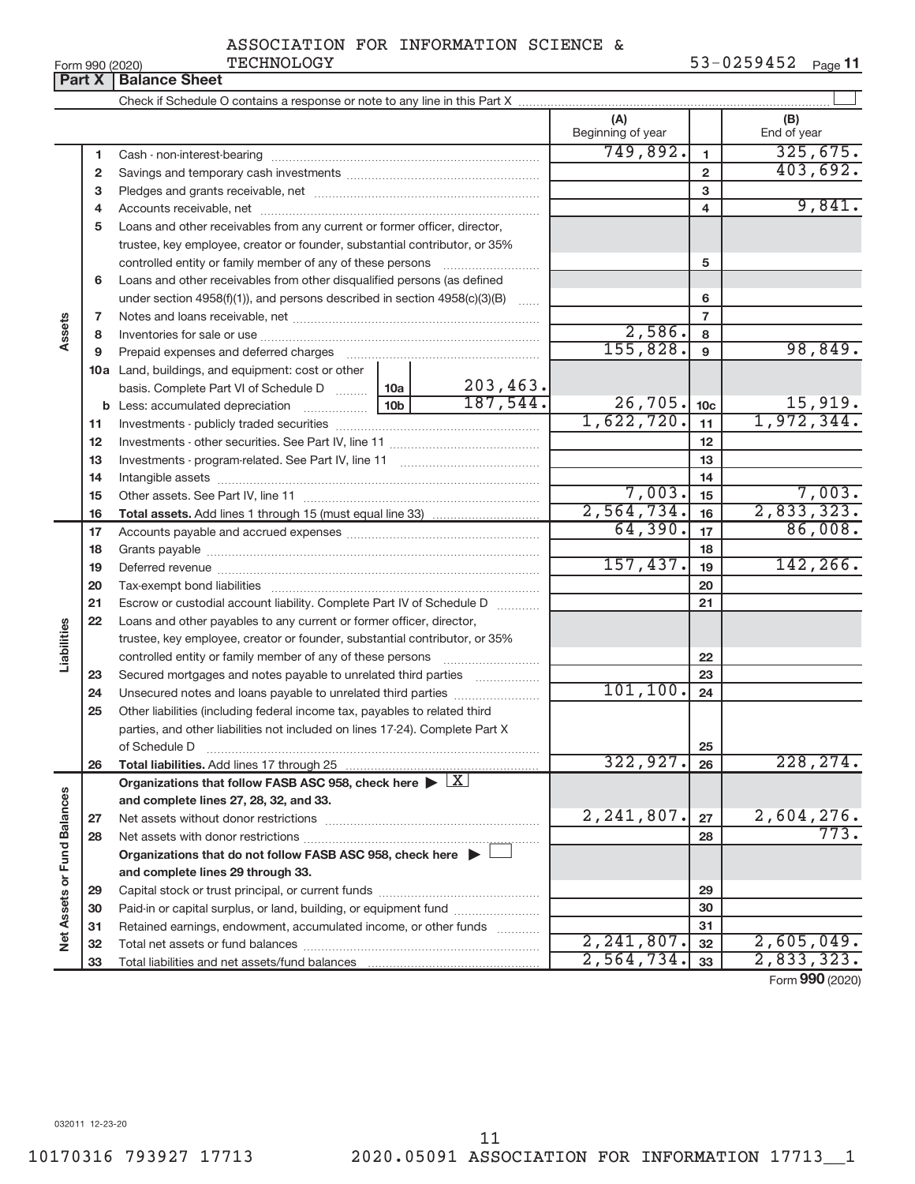ASSOCIATION FOR INFORMATION SCIENCE & TECHNOLOGY

Form 990 (2020) 53-0259452 Page 11

## Part X | Balance Sheet

Check if Schedule O contains a response or note to any line in this Part X ☐

| | | | (A) Beginning of year | | (B) End of year |
|---|---|---|---|---|---|
| **Assets** | 1 | Cash - non-interest-bearing | 749,892. | 1 | 325,675. |
| | 2 | Savings and temporary cash investments | | 2 | 403,692. |
| | 3 | Pledges and grants receivable, net | | 3 | |
| | 4 | Accounts receivable, net | | 4 | 9,841. |
| | 5 | Loans and other receivables from any current or former officer, director, trustee, key employee, creator or founder, substantial contributor, or 35% controlled entity or family member of any of these persons | | 5 | |
| | 6 | Loans and other receivables from other disqualified persons (as defined under section 4958(f)(1)), and persons described in section 4958(c)(3)(B) | | 6 | |
| | 7 | Notes and loans receivable, net | | 7 | |
| | 8 | Inventories for sale or use | 2,586. | 8 | |
| | 9 | Prepaid expenses and deferred charges | 155,828. | 9 | 98,849. |
| | 10a | Land, buildings, and equipment: cost or other basis. Complete Part VI of Schedule D ... 10a: 203,463. | | | |
| | b | Less: accumulated depreciation ... 10b: 187,544. | 26,705. | 10c | 15,919. |
| | 11 | Investments - publicly traded securities | 1,622,720. | 11 | 1,972,344. |
| | 12 | Investments - other securities. See Part IV, line 11 | | 12 | |
| | 13 | Investments - program-related. See Part IV, line 11 | | 13 | |
| | 14 | Intangible assets | | 14 | |
| | 15 | Other assets. See Part IV, line 11 | 7,003. | 15 | 7,003. |
| | 16 | **Total assets.** Add lines 1 through 15 (must equal line 33) | 2,564,734. | 16 | 2,833,323. |
| **Liabilities** | 17 | Accounts payable and accrued expenses | 64,390. | 17 | 86,008. |
| | 18 | Grants payable | | 18 | |
| | 19 | Deferred revenue | 157,437. | 19 | 142,266. |
| | 20 | Tax-exempt bond liabilities | | 20 | |
| | 21 | Escrow or custodial account liability. Complete Part IV of Schedule D | | 21 | |
| | 22 | Loans and other payables to any current or former officer, director, trustee, key employee, creator or founder, substantial contributor, or 35% controlled entity or family member of any of these persons | | 22 | |
| | 23 | Secured mortgages and notes payable to unrelated third parties | | 23 | |
| | 24 | Unsecured notes and loans payable to unrelated third parties | 101,100. | 24 | |
| | 25 | Other liabilities (including federal income tax, payables to related third parties, and other liabilities not included on lines 17-24). Complete Part X of Schedule D | | 25 | |
| | 26 | **Total liabilities.** Add lines 17 through 25 | 322,927. | 26 | 228,274. |
| **Net Assets or Fund Balances** | | **Organizations that follow FASB ASC 958, check here** ▶ ☒ **and complete lines 27, 28, 32, and 33.** | | | |
| | 27 | Net assets without donor restrictions | 2,241,807. | 27 | 2,604,276. |
| | 28 | Net assets with donor restrictions | | 28 | 773. |
| | | **Organizations that do not follow FASB ASC 958, check here** ▶ ☐ **and complete lines 29 through 33.** | | | |
| | 29 | Capital stock or trust principal, or current funds | | 29 | |
| | 30 | Paid-in or capital surplus, or land, building, or equipment fund | | 30 | |
| | 31 | Retained earnings, endowment, accumulated income, or other funds | | 31 | |
| | 32 | Total net assets or fund balances | 2,241,807. | 32 | 2,605,049. |
| | 33 | Total liabilities and net assets/fund balances | 2,564,734. | 33 | 2,833,323. |

Form **990** (2020)

032011 12-23-20

10170316 793927 17713 2020.05091 ASSOCIATION FOR INFORMATION 17713__1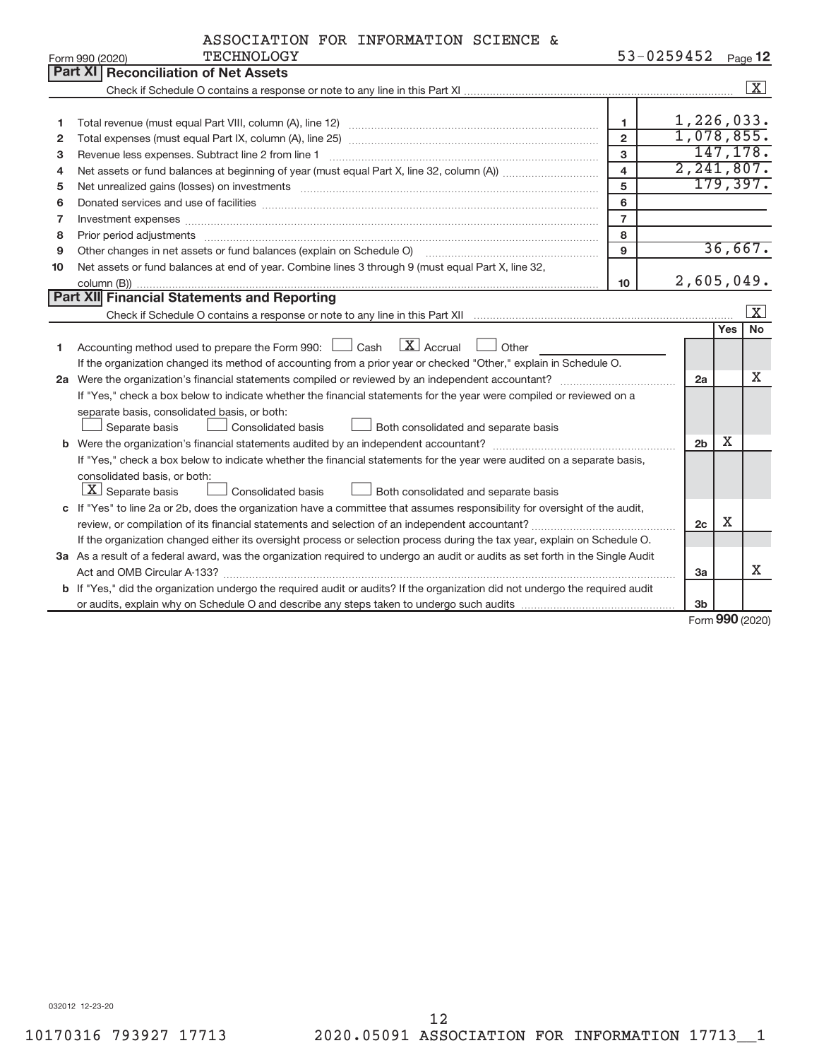Form 990 (2020) ASSOCIATION FOR INFORMATION SCIENCE & TECHNOLOGY 53-0259452 Page **12**

## Part XI Reconciliation of Net Assets

Check if Schedule O contains a response or note to any line in this Part XI ..... [X]

| | | | |
|---|---|---|---|
| 1 | Total revenue (must equal Part VIII, column (A), line 12) | 1 | 1,226,033. |
| 2 | Total expenses (must equal Part IX, column (A), line 25) | 2 | 1,078,855. |
| 3 | Revenue less expenses. Subtract line 2 from line 1 | 3 | 147,178. |
| 4 | Net assets or fund balances at beginning of year (must equal Part X, line 32, column (A)) | 4 | 2,241,807. |
| 5 | Net unrealized gains (losses) on investments | 5 | 179,397. |
| 6 | Donated services and use of facilities | 6 | |
| 7 | Investment expenses | 7 | |
| 8 | Prior period adjustments | 8 | |
| 9 | Other changes in net assets or fund balances (explain on Schedule O) | 9 | 36,667. |
| 10 | Net assets or fund balances at end of year. Combine lines 3 through 9 (must equal Part X, line 32, column (B)) | 10 | 2,605,049. |

## Part XII Financial Statements and Reporting

Check if Schedule O contains a response or note to any line in this Part XII ..... [X]

| | | | Yes | No |
|---|---|---|---|---|
| 1 | Accounting method used to prepare the Form 990: [ ] Cash [X] Accrual [ ] Other<br>If the organization changed its method of accounting from a prior year or checked "Other," explain in Schedule O. | | | |
| 2a | Were the organization's financial statements compiled or reviewed by an independent accountant?<br>If "Yes," check a box below to indicate whether the financial statements for the year were compiled or reviewed on a separate basis, consolidated basis, or both:<br>[ ] Separate basis [ ] Consolidated basis [ ] Both consolidated and separate basis | 2a | | X |
| b | Were the organization's financial statements audited by an independent accountant?<br>If "Yes," check a box below to indicate whether the financial statements for the year were audited on a separate basis, consolidated basis, or both:<br>[X] Separate basis [ ] Consolidated basis [ ] Both consolidated and separate basis | 2b | X | |
| c | If "Yes" to line 2a or 2b, does the organization have a committee that assumes responsibility for oversight of the audit, review, or compilation of its financial statements and selection of an independent accountant?<br>If the organization changed either its oversight process or selection process during the tax year, explain on Schedule O. | 2c | X | |
| 3a | As a result of a federal award, was the organization required to undergo an audit or audits as set forth in the Single Audit Act and OMB Circular A-133? | 3a | | X |
| b | If "Yes," did the organization undergo the required audit or audits? If the organization did not undergo the required audit or audits, explain why on Schedule O and describe any steps taken to undergo such audits | 3b | | |

Form **990** (2020)

032012 12-23-20

10170316 793927 17713 2020.05091 ASSOCIATION FOR INFORMATION 17713__1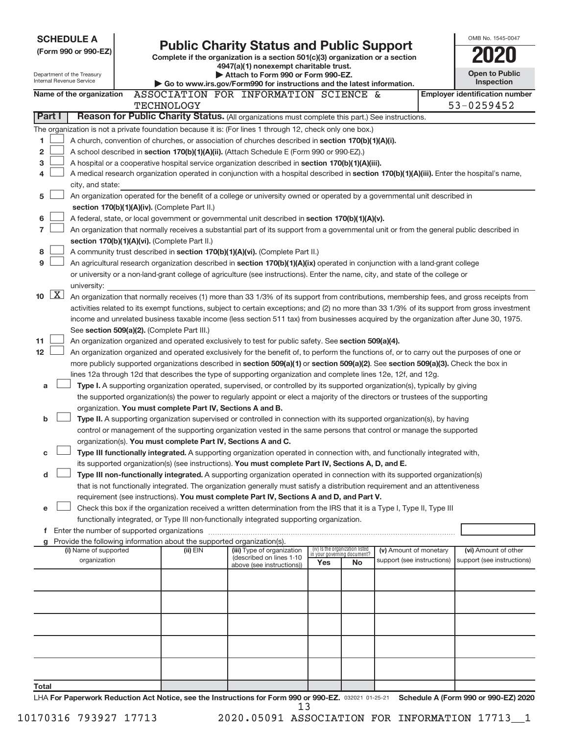**SCHEDULE A**
**(Form 990 or 990-EZ)**

Department of the Treasury
Internal Revenue Service

# Public Charity Status and Public Support

**Complete if the organization is a section 501(c)(3) organization or a section 4947(a)(1) nonexempt charitable trust.**
**▶ Attach to Form 990 or Form 990-EZ.**
**▶ Go to www.irs.gov/Form990 for instructions and the latest information.**

OMB No. 1545-0047
**2020**
**Open to Public Inspection**

**Name of the organization** ASSOCIATION FOR INFORMATION SCIENCE & TECHNOLOGY

**Employer identification number** 53-0259452

**Part I** **Reason for Public Charity Status.** (All organizations must complete this part.) See instructions.

The organization is not a private foundation because it is: (For lines 1 through 12, check only one box.)

1 ☐ A church, convention of churches, or association of churches described in **section 170(b)(1)(A)(i).**

2 ☐ A school described in **section 170(b)(1)(A)(ii).** (Attach Schedule E (Form 990 or 990-EZ).)

3 ☐ A hospital or a cooperative hospital service organization described in **section 170(b)(1)(A)(iii).**

4 ☐ A medical research organization operated in conjunction with a hospital described in **section 170(b)(1)(A)(iii).** Enter the hospital's name, city, and state:

5 ☐ An organization operated for the benefit of a college or university owned or operated by a governmental unit described in **section 170(b)(1)(A)(iv).** (Complete Part II.)

6 ☐ A federal, state, or local government or governmental unit described in **section 170(b)(1)(A)(v).**

7 ☐ An organization that normally receives a substantial part of its support from a governmental unit or from the general public described in **section 170(b)(1)(A)(vi).** (Complete Part II.)

8 ☐ A community trust described in **section 170(b)(1)(A)(vi).** (Complete Part II.)

9 ☐ An agricultural research organization described in **section 170(b)(1)(A)(ix)** operated in conjunction with a land-grant college or university or a non-land-grant college of agriculture (see instructions). Enter the name, city, and state of the college or university:

10 ☒ An organization that normally receives (1) more than 33 1/3% of its support from contributions, membership fees, and gross receipts from activities related to its exempt functions, subject to certain exceptions; and (2) no more than 33 1/3% of its support from gross investment income and unrelated business taxable income (less section 511 tax) from businesses acquired by the organization after June 30, 1975. See **section 509(a)(2).** (Complete Part III.)

11 ☐ An organization organized and operated exclusively to test for public safety. See **section 509(a)(4).**

12 ☐ An organization organized and operated exclusively for the benefit of, to perform the functions of, or to carry out the purposes of one or more publicly supported organizations described in **section 509(a)(1)** or **section 509(a)(2)**. See **section 509(a)(3).** Check the box in lines 12a through 12d that describes the type of supporting organization and complete lines 12e, 12f, and 12g.

a ☐ **Type I.** A supporting organization operated, supervised, or controlled by its supported organization(s), typically by giving the supported organization(s) the power to regularly appoint or elect a majority of the directors or trustees of the supporting organization. **You must complete Part IV, Sections A and B.**

b ☐ **Type II.** A supporting organization supervised or controlled in connection with its supported organization(s), by having control or management of the supporting organization vested in the same persons that control or manage the supported organization(s). **You must complete Part IV, Sections A and C.**

c ☐ **Type III functionally integrated.** A supporting organization operated in connection with, and functionally integrated with, its supported organization(s) (see instructions). **You must complete Part IV, Sections A, D, and E.**

d ☐ **Type III non-functionally integrated.** A supporting organization operated in connection with its supported organization(s) that is not functionally integrated. The organization generally must satisfy a distribution requirement and an attentiveness requirement (see instructions). **You must complete Part IV, Sections A and D, and Part V.**

e ☐ Check this box if the organization received a written determination from the IRS that it is a Type I, Type II, Type III functionally integrated, or Type III non-functionally integrated supporting organization.

f Enter the number of supported organizations

g Provide the following information about the supported organization(s).

| (i) Name of supported organization | (ii) EIN | (iii) Type of organization (described on lines 1-10 above (see instructions)) | (iv) Is the organization listed in your governing document? Yes | No | (v) Amount of monetary support (see instructions) | (vi) Amount of other support (see instructions) |
|---|---|---|---|---|---|---|
| | | | | | | |
| | | | | | | |
| | | | | | | |
| | | | | | | |
| | | | | | | |
| **Total** | | | | | | |

LHA **For Paperwork Reduction Act Notice, see the Instructions for Form 990 or 990-EZ.** 032021 01-25-21 **Schedule A (Form 990 or 990-EZ) 2020**

10170316 793927 17713 2020.05091 ASSOCIATION FOR INFORMATION 17713__1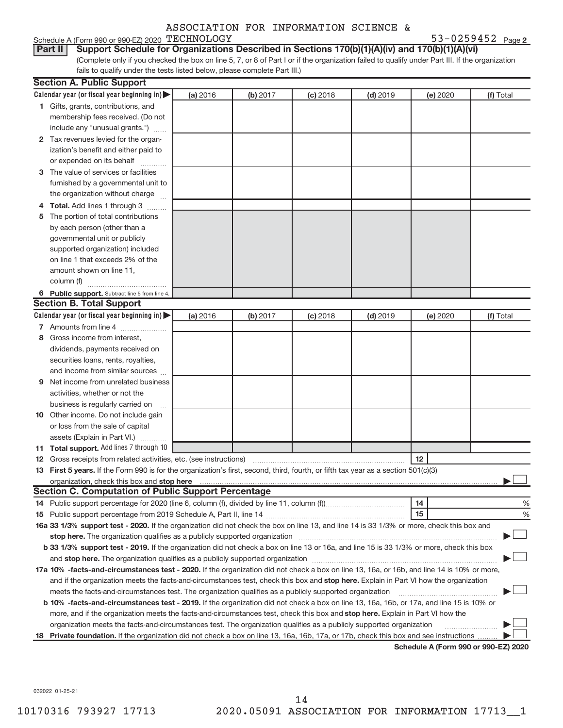Schedule A (Form 990 or 990-EZ) 2020 ASSOCIATION FOR INFORMATION SCIENCE & TECHNOLOGY 53-0259452 Page 2

## Part II Support Schedule for Organizations Described in Sections 170(b)(1)(A)(iv) and 170(b)(1)(A)(vi)

(Complete only if you checked the box on line 5, 7, or 8 of Part I or if the organization failed to qualify under Part III. If the organization fails to qualify under the tests listed below, please complete Part III.)

### Section A. Public Support

| Calendar year (or fiscal year beginning in) ▶ | (a) 2016 | (b) 2017 | (c) 2018 | (d) 2019 | (e) 2020 | (f) Total |
|---|---|---|---|---|---|---|
| 1 Gifts, grants, contributions, and membership fees received. (Do not include any "unusual grants.") | | | | | | |
| 2 Tax revenues levied for the organization's benefit and either paid to or expended on its behalf | | | | | | |
| 3 The value of services or facilities furnished by a governmental unit to the organization without charge | | | | | | |
| 4 **Total.** Add lines 1 through 3 | | | | | | |
| 5 The portion of total contributions by each person (other than a governmental unit or publicly supported organization) included on line 1 that exceeds 2% of the amount shown on line 11, column (f) | | | | | | |
| 6 **Public support.** Subtract line 5 from line 4. | | | | | | |

### Section B. Total Support

| Calendar year (or fiscal year beginning in) ▶ | (a) 2016 | (b) 2017 | (c) 2018 | (d) 2019 | (e) 2020 | (f) Total |
|---|---|---|---|---|---|---|
| 7 Amounts from line 4 | | | | | | |
| 8 Gross income from interest, dividends, payments received on securities loans, rents, royalties, and income from similar sources | | | | | | |
| 9 Net income from unrelated business activities, whether or not the business is regularly carried on | | | | | | |
| 10 Other income. Do not include gain or loss from the sale of capital assets (Explain in Part VI.) | | | | | | |
| 11 **Total support.** Add lines 7 through 10 | | | | | | |

12 Gross receipts from related activities, etc. (see instructions) ..... 12

13 **First 5 years.** If the Form 990 is for the organization's first, second, third, fourth, or fifth tax year as a section 501(c)(3) organization, check this box and **stop here** ..... ▶ ☐

### Section C. Computation of Public Support Percentage

14 Public support percentage for 2020 (line 6, column (f), divided by line 11, column (f)) ..... 14 ..... %

15 Public support percentage from 2019 Schedule A, Part II, line 14 ..... 15 ..... %

**16a 33 1/3% support test - 2020.** If the organization did not check the box on line 13, and line 14 is 33 1/3% or more, check this box and **stop here.** The organization qualifies as a publicly supported organization ..... ▶ ☐

**b 33 1/3% support test - 2019.** If the organization did not check a box on line 13 or 16a, and line 15 is 33 1/3% or more, check this box and **stop here.** The organization qualifies as a publicly supported organization ..... ▶ ☐

**17a 10% -facts-and-circumstances test - 2020.** If the organization did not check a box on line 13, 16a, or 16b, and line 14 is 10% or more, and if the organization meets the facts-and-circumstances test, check this box and **stop here.** Explain in Part VI how the organization meets the facts-and-circumstances test. The organization qualifies as a publicly supported organization ..... ▶ ☐

**b 10% -facts-and-circumstances test - 2019.** If the organization did not check a box on line 13, 16a, 16b, or 17a, and line 15 is 10% or more, and if the organization meets the facts-and-circumstances test, check this box and **stop here.** Explain in Part VI how the organization meets the facts-and-circumstances test. The organization qualifies as a publicly supported organization ..... ▶ ☐

**18 Private foundation.** If the organization did not check a box on line 13, 16a, 16b, 17a, or 17b, check this box and see instructions ..... ▶ ☐

**Schedule A (Form 990 or 990-EZ) 2020**

032022 01-25-21

10170316 793927 17713 2020.05091 ASSOCIATION FOR INFORMATION 17713__1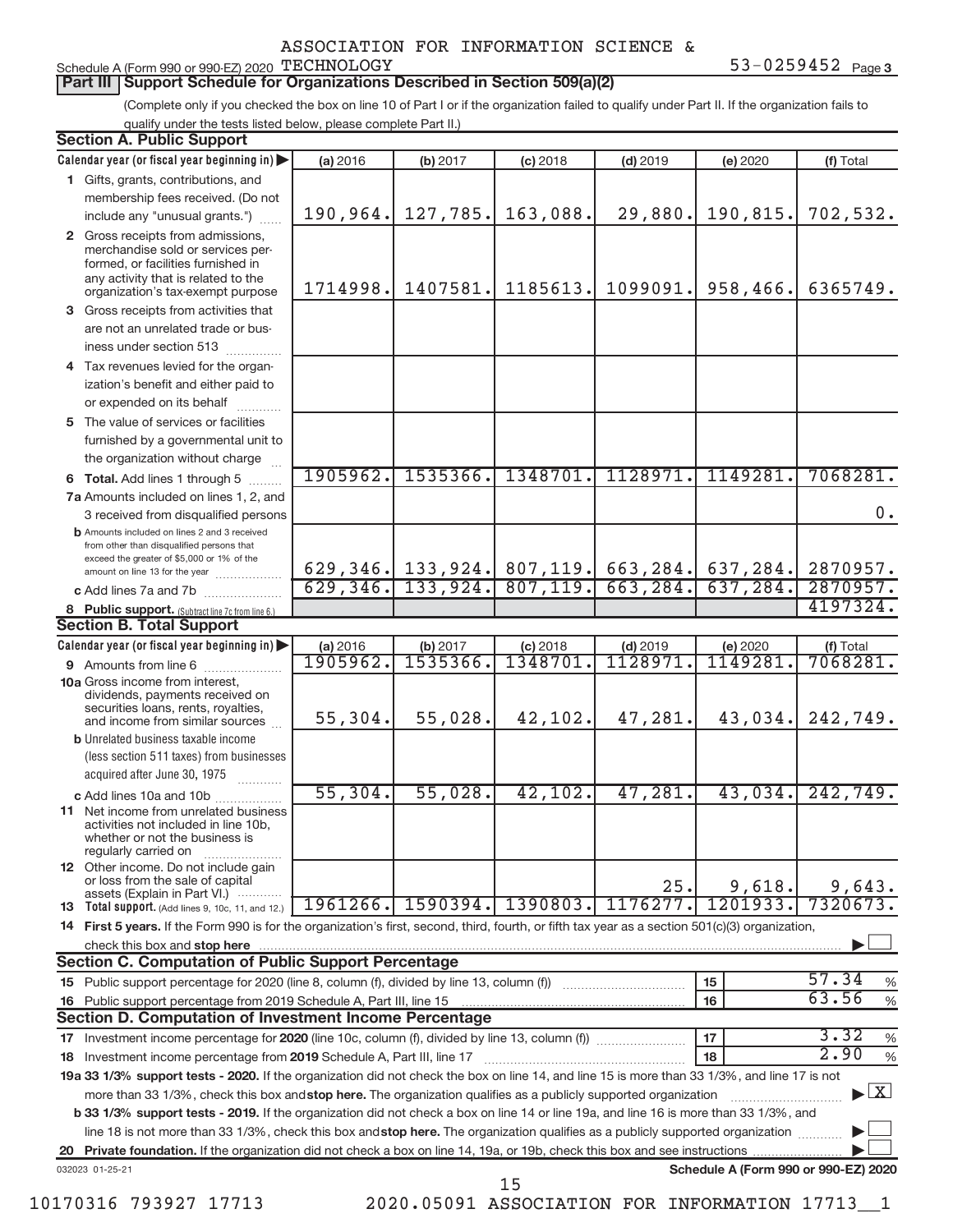ASSOCIATION FOR INFORMATION SCIENCE & TECHNOLOGY

Schedule A (Form 990 or 990-EZ) 2020 — 53-0259452 Page 3

## Part III Support Schedule for Organizations Described in Section 509(a)(2)

(Complete only if you checked the box on line 10 of Part I or if the organization failed to qualify under Part II. If the organization fails to qualify under the tests listed below, please complete Part II.)

### Section A. Public Support

| Calendar year (or fiscal year beginning in) | (a) 2016 | (b) 2017 | (c) 2018 | (d) 2019 | (e) 2020 | (f) Total |
|---|---|---|---|---|---|---|
| 1 Gifts, grants, contributions, and membership fees received. (Do not include any "unusual grants.") | 190,964. | 127,785. | 163,088. | 29,880. | 190,815. | 702,532. |
| 2 Gross receipts from admissions, merchandise sold or services performed, or facilities furnished in any activity that is related to the organization's tax-exempt purpose | 1714998. | 1407581. | 1185613. | 1099091. | 958,466. | 6365749. |
| 3 Gross receipts from activities that are not an unrelated trade or business under section 513 | | | | | | |
| 4 Tax revenues levied for the organization's benefit and either paid to or expended on its behalf | | | | | | |
| 5 The value of services or facilities furnished by a governmental unit to the organization without charge | | | | | | |
| 6 Total. Add lines 1 through 5 | 1905962. | 1535366. | 1348701. | 1128971. | 1149281. | 7068281. |
| 7a Amounts included on lines 1, 2, and 3 received from disqualified persons | | | | | | 0. |
| b Amounts included on lines 2 and 3 received from other than disqualified persons that exceed the greater of $5,000 or 1% of the amount on line 13 for the year | 629,346. | 133,924. | 807,119. | 663,284. | 637,284. | 2870957. |
| c Add lines 7a and 7b | 629,346. | 133,924. | 807,119. | 663,284. | 637,284. | 2870957. |
| 8 Public support. (Subtract line 7c from line 6.) | | | | | | 4197324. |

### Section B. Total Support

| Calendar year (or fiscal year beginning in) | (a) 2016 | (b) 2017 | (c) 2018 | (d) 2019 | (e) 2020 | (f) Total |
|---|---|---|---|---|---|---|
| 9 Amounts from line 6 | 1905962. | 1535366. | 1348701. | 1128971. | 1149281. | 7068281. |
| 10a Gross income from interest, dividends, payments received on securities loans, rents, royalties, and income from similar sources | 55,304. | 55,028. | 42,102. | 47,281. | 43,034. | 242,749. |
| b Unrelated business taxable income (less section 511 taxes) from businesses acquired after June 30, 1975 | | | | | | |
| c Add lines 10a and 10b | 55,304. | 55,028. | 42,102. | 47,281. | 43,034. | 242,749. |
| 11 Net income from unrelated business activities not included in line 10b, whether or not the business is regularly carried on | | | | | | |
| 12 Other income. Do not include gain or loss from the sale of capital assets (Explain in Part VI.) | | | | 25. | 9,618. | 9,643. |
| 13 Total support. (Add lines 9, 10c, 11, and 12.) | 1961266. | 1590394. | 1390803. | 1176277. | 1201933. | 7320673. |

14 First 5 years. If the Form 990 is for the organization's first, second, third, fourth, or fifth tax year as a section 501(c)(3) organization, check this box and stop here ☐

### Section C. Computation of Public Support Percentage

| | | | |
|---|---|---|---|
| 15 Public support percentage for 2020 (line 8, column (f), divided by line 13, column (f)) | 15 | 57.34 | % |
| 16 Public support percentage from 2019 Schedule A, Part III, line 15 | 16 | 63.56 | % |

### Section D. Computation of Investment Income Percentage

| | | | |
|---|---|---|---|
| 17 Investment income percentage for 2020 (line 10c, column (f), divided by line 13, column (f)) | 17 | 3.32 | % |
| 18 Investment income percentage from 2019 Schedule A, Part III, line 17 | 18 | 2.90 | % |

19a 33 1/3% support tests - 2020. If the organization did not check the box on line 14, and line 15 is more than 33 1/3%, and line 17 is not more than 33 1/3%, check this box and stop here. The organization qualifies as a publicly supported organization ☒

b 33 1/3% support tests - 2019. If the organization did not check a box on line 14 or line 19a, and line 16 is more than 33 1/3%, and line 18 is not more than 33 1/3%, check this box and stop here. The organization qualifies as a publicly supported organization ☐

20 Private foundation. If the organization did not check a box on line 14, 19a, or 19b, check this box and see instructions ☐

032023 01-25-21 — Schedule A (Form 990 or 990-EZ) 2020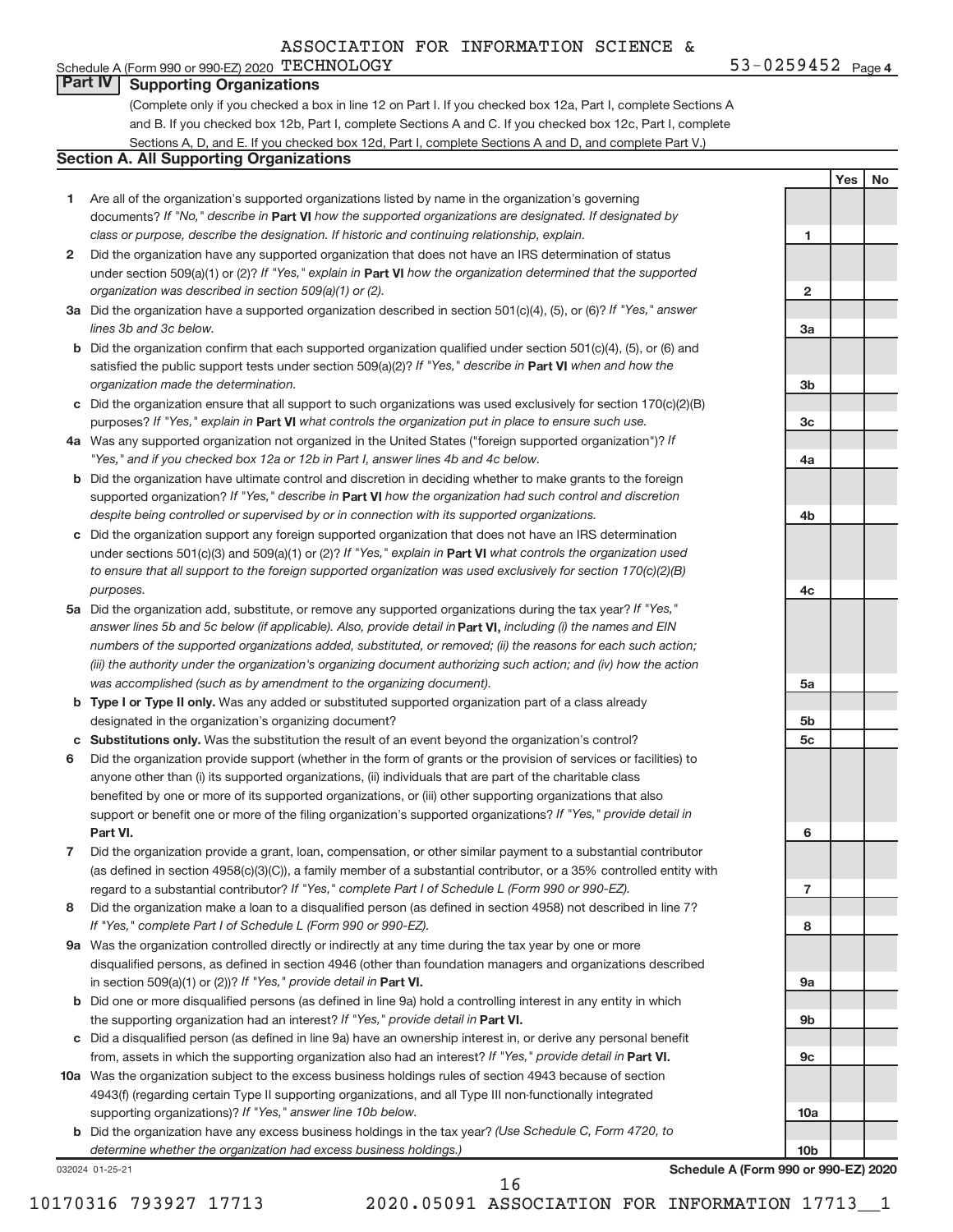ASSOCIATION FOR INFORMATION SCIENCE &

Schedule A (Form 990 or 990-EZ) 2020 TECHNOLOGY 53-0259452 Page 4

## Part IV Supporting Organizations

(Complete only if you checked a box in line 12 on Part I. If you checked box 12a, Part I, complete Sections A and B. If you checked box 12b, Part I, complete Sections A and C. If you checked box 12c, Part I, complete Sections A, D, and E. If you checked box 12d, Part I, complete Sections A and D, and complete Part V.)

### Section A. All Supporting Organizations

| | | | Yes | No |
|---|---|---|---|---|
| **1** | Are all of the organization's supported organizations listed by name in the organization's governing documents? *If "No," describe in* **Part VI** *how the supported organizations are designated. If designated by class or purpose, describe the designation. If historic and continuing relationship, explain.* | 1 | | |
| **2** | Did the organization have any supported organization that does not have an IRS determination of status under section 509(a)(1) or (2)? *If "Yes," explain in* **Part VI** *how the organization determined that the supported organization was described in section 509(a)(1) or (2).* | 2 | | |
| **3a** | Did the organization have a supported organization described in section 501(c)(4), (5), or (6)? *If "Yes," answer lines 3b and 3c below.* | 3a | | |
| **b** | Did the organization confirm that each supported organization qualified under section 501(c)(4), (5), or (6) and satisfied the public support tests under section 509(a)(2)? *If "Yes," describe in* **Part VI** *when and how the organization made the determination.* | 3b | | |
| **c** | Did the organization ensure that all support to such organizations was used exclusively for section 170(c)(2)(B) purposes? *If "Yes," explain in* **Part VI** *what controls the organization put in place to ensure such use.* | 3c | | |
| **4a** | Was any supported organization not organized in the United States ("foreign supported organization")? *If "Yes," and if you checked box 12a or 12b in Part I, answer lines 4b and 4c below.* | 4a | | |
| **b** | Did the organization have ultimate control and discretion in deciding whether to make grants to the foreign supported organization? *If "Yes," describe in* **Part VI** *how the organization had such control and discretion despite being controlled or supervised by or in connection with its supported organizations.* | 4b | | |
| **c** | Did the organization support any foreign supported organization that does not have an IRS determination under sections 501(c)(3) and 509(a)(1) or (2)? *If "Yes," explain in* **Part VI** *what controls the organization used to ensure that all support to the foreign supported organization was used exclusively for section 170(c)(2)(B) purposes.* | 4c | | |
| **5a** | Did the organization add, substitute, or remove any supported organizations during the tax year? *If "Yes," answer lines 5b and 5c below (if applicable). Also, provide detail in* **Part VI,** *including (i) the names and EIN numbers of the supported organizations added, substituted, or removed; (ii) the reasons for each such action; (iii) the authority under the organization's organizing document authorizing such action; and (iv) how the action was accomplished (such as by amendment to the organizing document).* | 5a | | |
| **b** | **Type I or Type II only.** Was any added or substituted supported organization part of a class already designated in the organization's organizing document? | 5b | | |
| **c** | **Substitutions only.** Was the substitution the result of an event beyond the organization's control? | 5c | | |
| **6** | Did the organization provide support (whether in the form of grants or the provision of services or facilities) to anyone other than (i) its supported organizations, (ii) individuals that are part of the charitable class benefited by one or more of its supported organizations, or (iii) other supporting organizations that also support or benefit one or more of the filing organization's supported organizations? *If "Yes," provide detail in* **Part VI.** | 6 | | |
| **7** | Did the organization provide a grant, loan, compensation, or other similar payment to a substantial contributor (as defined in section 4958(c)(3)(C)), a family member of a substantial contributor, or a 35% controlled entity with regard to a substantial contributor? *If "Yes," complete Part I of Schedule L (Form 990 or 990-EZ).* | 7 | | |
| **8** | Did the organization make a loan to a disqualified person (as defined in section 4958) not described in line 7? *If "Yes," complete Part I of Schedule L (Form 990 or 990-EZ).* | 8 | | |
| **9a** | Was the organization controlled directly or indirectly at any time during the tax year by one or more disqualified persons, as defined in section 4946 (other than foundation managers and organizations described in section 509(a)(1) or (2))? *If "Yes," provide detail in* **Part VI.** | 9a | | |
| **b** | Did one or more disqualified persons (as defined in line 9a) hold a controlling interest in any entity in which the supporting organization had an interest? *If "Yes," provide detail in* **Part VI.** | 9b | | |
| **c** | Did a disqualified person (as defined in line 9a) have an ownership interest in, or derive any personal benefit from, assets in which the supporting organization also had an interest? *If "Yes," provide detail in* **Part VI.** | 9c | | |
| **10a** | Was the organization subject to the excess business holdings rules of section 4943 because of section 4943(f) (regarding certain Type II supporting organizations, and all Type III non-functionally integrated supporting organizations)? *If "Yes," answer line 10b below.* | 10a | | |
| **b** | Did the organization have any excess business holdings in the tax year? *(Use Schedule C, Form 4720, to determine whether the organization had excess business holdings.)* | 10b | | |

032024 01-25-21 **Schedule A (Form 990 or 990-EZ) 2020**

10170316 793927 17713 2020.05091 ASSOCIATION FOR INFORMATION 17713__1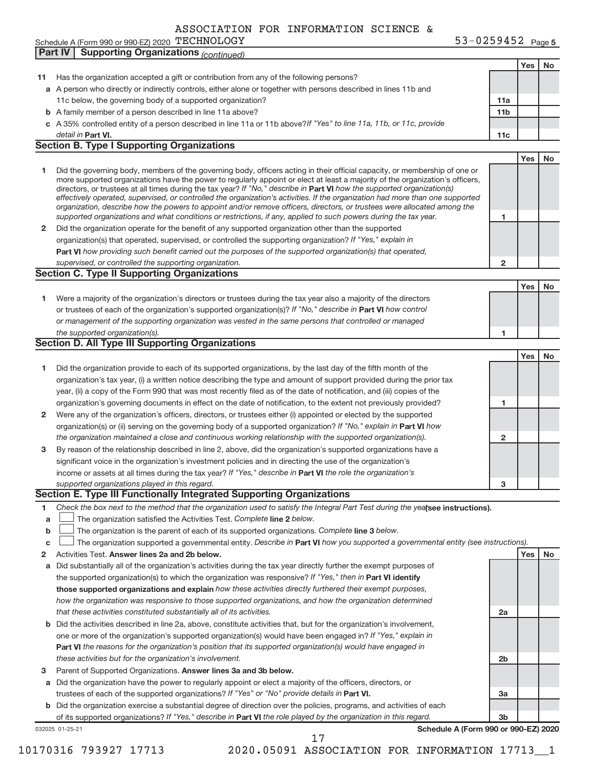ASSOCIATION FOR INFORMATION SCIENCE & TECHNOLOGY

Schedule A (Form 990 or 990-EZ) 2020 53-0259452 Page 5

**Part IV Supporting Organizations** *(continued)*

| | | | Yes | No |
|---|---|---|---|---|
| **11** | Has the organization accepted a gift or contribution from any of the following persons? | | | |
| **a** | A person who directly or indirectly controls, either alone or together with persons described in lines 11b and 11c below, the governing body of a supported organization? | **11a** | | |
| **b** | A family member of a person described in line 11a above? | **11b** | | |
| **c** | A 35% controlled entity of a person described in line 11a or 11b above? *If "Yes" to line 11a, 11b, or 11c, provide detail in* **Part VI.** | **11c** | | |

## Section B. Type I Supporting Organizations

| | | | Yes | No |
|---|---|---|---|---|
| **1** | Did the governing body, members of the governing body, officers acting in their official capacity, or membership of one or more supported organizations have the power to regularly appoint or elect at least a majority of the organization's officers, directors, or trustees at all times during the tax year? *If "No," describe in* **Part VI** *how the supported organization(s) effectively operated, supervised, or controlled the organization's activities. If the organization had more than one supported organization, describe how the powers to appoint and/or remove officers, directors, or trustees were allocated among the supported organizations and what conditions or restrictions, if any, applied to such powers during the tax year.* | **1** | | |
| **2** | Did the organization operate for the benefit of any supported organization other than the supported organization(s) that operated, supervised, or controlled the supporting organization? *If "Yes," explain in* **Part VI** *how providing such benefit carried out the purposes of the supported organization(s) that operated, supervised, or controlled the supporting organization.* | **2** | | |

## Section C. Type II Supporting Organizations

| | | | Yes | No |
|---|---|---|---|---|
| **1** | Were a majority of the organization's directors or trustees during the tax year also a majority of the directors or trustees of each of the organization's supported organization(s)? *If "No," describe in* **Part VI** *how control or management of the supporting organization was vested in the same persons that controlled or managed the supported organization(s).* | **1** | | |

## Section D. All Type III Supporting Organizations

| | | | Yes | No |
|---|---|---|---|---|
| **1** | Did the organization provide to each of its supported organizations, by the last day of the fifth month of the organization's tax year, (i) a written notice describing the type and amount of support provided during the prior tax year, (ii) a copy of the Form 990 that was most recently filed as of the date of notification, and (iii) copies of the organization's governing documents in effect on the date of notification, to the extent not previously provided? | **1** | | |
| **2** | Were any of the organization's officers, directors, or trustees either (i) appointed or elected by the supported organization(s) or (ii) serving on the governing body of a supported organization? *If "No," explain in* **Part VI** *how the organization maintained a close and continuous working relationship with the supported organization(s).* | **2** | | |
| **3** | By reason of the relationship described in line 2, above, did the organization's supported organizations have a significant voice in the organization's investment policies and in directing the use of the organization's income or assets at all times during the tax year? *If "Yes," describe in* **Part VI** *the role the organization's supported organizations played in this regard.* | **3** | | |

## Section E. Type III Functionally Integrated Supporting Organizations

**1** *Check the box next to the method that the organization used to satisfy the Integral Part Test during the year* **(see instructions).**

- **a** ☐ The organization satisfied the Activities Test. *Complete* **line 2** *below.*
- **b** ☐ The organization is the parent of each of its supported organizations. *Complete* **line 3** *below.*
- **c** ☐ The organization supported a governmental entity. *Describe in* **Part VI** *how you supported a governmental entity (see instructions).*

| | | | Yes | No |
|---|---|---|---|---|
| **2** | Activities Test. **Answer lines 2a and 2b below.** | | | |
| **a** | Did substantially all of the organization's activities during the tax year directly further the exempt purposes of the supported organization(s) to which the organization was responsive? *If "Yes," then in* **Part VI identify those supported organizations and explain** *how these activities directly furthered their exempt purposes, how the organization was responsive to those supported organizations, and how the organization determined that these activities constituted substantially all of its activities.* | **2a** | | |
| **b** | Did the activities described in line 2a, above, constitute activities that, but for the organization's involvement, one or more of the organization's supported organization(s) would have been engaged in? *If "Yes," explain in* **Part VI** *the reasons for the organization's position that its supported organization(s) would have engaged in these activities but for the organization's involvement.* | **2b** | | |
| **3** | Parent of Supported Organizations. **Answer lines 3a and 3b below.** | | | |
| **a** | Did the organization have the power to regularly appoint or elect a majority of the officers, directors, or trustees of each of the supported organizations? *If "Yes" or "No" provide details in* **Part VI.** | **3a** | | |
| **b** | Did the organization exercise a substantial degree of direction over the policies, programs, and activities of each of its supported organizations? *If "Yes," describe in* **Part VI** *the role played by the organization in this regard.* | **3b** | | |

032025 01-25-21 **Schedule A (Form 990 or 990-EZ) 2020**

10170316 793927 17713 2020.05091 ASSOCIATION FOR INFORMATION 17713__1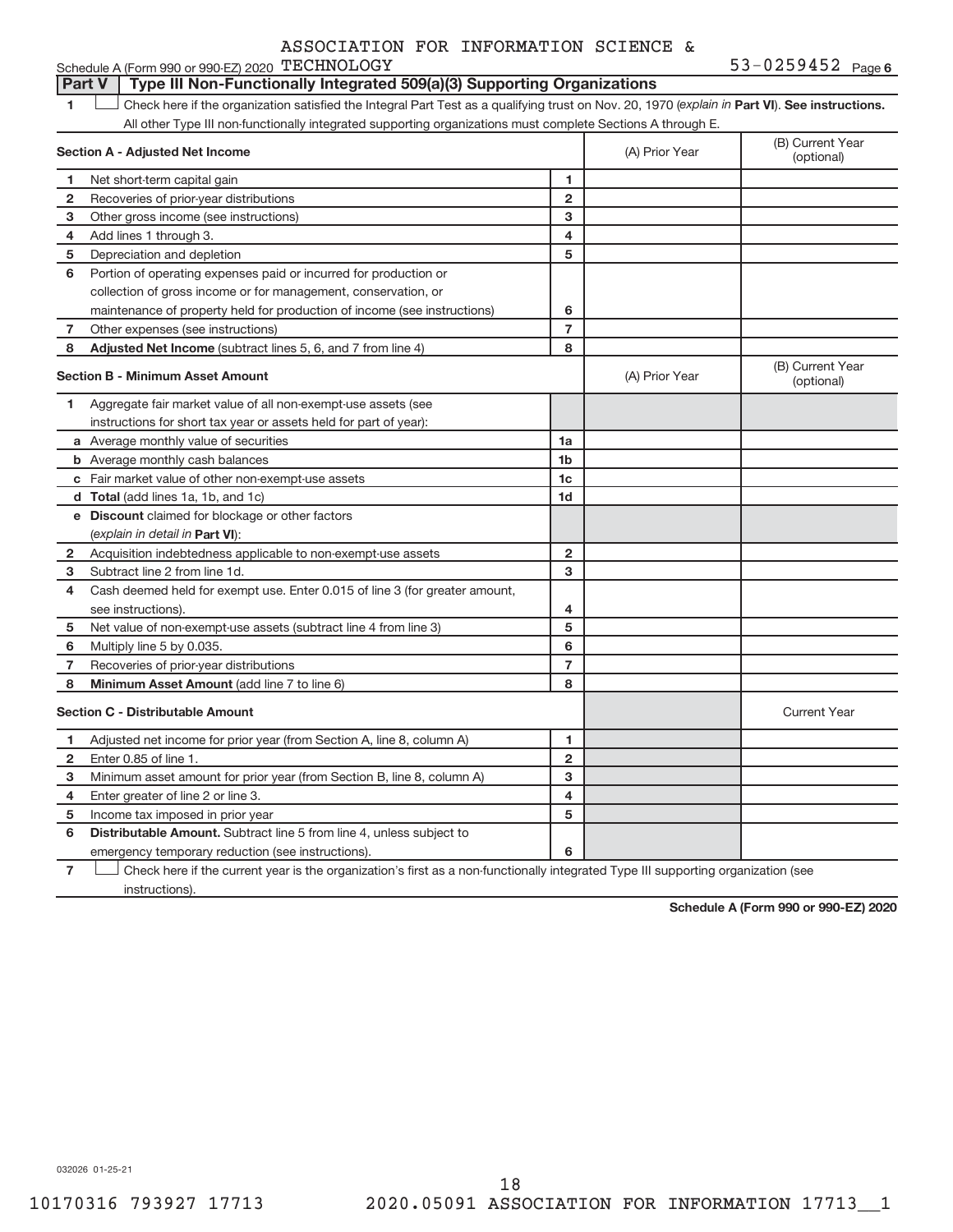ASSOCIATION FOR INFORMATION SCIENCE &

Schedule A (Form 990 or 990-EZ) 2020 TECHNOLOGY 53-0259452 Page 6

## Part V | Type III Non-Functionally Integrated 509(a)(3) Supporting Organizations

1 ☐ Check here if the organization satisfied the Integral Part Test as a qualifying trust on Nov. 20, 1970 (*explain in* **Part VI**). **See instructions.** All other Type III non-functionally integrated supporting organizations must complete Sections A through E.

| **Section A - Adjusted Net Income** | | | (A) Prior Year | (B) Current Year (optional) |
|---|---|---|---|---|
| 1 | Net short-term capital gain | 1 | | |
| 2 | Recoveries of prior-year distributions | 2 | | |
| 3 | Other gross income (see instructions) | 3 | | |
| 4 | Add lines 1 through 3. | 4 | | |
| 5 | Depreciation and depletion | 5 | | |
| 6 | Portion of operating expenses paid or incurred for production or collection of gross income or for management, conservation, or maintenance of property held for production of income (see instructions) | 6 | | |
| 7 | Other expenses (see instructions) | 7 | | |
| 8 | **Adjusted Net Income** (subtract lines 5, 6, and 7 from line 4) | 8 | | |

| **Section B - Minimum Asset Amount** | | | (A) Prior Year | (B) Current Year (optional) |
|---|---|---|---|---|
| 1 | Aggregate fair market value of all non-exempt-use assets (see instructions for short tax year or assets held for part of year): | | | |
| a | Average monthly value of securities | 1a | | |
| b | Average monthly cash balances | 1b | | |
| c | Fair market value of other non-exempt-use assets | 1c | | |
| d | **Total** (add lines 1a, 1b, and 1c) | 1d | | |
| e | **Discount** claimed for blockage or other factors (*explain in detail in* **Part VI**): | | | |
| 2 | Acquisition indebtedness applicable to non-exempt-use assets | 2 | | |
| 3 | Subtract line 2 from line 1d. | 3 | | |
| 4 | Cash deemed held for exempt use. Enter 0.015 of line 3 (for greater amount, see instructions). | 4 | | |
| 5 | Net value of non-exempt-use assets (subtract line 4 from line 3) | 5 | | |
| 6 | Multiply line 5 by 0.035. | 6 | | |
| 7 | Recoveries of prior-year distributions | 7 | | |
| 8 | **Minimum Asset Amount** (add line 7 to line 6) | 8 | | |

| **Section C - Distributable Amount** | | | | Current Year |
|---|---|---|---|---|
| 1 | Adjusted net income for prior year (from Section A, line 8, column A) | 1 | | |
| 2 | Enter 0.85 of line 1. | 2 | | |
| 3 | Minimum asset amount for prior year (from Section B, line 8, column A) | 3 | | |
| 4 | Enter greater of line 2 or line 3. | 4 | | |
| 5 | Income tax imposed in prior year | 5 | | |
| 6 | **Distributable Amount.** Subtract line 5 from line 4, unless subject to emergency temporary reduction (see instructions). | 6 | | |

7 ☐ Check here if the current year is the organization's first as a non-functionally integrated Type III supporting organization (see instructions).

**Schedule A (Form 990 or 990-EZ) 2020**

032026 01-25-21

10170316 793927 17713 2020.05091 ASSOCIATION FOR INFORMATION 17713__1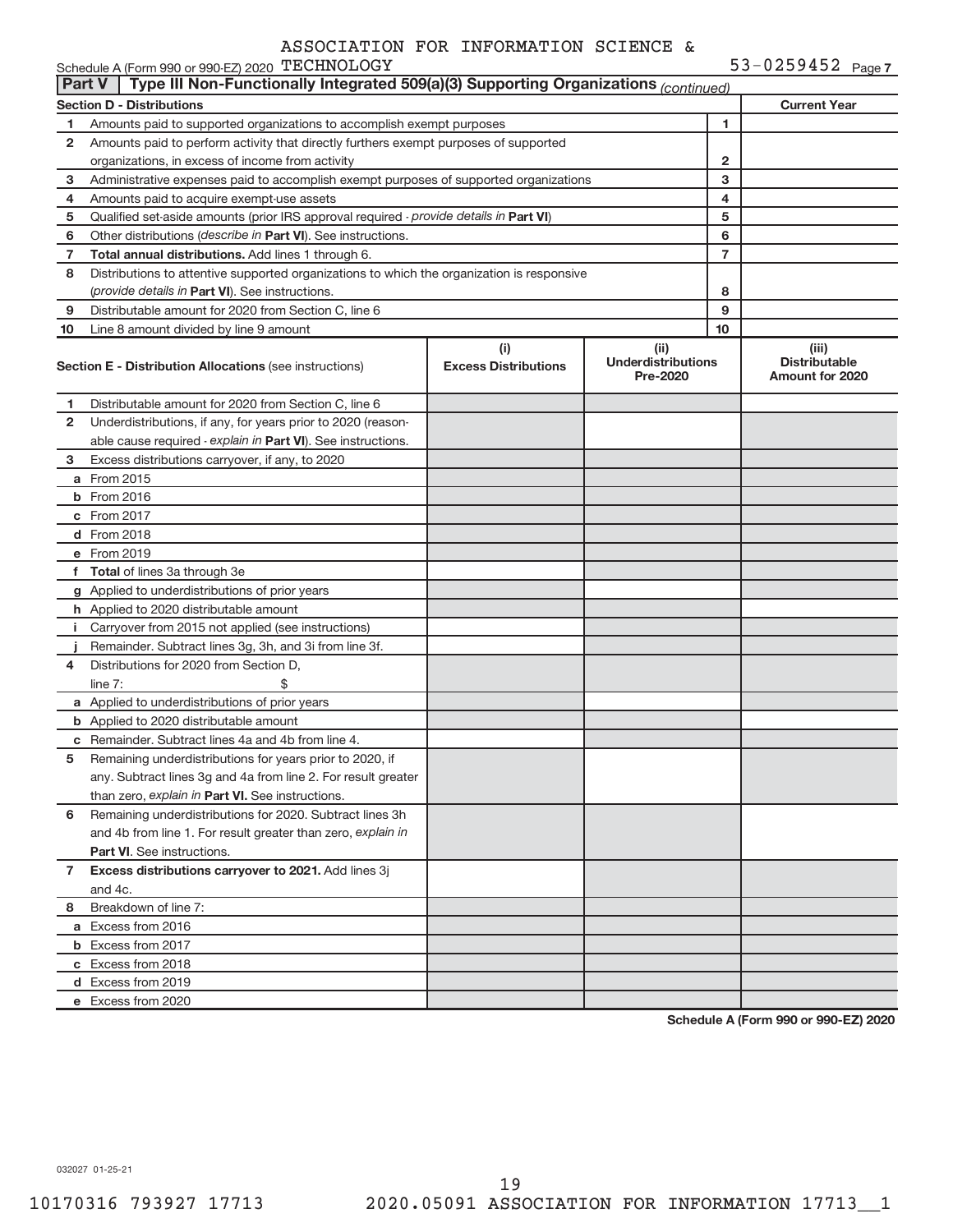ASSOCIATION FOR INFORMATION SCIENCE &

Schedule A (Form 990 or 990-EZ) 2020 TECHNOLOGY 53-0259452 Page 7

## Part V | Type III Non-Functionally Integrated 509(a)(3) Supporting Organizations *(continued)*

| Section D - Distributions | | | Current Year |
|---|---|---|---|
| 1 | Amounts paid to supported organizations to accomplish exempt purposes | 1 | |
| 2 | Amounts paid to perform activity that directly furthers exempt purposes of supported organizations, in excess of income from activity | 2 | |
| 3 | Administrative expenses paid to accomplish exempt purposes of supported organizations | 3 | |
| 4 | Amounts paid to acquire exempt-use assets | 4 | |
| 5 | Qualified set-aside amounts (prior IRS approval required - *provide details in* **Part VI**) | 5 | |
| 6 | Other distributions (*describe in* **Part VI**). See instructions. | 6 | |
| 7 | **Total annual distributions.** Add lines 1 through 6. | 7 | |
| 8 | Distributions to attentive supported organizations to which the organization is responsive (*provide details in* **Part VI**). See instructions. | 8 | |
| 9 | Distributable amount for 2020 from Section C, line 6 | 9 | |
| 10 | Line 8 amount divided by line 9 amount | 10 | |

| | **Section E - Distribution Allocations** (see instructions) | (i) Excess Distributions | (ii) Underdistributions Pre-2020 | (iii) Distributable Amount for 2020 |
|---|---|---|---|---|
| 1 | Distributable amount for 2020 from Section C, line 6 | | | |
| 2 | Underdistributions, if any, for years prior to 2020 (reasonable cause required - *explain in* **Part VI**). See instructions. | | | |
| 3 | Excess distributions carryover, if any, to 2020 | | | |
| a | From 2015 | | | |
| b | From 2016 | | | |
| c | From 2017 | | | |
| d | From 2018 | | | |
| e | From 2019 | | | |
| f | **Total** of lines 3a through 3e | | | |
| g | Applied to underdistributions of prior years | | | |
| h | Applied to 2020 distributable amount | | | |
| i | Carryover from 2015 not applied (see instructions) | | | |
| j | Remainder. Subtract lines 3g, 3h, and 3i from line 3f. | | | |
| 4 | Distributions for 2020 from Section D, line 7: $ | | | |
| a | Applied to underdistributions of prior years | | | |
| b | Applied to 2020 distributable amount | | | |
| c | Remainder. Subtract lines 4a and 4b from line 4. | | | |
| 5 | Remaining underdistributions for years prior to 2020, if any. Subtract lines 3g and 4a from line 2. For result greater than zero, *explain in* **Part VI.** See instructions. | | | |
| 6 | Remaining underdistributions for 2020. Subtract lines 3h and 4b from line 1. For result greater than zero, *explain in* **Part VI**. See instructions. | | | |
| 7 | **Excess distributions carryover to 2021.** Add lines 3j and 4c. | | | |
| 8 | Breakdown of line 7: | | | |
| a | Excess from 2016 | | | |
| b | Excess from 2017 | | | |
| c | Excess from 2018 | | | |
| d | Excess from 2019 | | | |
| e | Excess from 2020 | | | |

**Schedule A (Form 990 or 990-EZ) 2020**

032027 01-25-21

10170316 793927 17713 2020.05091 ASSOCIATION FOR INFORMATION 17713__1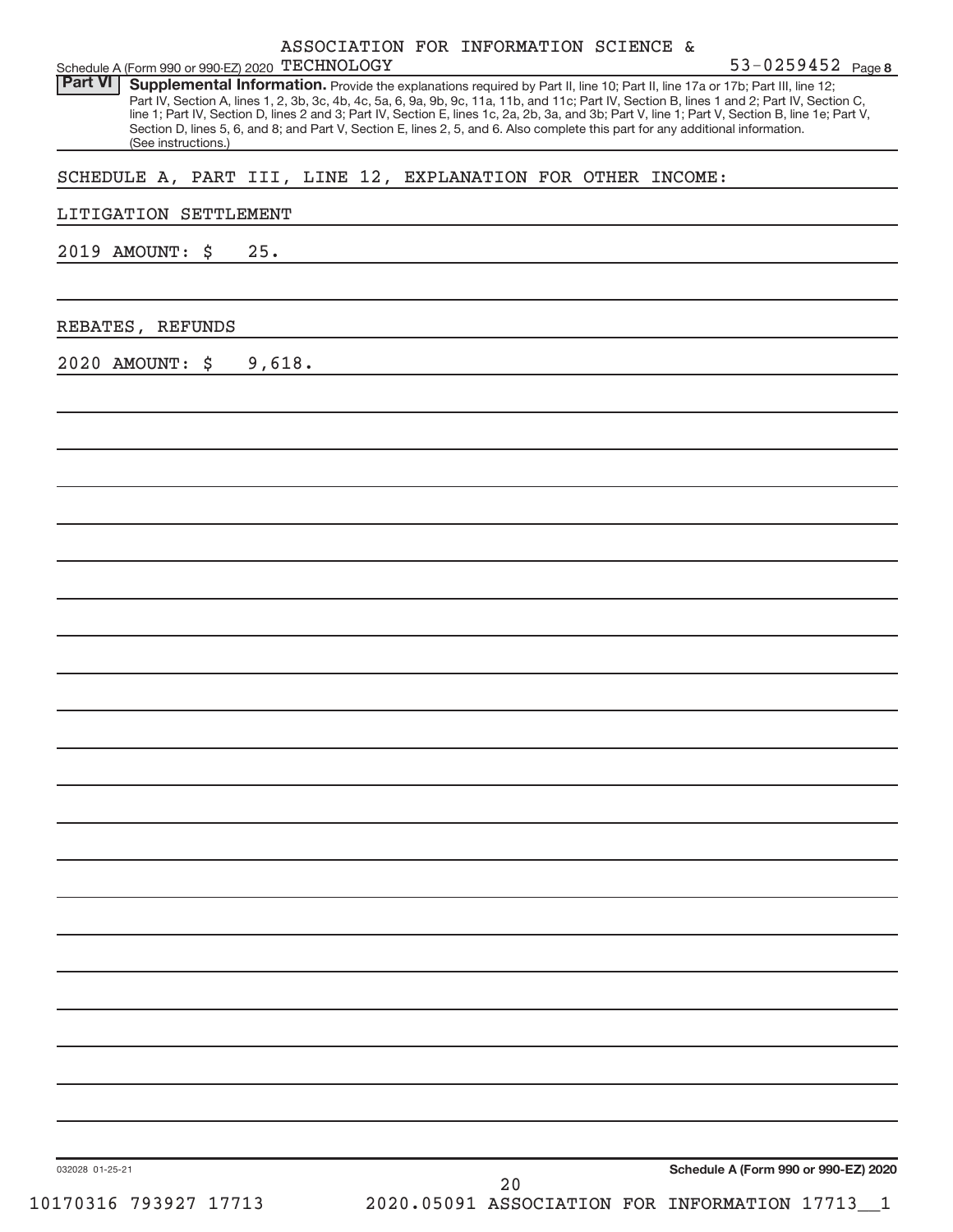ASSOCIATION FOR INFORMATION SCIENCE & TECHNOLOGY

53-0259452

## Part VI Supplemental Information.

Provide the explanations required by Part II, line 10; Part II, line 17a or 17b; Part III, line 12; Part IV, Section A, lines 1, 2, 3b, 3c, 4b, 4c, 5a, 6, 9a, 9b, 9c, 11a, 11b, and 11c; Part IV, Section B, lines 1 and 2; Part IV, Section C, line 1; Part IV, Section D, lines 2 and 3; Part IV, Section E, lines 1c, 2a, 2b, 3a, and 3b; Part V, line 1; Part V, Section B, line 1e; Part V, Section D, lines 5, 6, and 8; and Part V, Section E, lines 2, 5, and 6. Also complete this part for any additional information. (See instructions.)

SCHEDULE A, PART III, LINE 12, EXPLANATION FOR OTHER INCOME:

LITIGATION SETTLEMENT

2019 AMOUNT: $ 25.

REBATES, REFUNDS

2020 AMOUNT: $ 9,618.

032028 01-25-21

Schedule A (Form 990 or 990-EZ) 2020

10170316 793927 17713 2020.05091 ASSOCIATION FOR INFORMATION 17713__1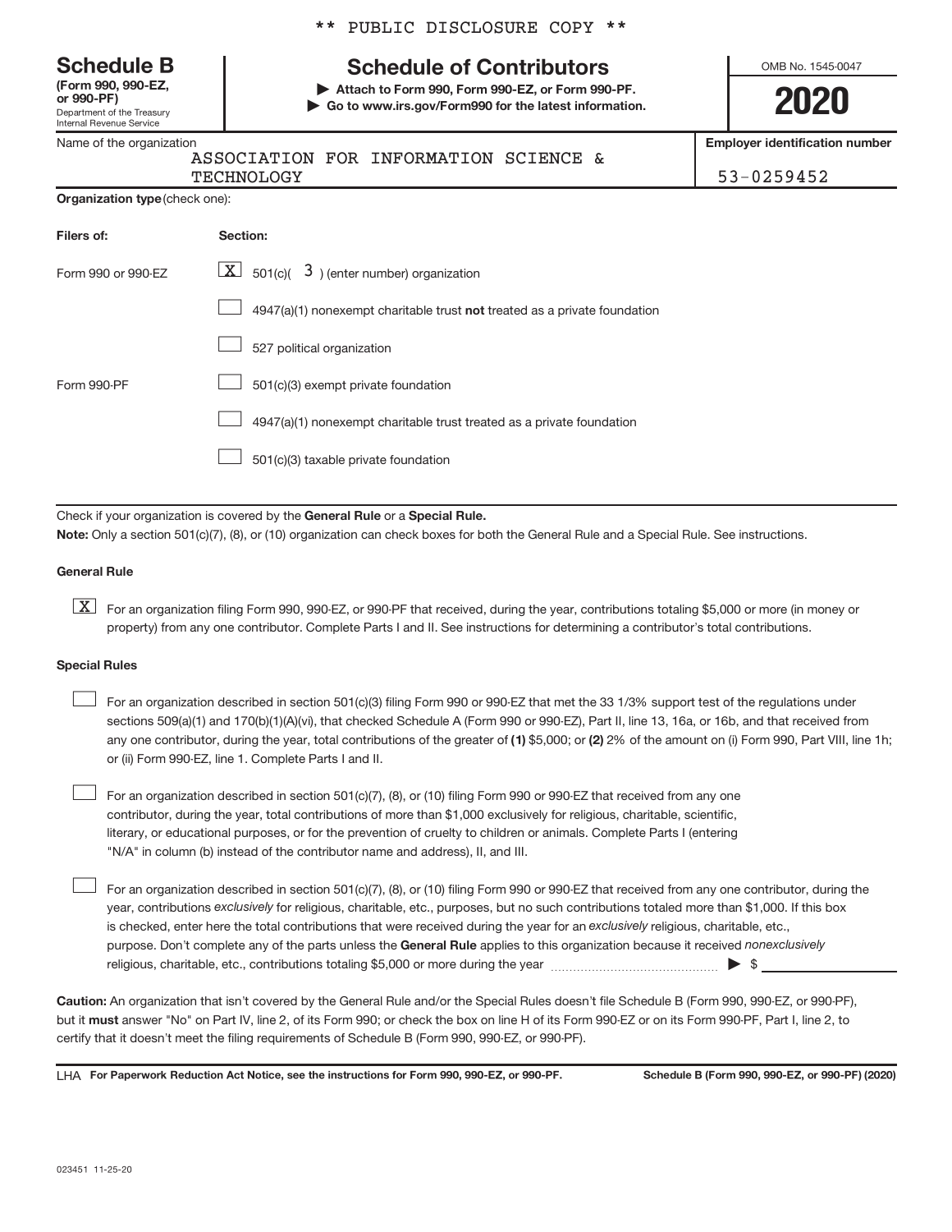** PUBLIC DISCLOSURE COPY **

# Schedule B

**(Form 990, 990-EZ, or 990-PF)**
Department of the Treasury
Internal Revenue Service

## Schedule of Contributors

▶ Attach to Form 990, Form 990-EZ, or Form 990-PF.
▶ Go to www.irs.gov/Form990 for the latest information.

OMB No. 1545-0047

**2020**

| Name of the organization | Employer identification number |
|---|---|
| ASSOCIATION FOR INFORMATION SCIENCE & TECHNOLOGY | 53-0259452 |

**Organization type** (check one):

| Filers of: | Section: |
|---|---|
| Form 990 or 990-EZ | [X] 501(c)( 3 ) (enter number) organization |
| | [ ] 4947(a)(1) nonexempt charitable trust **not** treated as a private foundation |
| | [ ] 527 political organization |
| Form 990-PF | [ ] 501(c)(3) exempt private foundation |
| | [ ] 4947(a)(1) nonexempt charitable trust treated as a private foundation |
| | [ ] 501(c)(3) taxable private foundation |

Check if your organization is covered by the **General Rule** or a **Special Rule.**

**Note:** Only a section 501(c)(7), (8), or (10) organization can check boxes for both the General Rule and a Special Rule. See instructions.

### General Rule

[X] For an organization filing Form 990, 990-EZ, or 990-PF that received, during the year, contributions totaling $5,000 or more (in money or property) from any one contributor. Complete Parts I and II. See instructions for determining a contributor's total contributions.

### Special Rules

[ ] For an organization described in section 501(c)(3) filing Form 990 or 990-EZ that met the 33 1/3% support test of the regulations under sections 509(a)(1) and 170(b)(1)(A)(vi), that checked Schedule A (Form 990 or 990-EZ), Part II, line 13, 16a, or 16b, and that received from any one contributor, during the year, total contributions of the greater of **(1)** $5,000; or **(2)** 2% of the amount on (i) Form 990, Part VIII, line 1h; or (ii) Form 990-EZ, line 1. Complete Parts I and II.

[ ] For an organization described in section 501(c)(7), (8), or (10) filing Form 990 or 990-EZ that received from any one contributor, during the year, total contributions of more than $1,000 exclusively for religious, charitable, scientific, literary, or educational purposes, or for the prevention of cruelty to children or animals. Complete Parts I (entering "N/A" in column (b) instead of the contributor name and address), II, and III.

[ ] For an organization described in section 501(c)(7), (8), or (10) filing Form 990 or 990-EZ that received from any one contributor, during the year, contributions *exclusively* for religious, charitable, etc., purposes, but no such contributions totaled more than $1,000. If this box is checked, enter here the total contributions that were received during the year for an *exclusively* religious, charitable, etc., purpose. Don't complete any of the parts unless the **General Rule** applies to this organization because it received *nonexclusively* religious, charitable, etc., contributions totaling $5,000 or more during the year ▶ $ ____________

**Caution:** An organization that isn't covered by the General Rule and/or the Special Rules doesn't file Schedule B (Form 990, 990-EZ, or 990-PF), but it **must** answer "No" on Part IV, line 2, of its Form 990; or check the box on line H of its Form 990-EZ or on its Form 990-PF, Part I, line 2, to certify that it doesn't meet the filing requirements of Schedule B (Form 990, 990-EZ, or 990-PF).

LHA **For Paperwork Reduction Act Notice, see the instructions for Form 990, 990-EZ, or 990-PF.** **Schedule B (Form 990, 990-EZ, or 990-PF) (2020)**

023451 11-25-20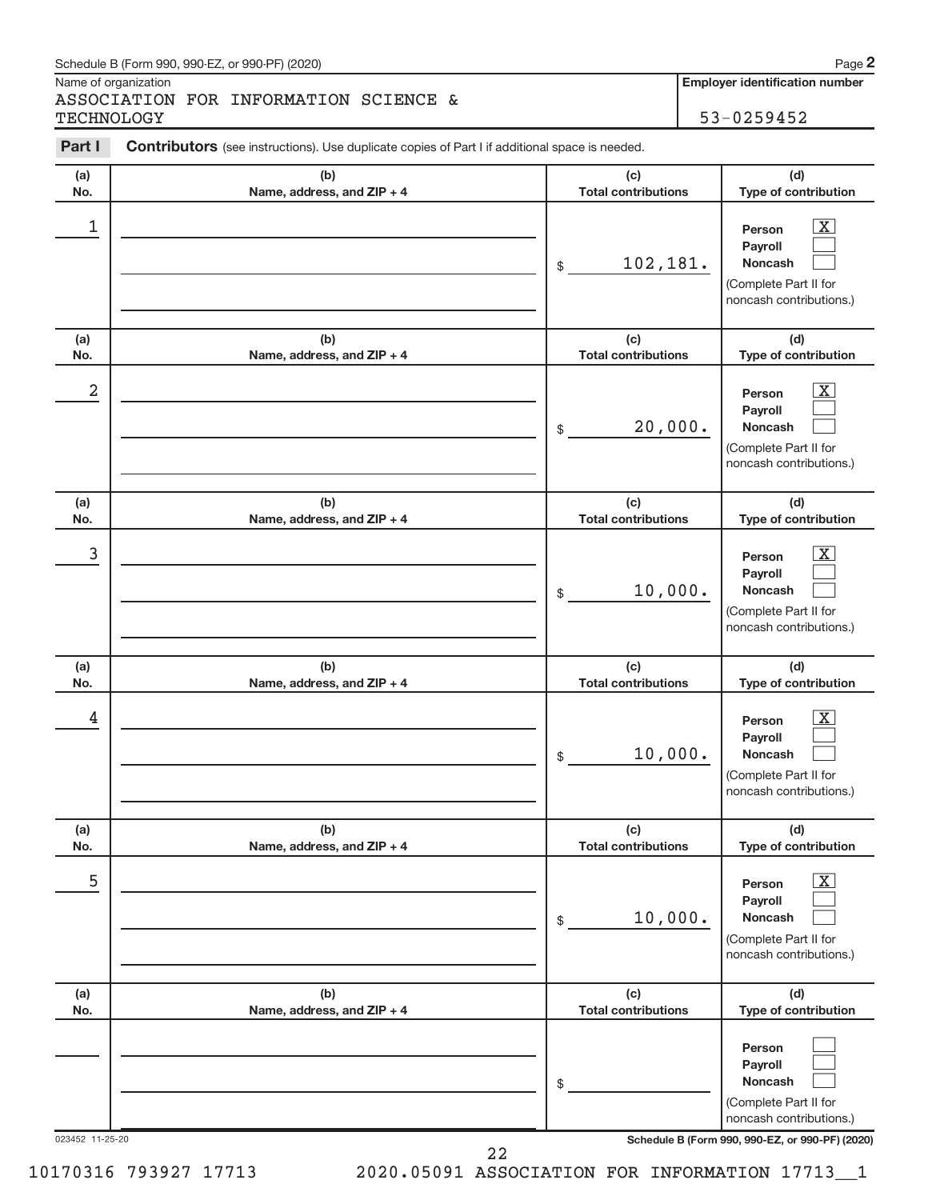Schedule B (Form 990, 990-EZ, or 990-PF) (2020) Page **2**

Name of organization
ASSOCIATION FOR INFORMATION SCIENCE & TECHNOLOGY

**Employer identification number**
53-0259452

**Part I** **Contributors** (see instructions). Use duplicate copies of Part I if additional space is needed.

| (a) No. | (b) Name, address, and ZIP + 4 | (c) Total contributions | (d) Type of contribution |
|---|---|---|---|
| 1 | | $ 102,181. | Person [X] Payroll [ ] Noncash [ ] (Complete Part II for noncash contributions.) |
| 2 | | $ 20,000. | Person [X] Payroll [ ] Noncash [ ] (Complete Part II for noncash contributions.) |
| 3 | | $ 10,000. | Person [X] Payroll [ ] Noncash [ ] (Complete Part II for noncash contributions.) |
| 4 | | $ 10,000. | Person [X] Payroll [ ] Noncash [ ] (Complete Part II for noncash contributions.) |
| 5 | | $ 10,000. | Person [X] Payroll [ ] Noncash [ ] (Complete Part II for noncash contributions.) |
| | | $ | Person [ ] Payroll [ ] Noncash [ ] (Complete Part II for noncash contributions.) |

023452 11-25-20 **Schedule B (Form 990, 990-EZ, or 990-PF) (2020)**

10170316 793927 17713 2020.05091 ASSOCIATION FOR INFORMATION 17713__1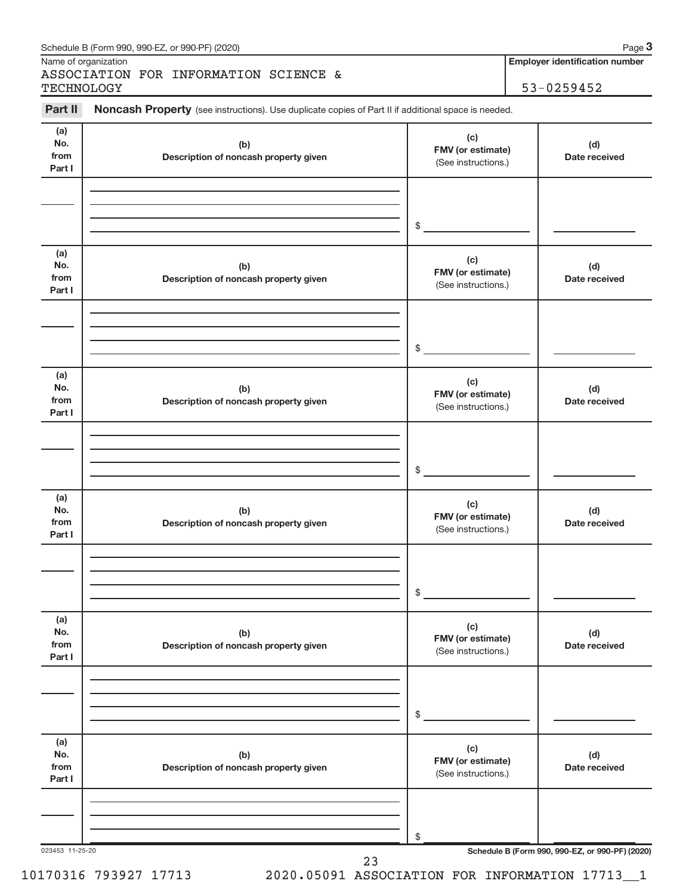Name of organization

ASSOCIATION FOR INFORMATION SCIENCE & TECHNOLOGY

**Employer identification number**

53-0259452

**Part II** **Noncash Property** (see instructions). Use duplicate copies of Part II if additional space is needed.

| (a) No. from Part I | (b) Description of noncash property given | (c) FMV (or estimate) (See instructions.) | (d) Date received |
|---|---|---|---|
| | | $ | |

| (a) No. from Part I | (b) Description of noncash property given | (c) FMV (or estimate) (See instructions.) | (d) Date received |
|---|---|---|---|
| | | $ | |

| (a) No. from Part I | (b) Description of noncash property given | (c) FMV (or estimate) (See instructions.) | (d) Date received |
|---|---|---|---|
| | | $ | |

| (a) No. from Part I | (b) Description of noncash property given | (c) FMV (or estimate) (See instructions.) | (d) Date received |
|---|---|---|---|
| | | $ | |

| (a) No. from Part I | (b) Description of noncash property given | (c) FMV (or estimate) (See instructions.) | (d) Date received |
|---|---|---|---|
| | | $ | |

| (a) No. from Part I | (b) Description of noncash property given | (c) FMV (or estimate) (See instructions.) | (d) Date received |
|---|---|---|---|
| | | $ | |

023453 11-25-20

**Schedule B (Form 990, 990-EZ, or 990-PF) (2020)**

10170316 793927 17713 2020.05091 ASSOCIATION FOR INFORMATION 17713__1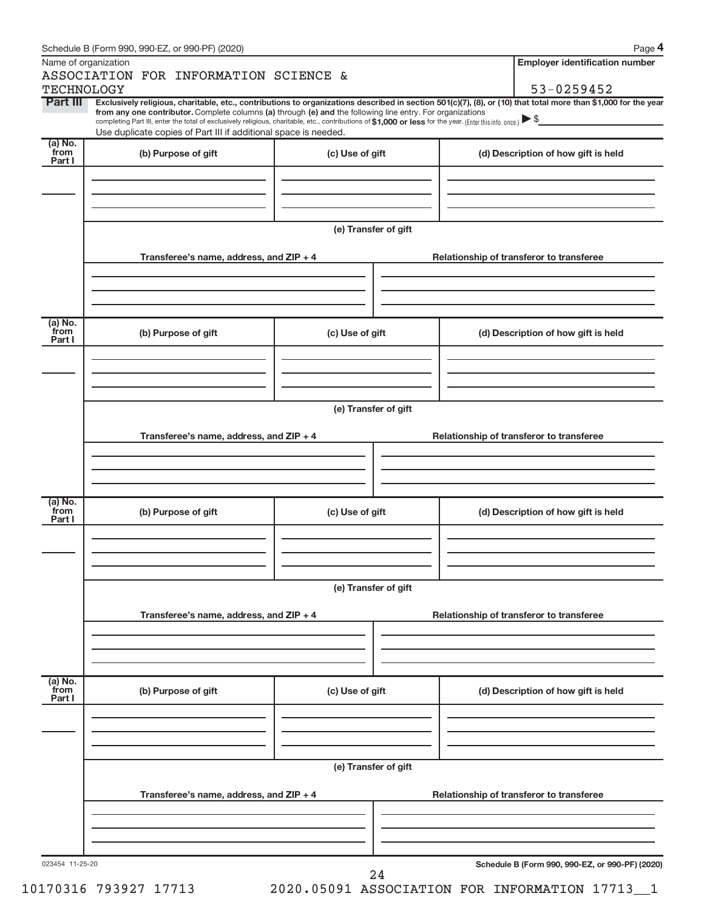Schedule B (Form 990, 990-EZ, or 990-PF) (2020)

| Name of organization | Employer identification number |
|---|---|
| ASSOCIATION FOR INFORMATION SCIENCE & TECHNOLOGY | 53-0259452 |

**Part III** **Exclusively religious, charitable, etc., contributions to organizations described in section 501(c)(7), (8), or (10) that total more than $1,000 for the year from any one contributor.** Complete columns **(a)** through **(e) and** the following line entry. For organizations completing Part III, enter the total of exclusively religious, charitable, etc., contributions of **$1,000 or less** for the year. (Enter this info. once.) ▶ $

Use duplicate copies of Part III if additional space is needed.

| (a) No. from Part I | (b) Purpose of gift | (c) Use of gift | (d) Description of how gift is held |
|---|---|---|---|
| | | | |

**(e) Transfer of gift**

| Transferee's name, address, and ZIP + 4 | Relationship of transferor to transferee |
|---|---|
| | |

| (a) No. from Part I | (b) Purpose of gift | (c) Use of gift | (d) Description of how gift is held |
|---|---|---|---|
| | | | |

**(e) Transfer of gift**

| Transferee's name, address, and ZIP + 4 | Relationship of transferor to transferee |
|---|---|
| | |

| (a) No. from Part I | (b) Purpose of gift | (c) Use of gift | (d) Description of how gift is held |
|---|---|---|---|
| | | | |

**(e) Transfer of gift**

| Transferee's name, address, and ZIP + 4 | Relationship of transferor to transferee |
|---|---|
| | |

| (a) No. from Part I | (b) Purpose of gift | (c) Use of gift | (d) Description of how gift is held |
|---|---|---|---|
| | | | |

**(e) Transfer of gift**

| Transferee's name, address, and ZIP + 4 | Relationship of transferor to transferee |
|---|---|
| | |

023454 11-25-20

**Schedule B (Form 990, 990-EZ, or 990-PF) (2020)**

10170316 793927 17713 2020.05091 ASSOCIATION FOR INFORMATION 17713__1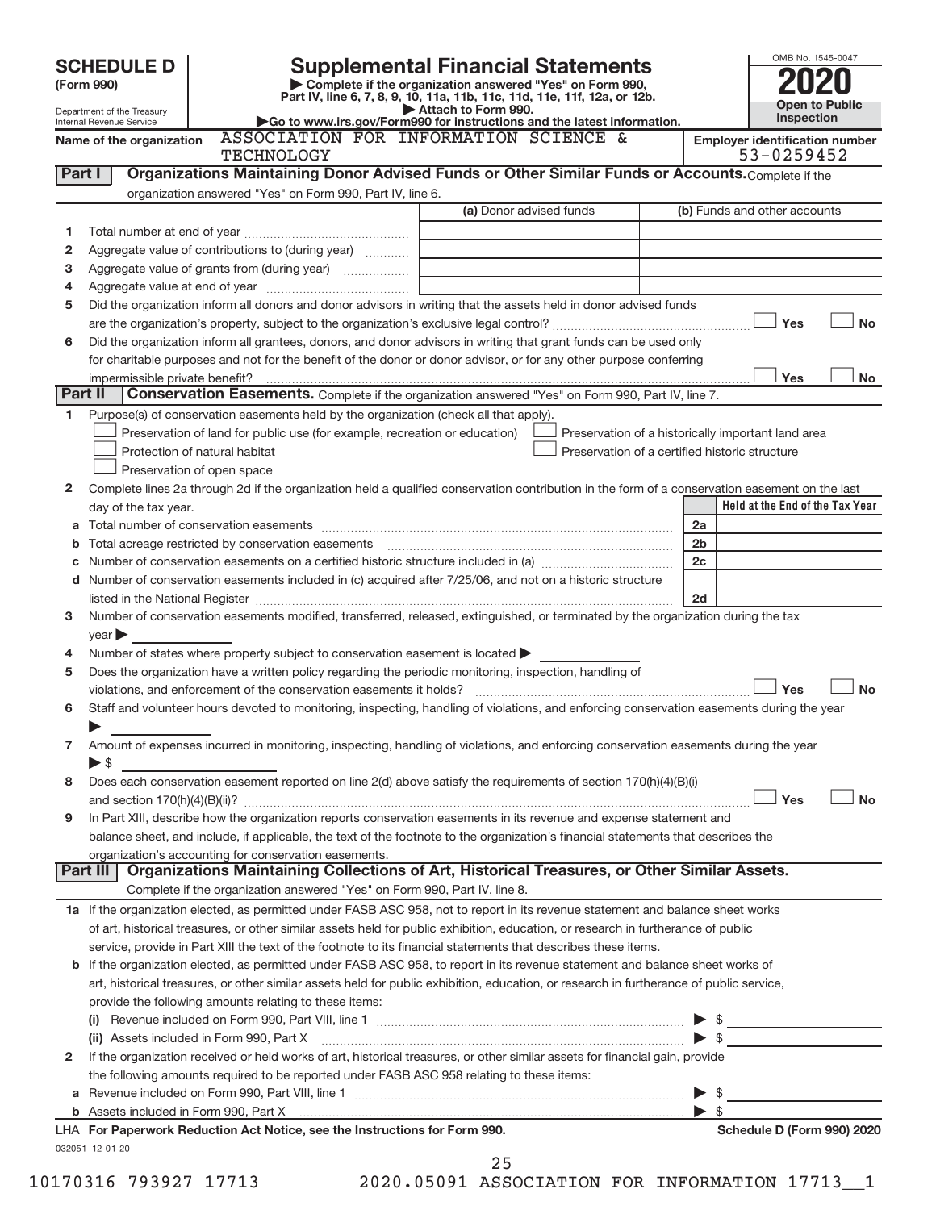# SCHEDULE D (Form 990)

Department of the Treasury
Internal Revenue Service

## Supplemental Financial Statements

▶ Complete if the organization answered "Yes" on Form 990, Part IV, line 6, 7, 8, 9, 10, 11a, 11b, 11c, 11d, 11e, 11f, 12a, or 12b.
▶ Attach to Form 990.
▶Go to www.irs.gov/Form990 for instructions and the latest information.

OMB No. 1545-0047

**2020**

**Open to Public Inspection**

Name of the organization: ASSOCIATION FOR INFORMATION SCIENCE & TECHNOLOGY

Employer identification number: 53-0259452

### Part I — Organizations Maintaining Donor Advised Funds or Other Similar Funds or Accounts.

Complete if the organization answered "Yes" on Form 990, Part IV, line 6.

| | | (a) Donor advised funds | (b) Funds and other accounts |
|---|---|---|---|
| 1 | Total number at end of year | | |
| 2 | Aggregate value of contributions to (during year) | | |
| 3 | Aggregate value of grants from (during year) | | |
| 4 | Aggregate value at end of year | | |

5 Did the organization inform all donors and donor advisors in writing that the assets held in donor advised funds are the organization's property, subject to the organization's exclusive legal control? ☐ Yes ☐ No

6 Did the organization inform all grantees, donors, and donor advisors in writing that grant funds can be used only for charitable purposes and not for the benefit of the donor or donor advisor, or for any other purpose conferring impermissible private benefit? ☐ Yes ☐ No

### Part II — Conservation Easements.

Complete if the organization answered "Yes" on Form 990, Part IV, line 7.

1 Purpose(s) of conservation easements held by the organization (check all that apply).

- ☐ Preservation of land for public use (for example, recreation or education)
- ☐ Preservation of a historically important land area
- ☐ Protection of natural habitat
- ☐ Preservation of a certified historic structure
- ☐ Preservation of open space

2 Complete lines 2a through 2d if the organization held a qualified conservation contribution in the form of a conservation easement on the last day of the tax year.

| | | | Held at the End of the Tax Year |
|---|---|---|---|
| a | Total number of conservation easements | 2a | |
| b | Total acreage restricted by conservation easements | 2b | |
| c | Number of conservation easements on a certified historic structure included in (a) | 2c | |
| d | Number of conservation easements included in (c) acquired after 7/25/06, and not on a historic structure listed in the National Register | 2d | |

3 Number of conservation easements modified, transferred, released, extinguished, or terminated by the organization during the tax year ▶

4 Number of states where property subject to conservation easement is located ▶

5 Does the organization have a written policy regarding the periodic monitoring, inspection, handling of violations, and enforcement of the conservation easements it holds? ☐ Yes ☐ No

6 Staff and volunteer hours devoted to monitoring, inspecting, handling of violations, and enforcing conservation easements during the year ▶

7 Amount of expenses incurred in monitoring, inspecting, handling of violations, and enforcing conservation easements during the year ▶ $

8 Does each conservation easement reported on line 2(d) above satisfy the requirements of section 170(h)(4)(B)(i) and section 170(h)(4)(B)(ii)? ☐ Yes ☐ No

9 In Part XIII, describe how the organization reports conservation easements in its revenue and expense statement and balance sheet, and include, if applicable, the text of the footnote to the organization's financial statements that describes the organization's accounting for conservation easements.

### Part III — Organizations Maintaining Collections of Art, Historical Treasures, or Other Similar Assets.

Complete if the organization answered "Yes" on Form 990, Part IV, line 8.

1a If the organization elected, as permitted under FASB ASC 958, not to report in its revenue statement and balance sheet works of art, historical treasures, or other similar assets held for public exhibition, education, or research in furtherance of public service, provide in Part XIII the text of the footnote to its financial statements that describes these items.

b If the organization elected, as permitted under FASB ASC 958, to report in its revenue statement and balance sheet works of art, historical treasures, or other similar assets held for public exhibition, education, or research in furtherance of public service, provide the following amounts relating to these items:

(i) Revenue included on Form 990, Part VIII, line 1 ▶ $

(ii) Assets included in Form 990, Part X ▶ $

2 If the organization received or held works of art, historical treasures, or other similar assets for financial gain, provide the following amounts required to be reported under FASB ASC 958 relating to these items:

a Revenue included on Form 990, Part VIII, line 1 ▶ $

b Assets included in Form 990, Part X ▶ $

LHA For Paperwork Reduction Act Notice, see the Instructions for Form 990. — Schedule D (Form 990) 2020

032051 12-01-20

10170316 793927 17713 — 2020.05091 ASSOCIATION FOR INFORMATION 17713__1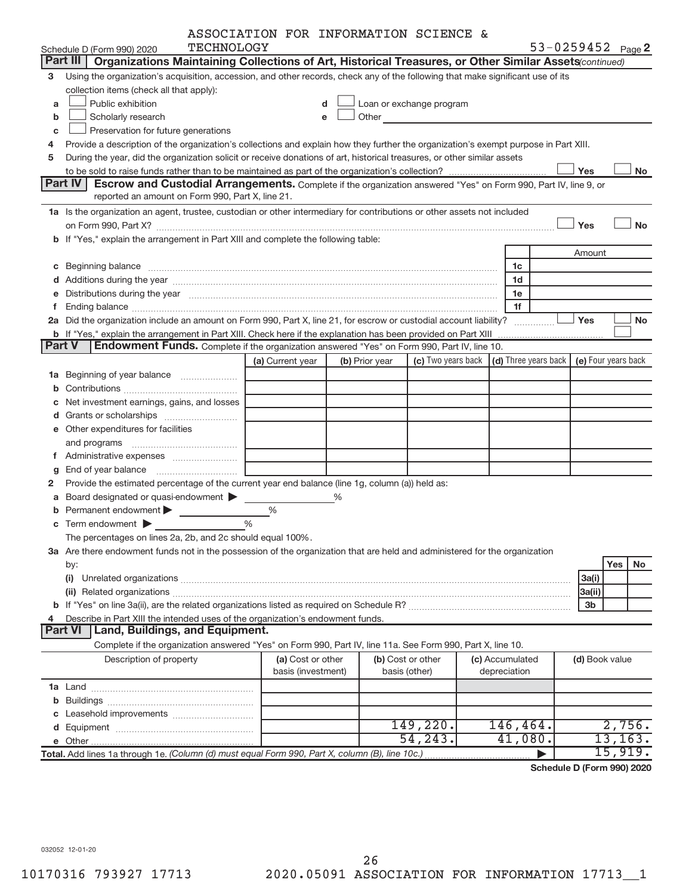ASSOCIATION FOR INFORMATION SCIENCE & TECHNOLOGY

Schedule D (Form 990) 2020 53-0259452 Page 2

**Part III | Organizations Maintaining Collections of Art, Historical Treasures, or Other Similar Assets** *(continued)*

3 Using the organization's acquisition, accession, and other records, check any of the following that make significant use of its collection items (check all that apply):

- a ☐ Public exhibition
- b ☐ Scholarly research
- c ☐ Preservation for future generations
- d ☐ Loan or exchange program
- e ☐ Other

4 Provide a description of the organization's collections and explain how they further the organization's exempt purpose in Part XIII.

5 During the year, did the organization solicit or receive donations of art, historical treasures, or other similar assets to be sold to raise funds rather than to be maintained as part of the organization's collection? ☐ Yes ☐ No

**Part IV | Escrow and Custodial Arrangements.** Complete if the organization answered "Yes" on Form 990, Part IV, line 9, or reported an amount on Form 990, Part X, line 21.

1a Is the organization an agent, trustee, custodian or other intermediary for contributions or other assets not included on Form 990, Part X? ☐ Yes ☐ No

b If "Yes," explain the arrangement in Part XIII and complete the following table:

| | | Amount |
|---|---|---|
| c Beginning balance | 1c | |
| d Additions during the year | 1d | |
| e Distributions during the year | 1e | |
| f Ending balance | 1f | |

2a Did the organization include an amount on Form 990, Part X, line 21, for escrow or custodial account liability? ☐ Yes ☐ No

b If "Yes," explain the arrangement in Part XIII. Check here if the explanation has been provided on Part XIII ☐

**Part V | Endowment Funds.** Complete if the organization answered "Yes" on Form 990, Part IV, line 10.

| | (a) Current year | (b) Prior year | (c) Two years back | (d) Three years back | (e) Four years back |
|---|---|---|---|---|---|
| 1a Beginning of year balance | | | | | |
| b Contributions | | | | | |
| c Net investment earnings, gains, and losses | | | | | |
| d Grants or scholarships | | | | | |
| e Other expenditures for facilities and programs | | | | | |
| f Administrative expenses | | | | | |
| g End of year balance | | | | | |

2 Provide the estimated percentage of the current year end balance (line 1g, column (a)) held as:

- a Board designated or quasi-endowment ▶ ______ %
- b Permanent endowment ▶ ______ %
- c Term endowment ▶ ______ %

The percentages on lines 2a, 2b, and 2c should equal 100%.

3a Are there endowment funds not in the possession of the organization that are held and administered for the organization by:

| | | Yes | No |
|---|---|---|---|
| (i) Unrelated organizations | 3a(i) | | |
| (ii) Related organizations | 3a(ii) | | |
| b If "Yes" on line 3a(ii), are the related organizations listed as required on Schedule R? | 3b | | |

4 Describe in Part XIII the intended uses of the organization's endowment funds.

**Part VI | Land, Buildings, and Equipment.**

Complete if the organization answered "Yes" on Form 990, Part IV, line 11a. See Form 990, Part X, line 10.

| Description of property | (a) Cost or other basis (investment) | (b) Cost or other basis (other) | (c) Accumulated depreciation | (d) Book value |
|---|---|---|---|---|
| 1a Land | | | | |
| b Buildings | | | | |
| c Leasehold improvements | | | | |
| d Equipment | | 149,220. | 146,464. | 2,756. |
| e Other | | 54,243. | 41,080. | 13,163. |
| **Total.** Add lines 1a through 1e. *(Column (d) must equal Form 990, Part X, column (B), line 10c.)* | | | ▶ | 15,919. |

**Schedule D (Form 990) 2020**

032052 12-01-20

10170316 793927 17713 2020.05091 ASSOCIATION FOR INFORMATION 17713__1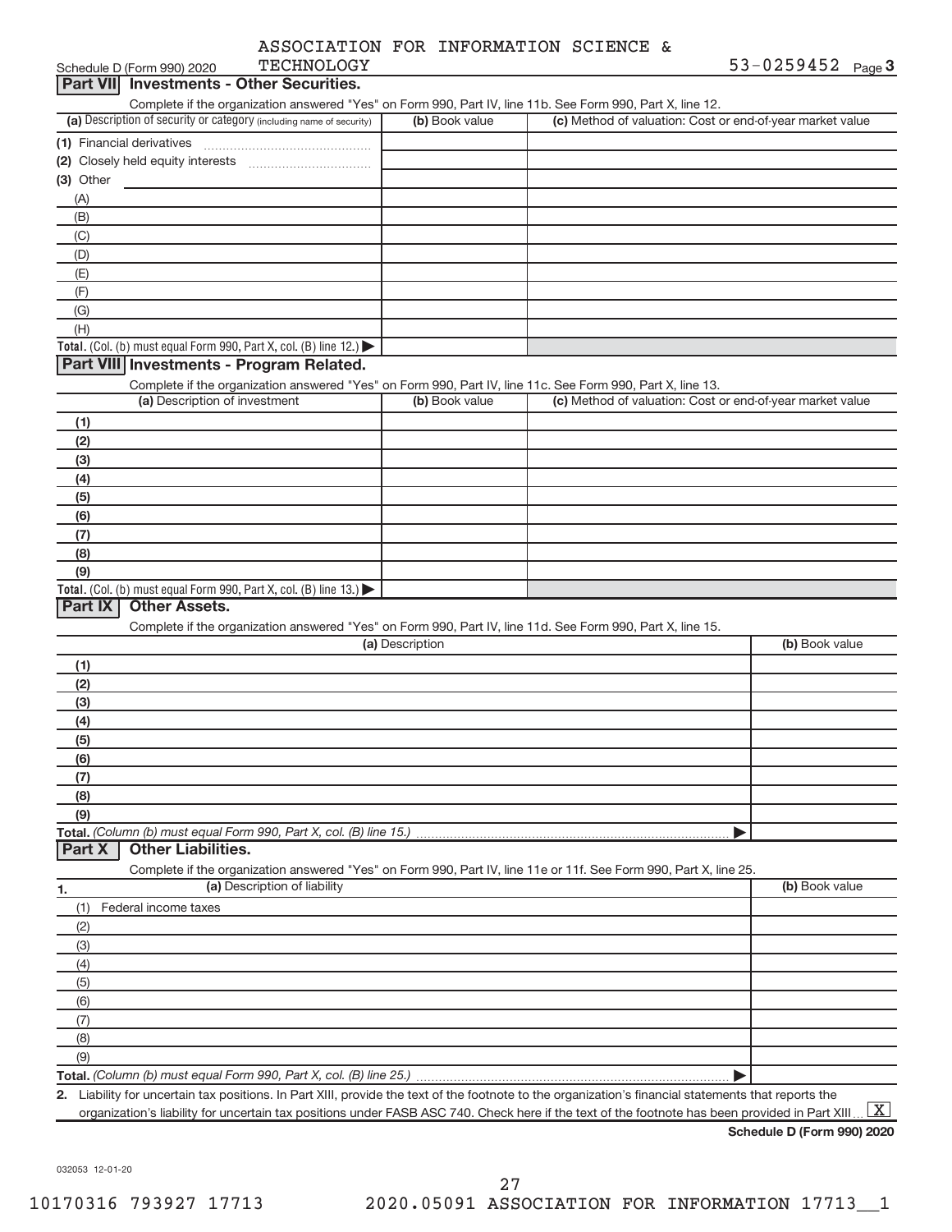Schedule D (Form 990) 2020 ASSOCIATION FOR INFORMATION SCIENCE & TECHNOLOGY 53-0259452 Page **3**

## Part VII Investments - Other Securities.

Complete if the organization answered "Yes" on Form 990, Part IV, line 11b. See Form 990, Part X, line 12.

| (a) Description of security or category (including name of security) | (b) Book value | (c) Method of valuation: Cost or end-of-year market value |
|---|---|---|
| (1) Financial derivatives | | |
| (2) Closely held equity interests | | |
| (3) Other | | |
| (A) | | |
| (B) | | |
| (C) | | |
| (D) | | |
| (E) | | |
| (F) | | |
| (G) | | |
| (H) | | |
| **Total.** (Col. (b) must equal Form 990, Part X, col. (B) line 12.) ▶ | | |

## Part VIII Investments - Program Related.

Complete if the organization answered "Yes" on Form 990, Part IV, line 11c. See Form 990, Part X, line 13.

| (a) Description of investment | (b) Book value | (c) Method of valuation: Cost or end-of-year market value |
|---|---|---|
| (1) | | |
| (2) | | |
| (3) | | |
| (4) | | |
| (5) | | |
| (6) | | |
| (7) | | |
| (8) | | |
| (9) | | |
| **Total.** (Col. (b) must equal Form 990, Part X, col. (B) line 13.) ▶ | | |

## Part IX Other Assets.

Complete if the organization answered "Yes" on Form 990, Part IV, line 11d. See Form 990, Part X, line 15.

| (a) Description | (b) Book value |
|---|---|
| (1) | |
| (2) | |
| (3) | |
| (4) | |
| (5) | |
| (6) | |
| (7) | |
| (8) | |
| (9) | |
| **Total.** *(Column (b) must equal Form 990, Part X, col. (B) line 15.)* ▶ | |

## Part X Other Liabilities.

Complete if the organization answered "Yes" on Form 990, Part IV, line 11e or 11f. See Form 990, Part X, line 25.

| 1. (a) Description of liability | (b) Book value |
|---|---|
| (1) Federal income taxes | |
| (2) | |
| (3) | |
| (4) | |
| (5) | |
| (6) | |
| (7) | |
| (8) | |
| (9) | |
| **Total.** *(Column (b) must equal Form 990, Part X, col. (B) line 25.)* ▶ | |

**2.** Liability for uncertain tax positions. In Part XIII, provide the text of the footnote to the organization's financial statements that reports the organization's liability for uncertain tax positions under FASB ASC 740. Check here if the text of the footnote has been provided in Part XIII ... [X]

**Schedule D (Form 990) 2020**

032053 12-01-20

10170316 793927 17713 2020.05091 ASSOCIATION FOR INFORMATION 17713__1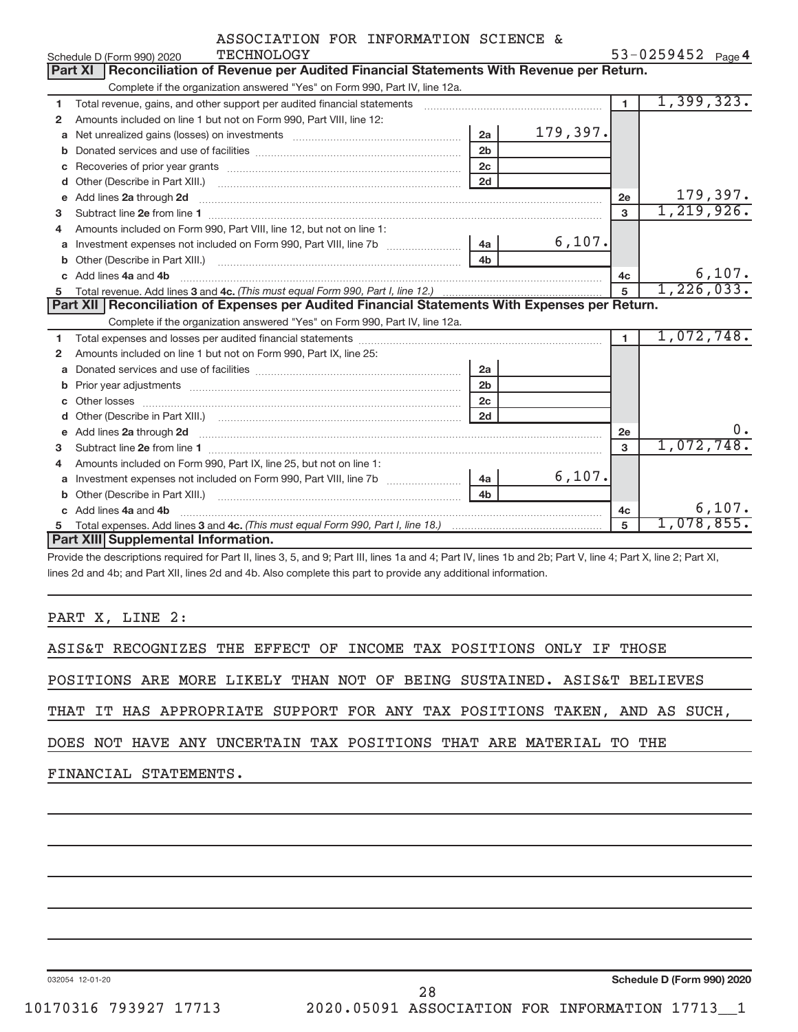ASSOCIATION FOR INFORMATION SCIENCE & TECHNOLOGY

Schedule D (Form 990) 2020 — 53-0259452 Page 4

## Part XI Reconciliation of Revenue per Audited Financial Statements With Revenue per Return.

Complete if the organization answered "Yes" on Form 990, Part IV, line 12a.

| | | | | | |
|---|---|---|---|---|---|
| 1 | Total revenue, gains, and other support per audited financial statements | | | 1 | 1,399,323. |
| 2 | Amounts included on line 1 but not on Form 990, Part VIII, line 12: | | | | |
| a | Net unrealized gains (losses) on investments | 2a | 179,397. | | |
| b | Donated services and use of facilities | 2b | | | |
| c | Recoveries of prior year grants | 2c | | | |
| d | Other (Describe in Part XIII.) | 2d | | | |
| e | Add lines 2a through 2d | | | 2e | 179,397. |
| 3 | Subtract line 2e from line 1 | | | 3 | 1,219,926. |
| 4 | Amounts included on Form 990, Part VIII, line 12, but not on line 1: | | | | |
| a | Investment expenses not included on Form 990, Part VIII, line 7b | 4a | 6,107. | | |
| b | Other (Describe in Part XIII.) | 4b | | | |
| c | Add lines 4a and 4b | | | 4c | 6,107. |
| 5 | Total revenue. Add lines 3 and 4c. *(This must equal Form 990, Part I, line 12.)* | | | 5 | 1,226,033. |

## Part XII Reconciliation of Expenses per Audited Financial Statements With Expenses per Return.

Complete if the organization answered "Yes" on Form 990, Part IV, line 12a.

| | | | | | |
|---|---|---|---|---|---|
| 1 | Total expenses and losses per audited financial statements | | | 1 | 1,072,748. |
| 2 | Amounts included on line 1 but not on Form 990, Part IX, line 25: | | | | |
| a | Donated services and use of facilities | 2a | | | |
| b | Prior year adjustments | 2b | | | |
| c | Other losses | 2c | | | |
| d | Other (Describe in Part XIII.) | 2d | | | |
| e | Add lines 2a through 2d | | | 2e | 0. |
| 3 | Subtract line 2e from line 1 | | | 3 | 1,072,748. |
| 4 | Amounts included on Form 990, Part IX, line 25, but not on line 1: | | | | |
| a | Investment expenses not included on Form 990, Part VIII, line 7b | 4a | 6,107. | | |
| b | Other (Describe in Part XIII.) | 4b | | | |
| c | Add lines 4a and 4b | | | 4c | 6,107. |
| 5 | Total expenses. Add lines 3 and 4c. *(This must equal Form 990, Part I, line 18.)* | | | 5 | 1,078,855. |

## Part XIII Supplemental Information.

Provide the descriptions required for Part II, lines 3, 5, and 9; Part III, lines 1a and 4; Part IV, lines 1b and 2b; Part V, line 4; Part X, line 2; Part XI, lines 2d and 4b; and Part XII, lines 2d and 4b. Also complete this part to provide any additional information.

PART X, LINE 2:

ASIS&T RECOGNIZES THE EFFECT OF INCOME TAX POSITIONS ONLY IF THOSE POSITIONS ARE MORE LIKELY THAN NOT OF BEING SUSTAINED. ASIS&T BELIEVES THAT IT HAS APPROPRIATE SUPPORT FOR ANY TAX POSITIONS TAKEN, AND AS SUCH, DOES NOT HAVE ANY UNCERTAIN TAX POSITIONS THAT ARE MATERIAL TO THE FINANCIAL STATEMENTS.

032054 12-01-20 — Schedule D (Form 990) 2020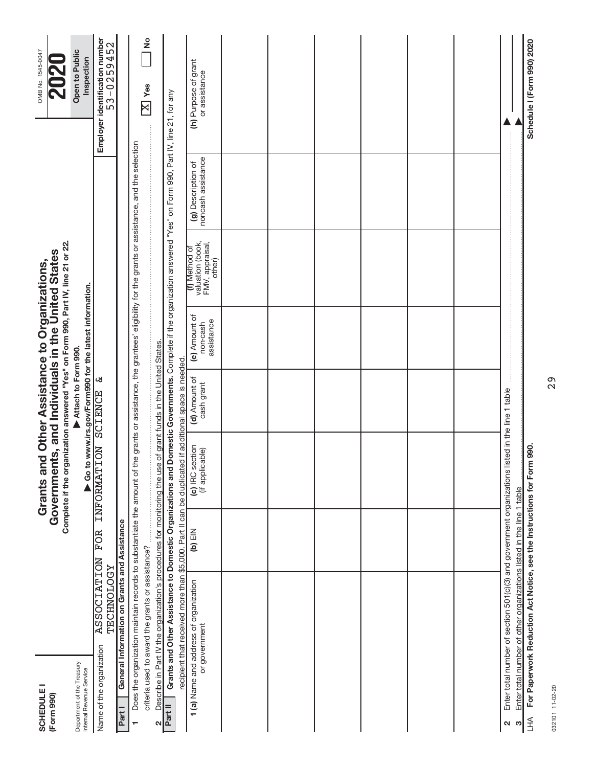**SCHEDULE I**
**(Form 990)**

Department of the Treasury
Internal Revenue Service

# Grants and Other Assistance to Organizations, Governments, and Individuals in the United States

**Complete if the organization answered "Yes" on Form 990, Part IV, line 21 or 22.**

▶ Attach to Form 990.

▶ Go to www.irs.gov/Form990 for the latest information.

OMB No. 1545-0047

**2020**

**Open to Public Inspection**

Name of the organization: ASSOCIATION FOR INFORMATION SCIENCE & TECHNOLOGY

**Employer identification number**: 53-0259452

**Part I** **General Information on Grants and Assistance**

1 Does the organization maintain records to substantiate the amount of the grants or assistance, the grantees' eligibility for the grants or assistance, and the selection criteria used to award the grants or assistance? ☒ **Yes** ☐ **No**

2 Describe in Part IV the organization's procedures for monitoring the use of grant funds in the United States.

**Part II** **Grants and Other Assistance to Domestic Organizations and Domestic Governments.** Complete if the organization answered "Yes" on Form 990, Part IV, line 21, for any recipient that received more than $5,000. Part II can be duplicated if additional space is needed.

| 1 (a) Name and address of organization or government | (b) EIN | (c) IRC section (if applicable) | (d) Amount of cash grant | (e) Amount of non-cash assistance | (f) Method of valuation (book, FMV, appraisal, other) | (g) Description of noncash assistance | (h) Purpose of grant or assistance |
|---|---|---|---|---|---|---|---|
| | | | | | | | |
| | | | | | | | |
| | | | | | | | |
| | | | | | | | |
| | | | | | | | |
| | | | | | | | |

2 Enter total number of section 501(c)(3) and government organizations listed in the line 1 table ▶

3 Enter total number of other organizations listed in the line 1 table ▶

LHA **For Paperwork Reduction Act Notice, see the Instructions for Form 990.** **Schedule I (Form 990) 2020**

032101 11-02-20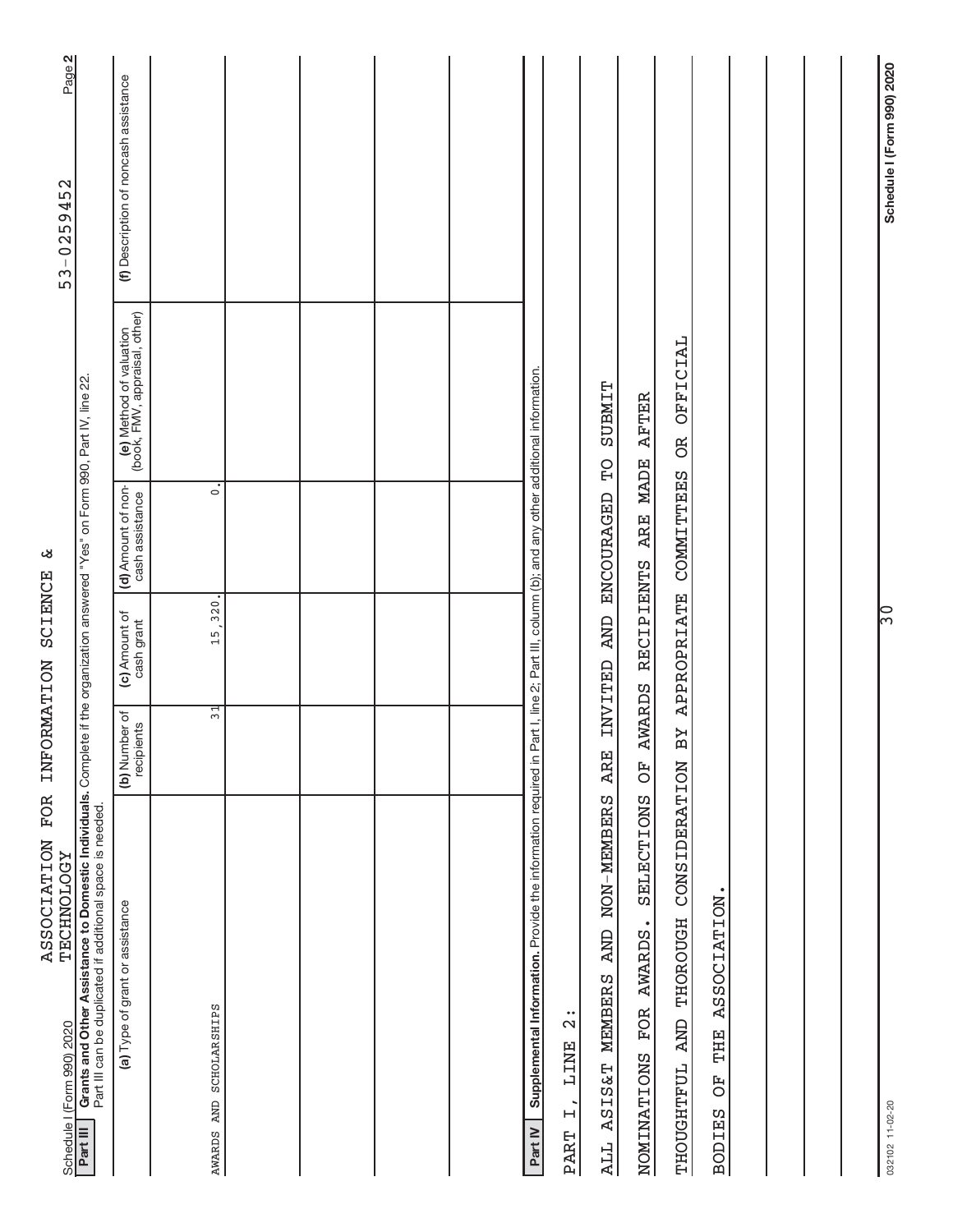Schedule I (Form 990) 2020 ASSOCIATION FOR INFORMATION SCIENCE & TECHNOLOGY 53-0259452 Page 2

**Part III Grants and Other Assistance to Domestic Individuals.** Complete if the organization answered "Yes" on Form 990, Part IV, line 22. Part III can be duplicated if additional space is needed.

| (a) Type of grant or assistance | (b) Number of recipients | (c) Amount of cash grant | (d) Amount of non-cash assistance | (e) Method of valuation (book, FMV, appraisal, other) | (f) Description of noncash assistance |
|---|---|---|---|---|---|
| AWARDS AND SCHOLARSHIPS | 31 | 15,320. | 0. | | |
| | | | | | |
| | | | | | |
| | | | | | |
| | | | | | |

**Part IV Supplemental Information.** Provide the information required in Part I, line 2; Part III, column (b); and any other additional information.

PART I, LINE 2:

ALL ASIS&T MEMBERS AND NON-MEMBERS ARE INVITED AND ENCOURAGED TO SUBMIT NOMINATIONS FOR AWARDS. SELECTIONS OF AWARDS RECIPIENTS ARE MADE AFTER THOUGHTFUL AND THOROUGH CONSIDERATION BY APPROPRIATE COMMITTEES OR OFFICIAL BODIES OF THE ASSOCIATION.

032102 11-02-20 Schedule I (Form 990) 2020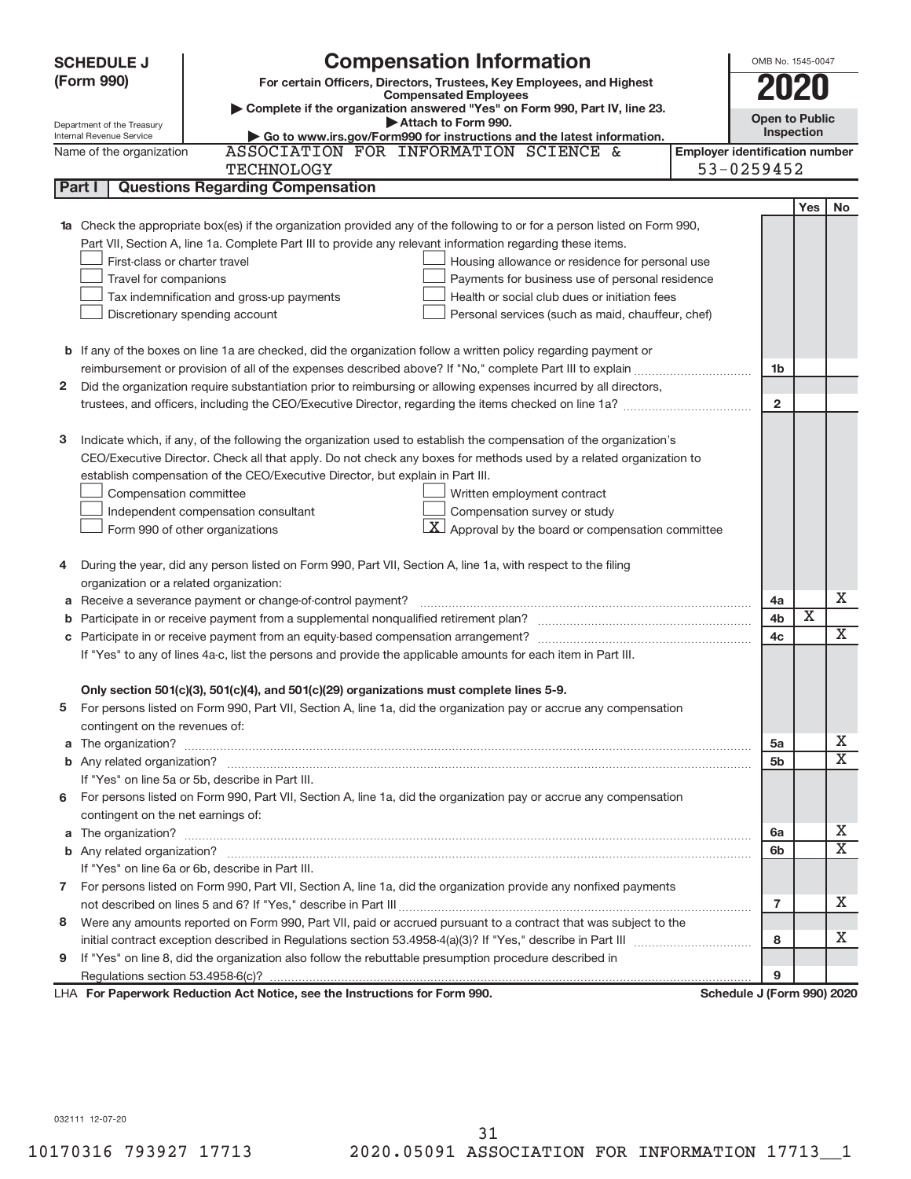# SCHEDULE J (Form 990)

## Compensation Information

**For certain Officers, Directors, Trustees, Key Employees, and Highest Compensated Employees**

▶ Complete if the organization answered "Yes" on Form 990, Part IV, line 23.

▶ Attach to Form 990.

▶ Go to www.irs.gov/Form990 for instructions and the latest information.

Department of the Treasury
Internal Revenue Service

OMB No. 1545-0047

**2020**

**Open to Public Inspection**

Name of the organization: ASSOCIATION FOR INFORMATION SCIENCE & TECHNOLOGY

Employer identification number: 53-0259452

### Part I Questions Regarding Compensation

| | | | Yes | No |
|---|---|---|---|---|
| **1a** | Check the appropriate box(es) if the organization provided any of the following to or for a person listed on Form 990, Part VII, Section A, line 1a. Complete Part III to provide any relevant information regarding these items.<br>☐ First-class or charter travel ☐ Housing allowance or residence for personal use<br>☐ Travel for companions ☐ Payments for business use of personal residence<br>☐ Tax indemnification and gross-up payments ☐ Health or social club dues or initiation fees<br>☐ Discretionary spending account ☐ Personal services (such as maid, chauffeur, chef) | | | |
| **b** | If any of the boxes on line 1a are checked, did the organization follow a written policy regarding payment or reimbursement or provision of all of the expenses described above? If "No," complete Part III to explain | 1b | | |
| **2** | Did the organization require substantiation prior to reimbursing or allowing expenses incurred by all directors, trustees, and officers, including the CEO/Executive Director, regarding the items checked on line 1a? | 2 | | |
| **3** | Indicate which, if any, of the following the organization used to establish the compensation of the organization's CEO/Executive Director. Check all that apply. Do not check any boxes for methods used by a related organization to establish compensation of the CEO/Executive Director, but explain in Part III.<br>☐ Compensation committee ☐ Written employment contract<br>☐ Independent compensation consultant ☐ Compensation survey or study<br>☐ Form 990 of other organizations ☒ Approval by the board or compensation committee | | | |
| **4** | During the year, did any person listed on Form 990, Part VII, Section A, line 1a, with respect to the filing organization or a related organization: | | | |
| **a** | Receive a severance payment or change-of-control payment? | 4a | | X |
| **b** | Participate in or receive payment from a supplemental nonqualified retirement plan? | 4b | X | |
| **c** | Participate in or receive payment from an equity-based compensation arrangement? | 4c | | X |
| | If "Yes" to any of lines 4a-c, list the persons and provide the applicable amounts for each item in Part III. | | | |
| | **Only section 501(c)(3), 501(c)(4), and 501(c)(29) organizations must complete lines 5-9.** | | | |
| **5** | For persons listed on Form 990, Part VII, Section A, line 1a, did the organization pay or accrue any compensation contingent on the revenues of: | | | |
| **a** | The organization? | 5a | | X |
| **b** | Any related organization? | 5b | | X |
| | If "Yes" on line 5a or 5b, describe in Part III. | | | |
| **6** | For persons listed on Form 990, Part VII, Section A, line 1a, did the organization pay or accrue any compensation contingent on the net earnings of: | | | |
| **a** | The organization? | 6a | | X |
| **b** | Any related organization? | 6b | | X |
| | If "Yes" on line 6a or 6b, describe in Part III. | | | |
| **7** | For persons listed on Form 990, Part VII, Section A, line 1a, did the organization provide any nonfixed payments not described on lines 5 and 6? If "Yes," describe in Part III | 7 | | X |
| **8** | Were any amounts reported on Form 990, Part VII, paid or accrued pursuant to a contract that was subject to the initial contract exception described in Regulations section 53.4958-4(a)(3)? If "Yes," describe in Part III | 8 | | X |
| **9** | If "Yes" on line 8, did the organization also follow the rebuttable presumption procedure described in Regulations section 53.4958-6(c)? | 9 | | |

LHA **For Paperwork Reduction Act Notice, see the Instructions for Form 990.** **Schedule J (Form 990) 2020**

032111 12-07-20

10170316 793927 17713 2020.05091 ASSOCIATION FOR INFORMATION 17713__1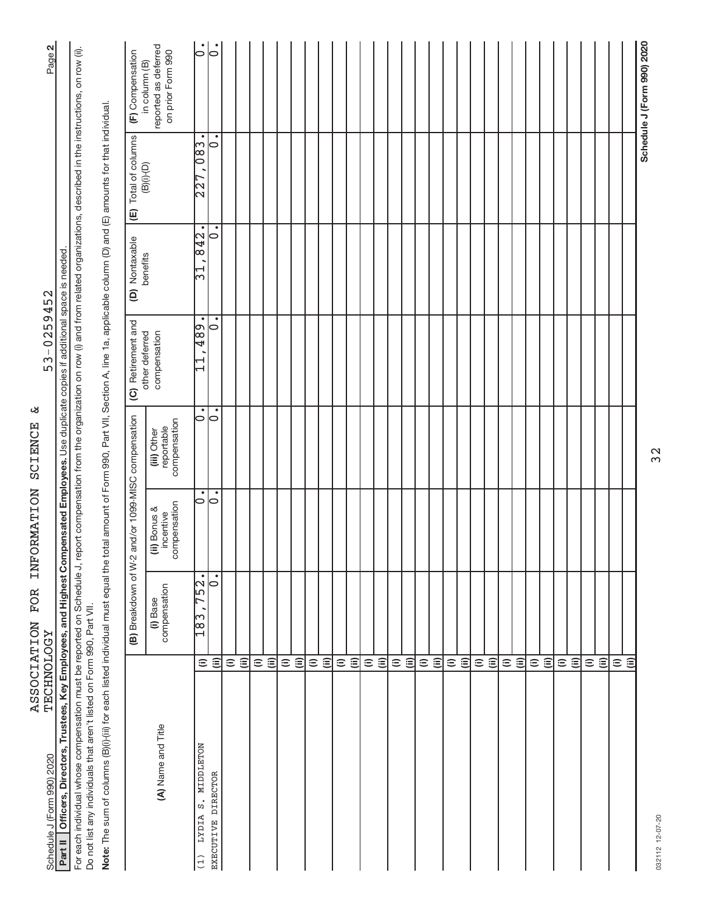Schedule J (Form 990) 2020 ASSOCIATION FOR INFORMATION SCIENCE & TECHNOLOGY 53-0259452 Page **2**

**Part II Officers, Directors, Trustees, Key Employees, and Highest Compensated Employees.** Use duplicate copies if additional space is needed.

For each individual whose compensation must be reported on Schedule J, report compensation from the organization on row (i) and from related organizations, described in the instructions, on row (ii). Do not list any individuals that aren't listed on Form 990, Part VII.

**Note:** The sum of columns (B)(i)-(iii) for each listed individual must equal the total amount of Form 990, Part VII, Section A, line 1a, applicable column (D) and (E) amounts for that individual.

| (A) Name and Title | | (B) Breakdown of W-2 and/or 1099-MISC compensation | | | (C) Retirement and other deferred compensation | (D) Nontaxable benefits | (E) Total of columns (B)(i)-(D) | (F) Compensation in column (B) reported as deferred on prior Form 990 |
|---|---|---|---|---|---|---|---|---|
| | | (i) Base compensation | (ii) Bonus & incentive compensation | (iii) Other reportable compensation | | | | |
| (1) LYDIA S. MIDDLETON | (i) | 183,752. | 0. | 0. | 11,489. | 31,842. | 227,083. | 0. |
| EXECUTIVE DIRECTOR | (ii) | 0. | 0. | 0. | 0. | 0. | 0. | 0. |
| | (i) | | | | | | | |
| | (ii) | | | | | | | |
| | (i) | | | | | | | |
| | (ii) | | | | | | | |
| | (i) | | | | | | | |
| | (ii) | | | | | | | |
| | (i) | | | | | | | |
| | (ii) | | | | | | | |
| | (i) | | | | | | | |
| | (ii) | | | | | | | |
| | (i) | | | | | | | |
| | (ii) | | | | | | | |
| | (i) | | | | | | | |
| | (ii) | | | | | | | |
| | (i) | | | | | | | |
| | (ii) | | | | | | | |
| | (i) | | | | | | | |
| | (ii) | | | | | | | |
| | (i) | | | | | | | |
| | (ii) | | | | | | | |
| | (i) | | | | | | | |
| | (ii) | | | | | | | |
| | (i) | | | | | | | |
| | (ii) | | | | | | | |
| | (i) | | | | | | | |
| | (ii) | | | | | | | |
| | (i) | | | | | | | |
| | (ii) | | | | | | | |
| | (i) | | | | | | | |
| | (ii) | | | | | | | |

032112 12-07-20 **Schedule J (Form 990) 2020**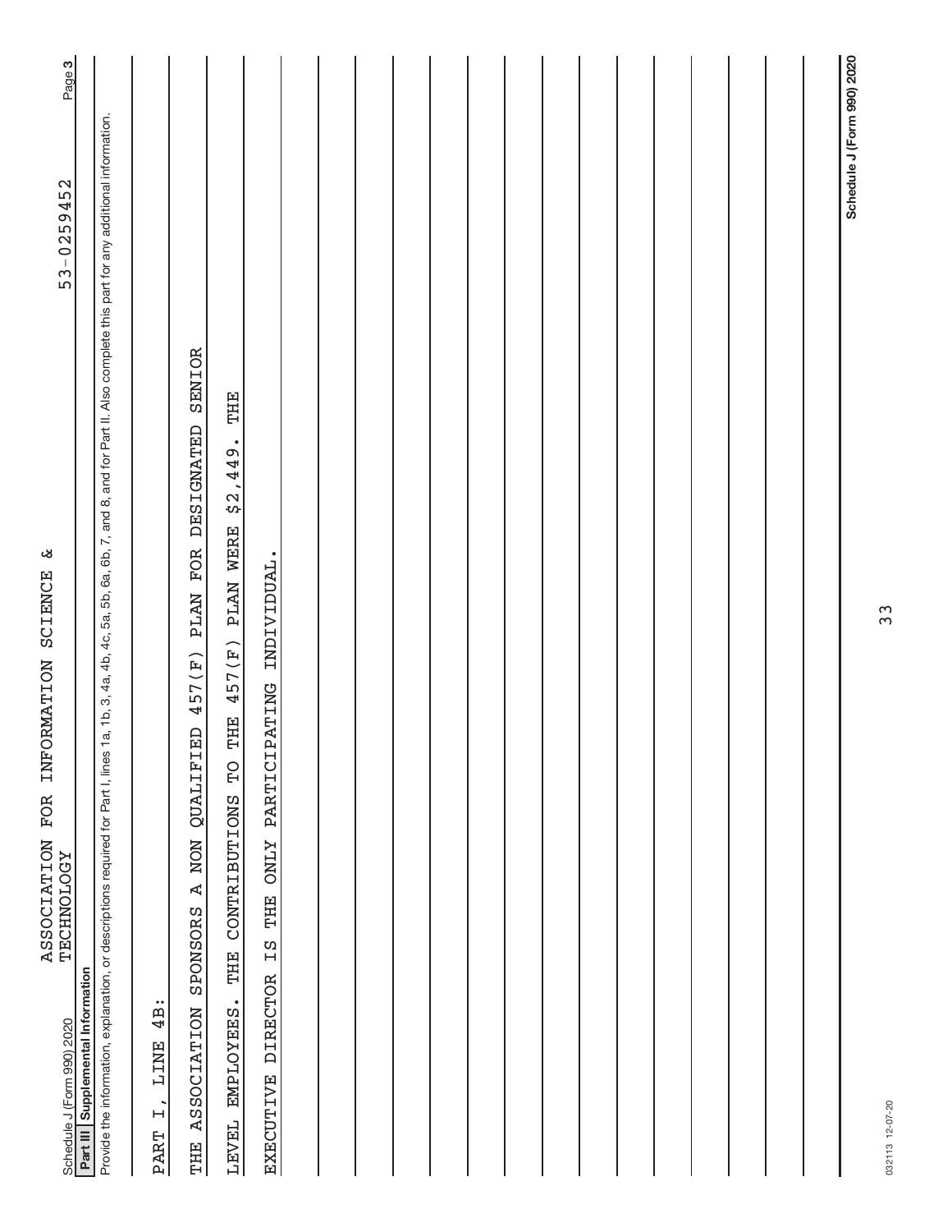Schedule J (Form 990) 2020 ASSOCIATION FOR INFORMATION SCIENCE & TECHNOLOGY 53-0259452 Page 3

**Part III Supplemental Information**

Provide the information, explanation, or descriptions required for Part I, lines 1a, 1b, 3, 4a, 4b, 4c, 5a, 5b, 6a, 6b, 7, and 8, and for Part II. Also complete this part for any additional information.

PART I, LINE 4B:

THE ASSOCIATION SPONSORS A NON QUALIFIED 457(F) PLAN FOR DESIGNATED SENIOR LEVEL EMPLOYEES. THE CONTRIBUTIONS TO THE 457(F) PLAN WERE $2,449. THE EXECUTIVE DIRECTOR IS THE ONLY PARTICIPATING INDIVIDUAL.

032113 12-07-20

**Schedule J (Form 990) 2020**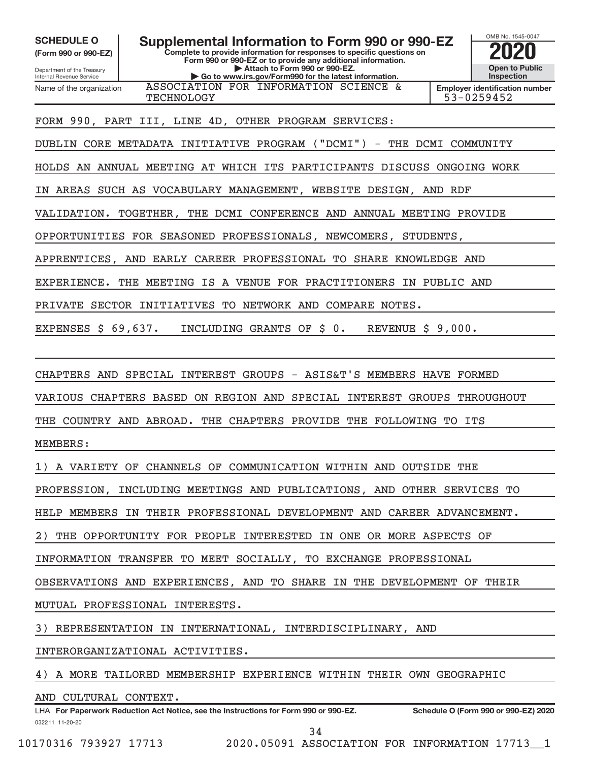**SCHEDULE O**
**(Form 990 or 990-EZ)**

Department of the Treasury
Internal Revenue Service

# Supplemental Information to Form 990 or 990-EZ

**Complete to provide information for responses to specific questions on Form 990 or 990-EZ or to provide any additional information.**
**▶ Attach to Form 990 or 990-EZ.**
**▶ Go to www.irs.gov/Form990 for the latest information.**

OMB No. 1545-0047

**2020**

**Open to Public Inspection**

Name of the organization: ASSOCIATION FOR INFORMATION SCIENCE & TECHNOLOGY

**Employer identification number:** 53-0259452

FORM 990, PART III, LINE 4D, OTHER PROGRAM SERVICES:

DUBLIN CORE METADATA INITIATIVE PROGRAM ("DCMI") - THE DCMI COMMUNITY HOLDS AN ANNUAL MEETING AT WHICH ITS PARTICIPANTS DISCUSS ONGOING WORK IN AREAS SUCH AS VOCABULARY MANAGEMENT, WEBSITE DESIGN, AND RDF VALIDATION. TOGETHER, THE DCMI CONFERENCE AND ANNUAL MEETING PROVIDE OPPORTUNITIES FOR SEASONED PROFESSIONALS, NEWCOMERS, STUDENTS, APPRENTICES, AND EARLY CAREER PROFESSIONAL TO SHARE KNOWLEDGE AND EXPERIENCE. THE MEETING IS A VENUE FOR PRACTITIONERS IN PUBLIC AND PRIVATE SECTOR INITIATIVES TO NETWORK AND COMPARE NOTES.

EXPENSES $ 69,637. INCLUDING GRANTS OF $ 0. REVENUE $ 9,000.

CHAPTERS AND SPECIAL INTEREST GROUPS - ASIS&T'S MEMBERS HAVE FORMED VARIOUS CHAPTERS BASED ON REGION AND SPECIAL INTEREST GROUPS THROUGHOUT THE COUNTRY AND ABROAD. THE CHAPTERS PROVIDE THE FOLLOWING TO ITS MEMBERS:

1) A VARIETY OF CHANNELS OF COMMUNICATION WITHIN AND OUTSIDE THE PROFESSION, INCLUDING MEETINGS AND PUBLICATIONS, AND OTHER SERVICES TO HELP MEMBERS IN THEIR PROFESSIONAL DEVELOPMENT AND CAREER ADVANCEMENT.

2) THE OPPORTUNITY FOR PEOPLE INTERESTED IN ONE OR MORE ASPECTS OF INFORMATION TRANSFER TO MEET SOCIALLY, TO EXCHANGE PROFESSIONAL OBSERVATIONS AND EXPERIENCES, AND TO SHARE IN THE DEVELOPMENT OF THEIR MUTUAL PROFESSIONAL INTERESTS.

3) REPRESENTATION IN INTERNATIONAL, INTERDISCIPLINARY, AND INTERORGANIZATIONAL ACTIVITIES.

4) A MORE TAILORED MEMBERSHIP EXPERIENCE WITHIN THEIR OWN GEOGRAPHIC AND CULTURAL CONTEXT.

LHA **For Paperwork Reduction Act Notice, see the Instructions for Form 990 or 990-EZ.** **Schedule O (Form 990 or 990-EZ) 2020**

032211 11-20-20

10170316 793927 17713 2020.05091 ASSOCIATION FOR INFORMATION 17713__1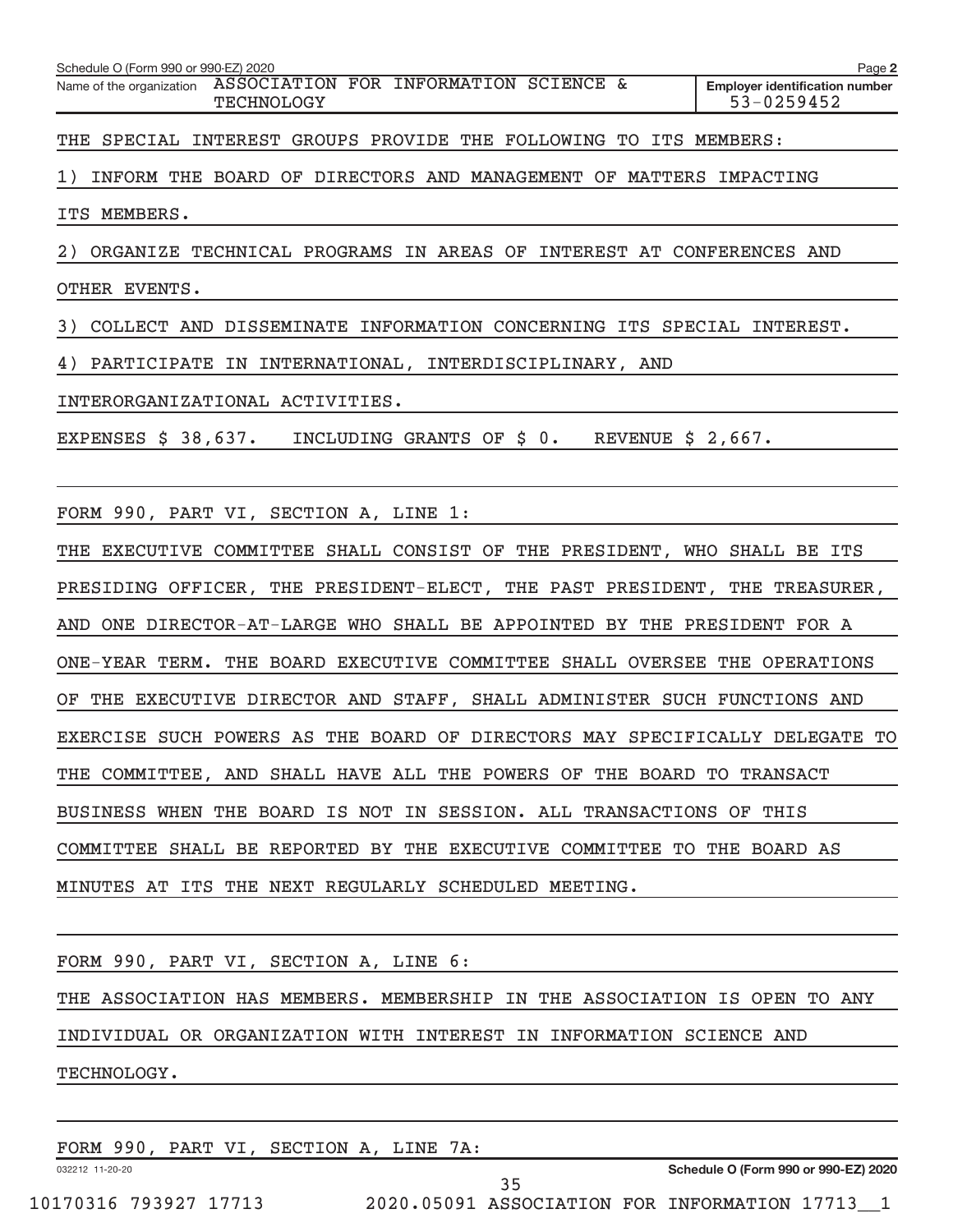Schedule O (Form 990 or 990-EZ) 2020 Page 2

Name of the organization ASSOCIATION FOR INFORMATION SCIENCE & TECHNOLOGY

Employer identification number 53-0259452

THE SPECIAL INTEREST GROUPS PROVIDE THE FOLLOWING TO ITS MEMBERS:

1) INFORM THE BOARD OF DIRECTORS AND MANAGEMENT OF MATTERS IMPACTING ITS MEMBERS.

2) ORGANIZE TECHNICAL PROGRAMS IN AREAS OF INTEREST AT CONFERENCES AND OTHER EVENTS.

3) COLLECT AND DISSEMINATE INFORMATION CONCERNING ITS SPECIAL INTEREST.

4) PARTICIPATE IN INTERNATIONAL, INTERDISCIPLINARY, AND INTERORGANIZATIONAL ACTIVITIES.

EXPENSES $ 38,637. INCLUDING GRANTS OF $ 0. REVENUE $ 2,667.

FORM 990, PART VI, SECTION A, LINE 1:

THE EXECUTIVE COMMITTEE SHALL CONSIST OF THE PRESIDENT, WHO SHALL BE ITS PRESIDING OFFICER, THE PRESIDENT-ELECT, THE PAST PRESIDENT, THE TREASURER, AND ONE DIRECTOR-AT-LARGE WHO SHALL BE APPOINTED BY THE PRESIDENT FOR A ONE-YEAR TERM. THE BOARD EXECUTIVE COMMITTEE SHALL OVERSEE THE OPERATIONS OF THE EXECUTIVE DIRECTOR AND STAFF, SHALL ADMINISTER SUCH FUNCTIONS AND EXERCISE SUCH POWERS AS THE BOARD OF DIRECTORS MAY SPECIFICALLY DELEGATE TO THE COMMITTEE, AND SHALL HAVE ALL THE POWERS OF THE BOARD TO TRANSACT BUSINESS WHEN THE BOARD IS NOT IN SESSION. ALL TRANSACTIONS OF THIS COMMITTEE SHALL BE REPORTED BY THE EXECUTIVE COMMITTEE TO THE BOARD AS MINUTES AT ITS THE NEXT REGULARLY SCHEDULED MEETING.

FORM 990, PART VI, SECTION A, LINE 6:

THE ASSOCIATION HAS MEMBERS. MEMBERSHIP IN THE ASSOCIATION IS OPEN TO ANY INDIVIDUAL OR ORGANIZATION WITH INTEREST IN INFORMATION SCIENCE AND TECHNOLOGY.

FORM 990, PART VI, SECTION A, LINE 7A:

032212 11-20-20 Schedule O (Form 990 or 990-EZ) 2020

10170316 793927 17713 2020.05091 ASSOCIATION FOR INFORMATION 17713__1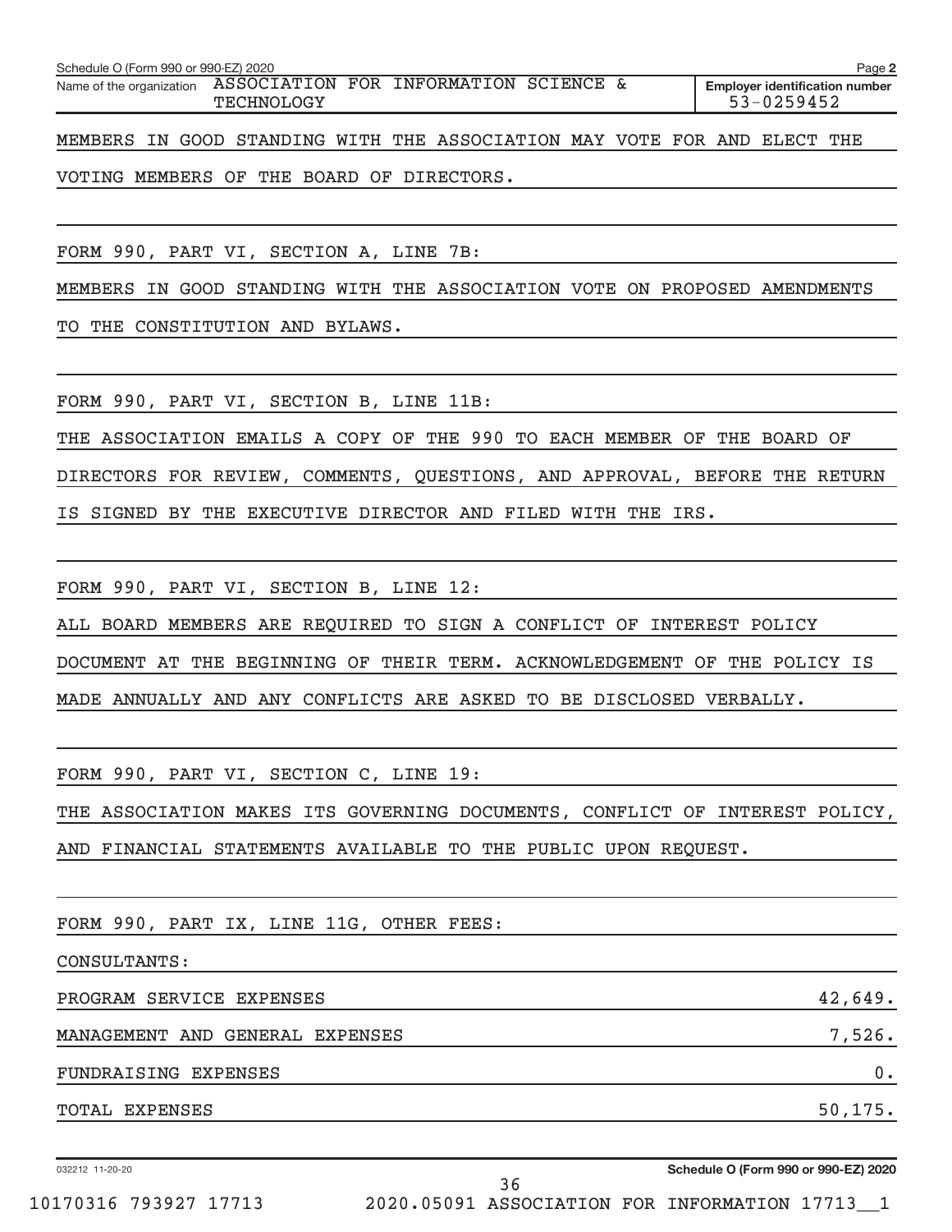Schedule O (Form 990 or 990-EZ) 2020 Page **2**

Name of the organization ASSOCIATION FOR INFORMATION SCIENCE & TECHNOLOGY

**Employer identification number** 53-0259452

MEMBERS IN GOOD STANDING WITH THE ASSOCIATION MAY VOTE FOR AND ELECT THE VOTING MEMBERS OF THE BOARD OF DIRECTORS.

FORM 990, PART VI, SECTION A, LINE 7B:

MEMBERS IN GOOD STANDING WITH THE ASSOCIATION VOTE ON PROPOSED AMENDMENTS TO THE CONSTITUTION AND BYLAWS.

FORM 990, PART VI, SECTION B, LINE 11B:

THE ASSOCIATION EMAILS A COPY OF THE 990 TO EACH MEMBER OF THE BOARD OF DIRECTORS FOR REVIEW, COMMENTS, QUESTIONS, AND APPROVAL, BEFORE THE RETURN IS SIGNED BY THE EXECUTIVE DIRECTOR AND FILED WITH THE IRS.

FORM 990, PART VI, SECTION B, LINE 12:

ALL BOARD MEMBERS ARE REQUIRED TO SIGN A CONFLICT OF INTEREST POLICY DOCUMENT AT THE BEGINNING OF THEIR TERM. ACKNOWLEDGEMENT OF THE POLICY IS MADE ANNUALLY AND ANY CONFLICTS ARE ASKED TO BE DISCLOSED VERBALLY.

FORM 990, PART VI, SECTION C, LINE 19:

THE ASSOCIATION MAKES ITS GOVERNING DOCUMENTS, CONFLICT OF INTEREST POLICY, AND FINANCIAL STATEMENTS AVAILABLE TO THE PUBLIC UPON REQUEST.

FORM 990, PART IX, LINE 11G, OTHER FEES:

CONSULTANTS:

| | |
|---|---|
| PROGRAM SERVICE EXPENSES | 42,649. |
| MANAGEMENT AND GENERAL EXPENSES | 7,526. |
| FUNDRAISING EXPENSES | 0. |
| TOTAL EXPENSES | 50,175. |

032212 11-20-20 **Schedule O (Form 990 or 990-EZ) 2020**

10170316 793927 17713 2020.05091 ASSOCIATION FOR INFORMATION 17713__1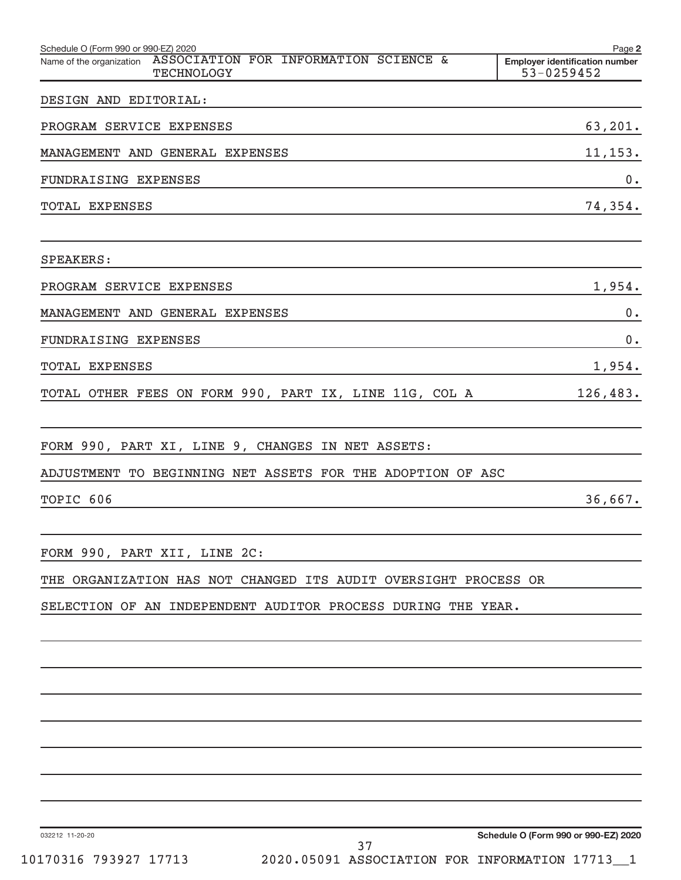Schedule O (Form 990 or 990-EZ) 2020 Page **2**

Name of the organization ASSOCIATION FOR INFORMATION SCIENCE & TECHNOLOGY

**Employer identification number** 53-0259452

| | |
|---|---|
| DESIGN AND EDITORIAL: | |
| PROGRAM SERVICE EXPENSES | 63,201. |
| MANAGEMENT AND GENERAL EXPENSES | 11,153. |
| FUNDRAISING EXPENSES | 0. |
| TOTAL EXPENSES | 74,354. |
| | |
| SPEAKERS: | |
| PROGRAM SERVICE EXPENSES | 1,954. |
| MANAGEMENT AND GENERAL EXPENSES | 0. |
| FUNDRAISING EXPENSES | 0. |
| TOTAL EXPENSES | 1,954. |
| TOTAL OTHER FEES ON FORM 990, PART IX, LINE 11G, COL A | 126,483. |

FORM 990, PART XI, LINE 9, CHANGES IN NET ASSETS:

ADJUSTMENT TO BEGINNING NET ASSETS FOR THE ADOPTION OF ASC TOPIC 606 36,667.

FORM 990, PART XII, LINE 2C:

THE ORGANIZATION HAS NOT CHANGED ITS AUDIT OVERSIGHT PROCESS OR SELECTION OF AN INDEPENDENT AUDITOR PROCESS DURING THE YEAR.

032212 11-20-20 **Schedule O (Form 990 or 990-EZ) 2020**

10170316 793927 17713 2020.05091 ASSOCIATION FOR INFORMATION 17713__1